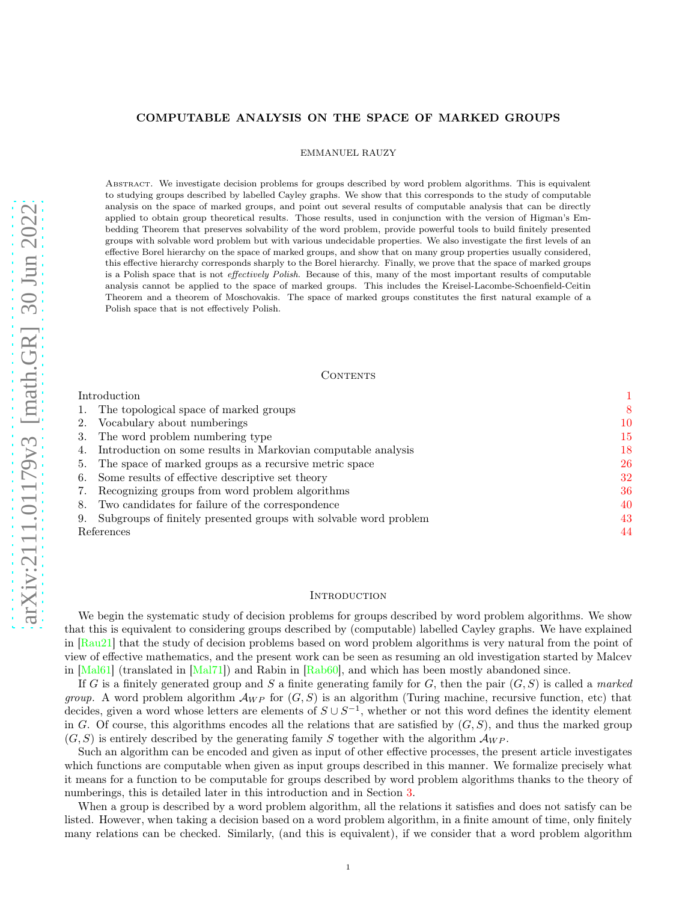# COMPUTABLE ANALYSIS ON THE SPACE OF MARKED GROUPS

EMMANUEL RAUZY

**Abstract.** We investigate decision problems for groups described by word problem algorithms. This is equivalent to studying groups described by labelled Cayley graphs. We show that this corresponds to the study of computable analysis on the space of marked groups, and point out several results of computable analysis that can be directly applied to obtain group theoretical results. Those results, used in conjunction with the version of Higman's Embedding Theorem that preserves solvability of the word problem, provide powerful tools to build finitely presented groups with solvable word problem but with various undecidable properties. We also investigate the first levels of an effective Borel hierarchy on the space of marked groups, and show that on many group properties usually considered, this effective hierarchy corresponds sharply to the Borel hierarchy. Finally, we prove that the space of marked groups is a Polish space that is not *effectively Polish*. Because of this, many of the most important results of computable analysis cannot be applied to the space of marked groups. This includes the Kreisel-Lacombe-Schoenfield-Ceitin Theorem and a theorem of Moschovakis. The space of marked groups constitutes the first natural example of a Polish space that is not effectively Polish.

## Contents

| | |
|---|---|
| Introduction | 1 |
| 1. The topological space of marked groups | 8 |
| 2. Vocabulary about numberings | 10 |
| 3. The word problem numbering type | 15 |
| 4. Introduction on some results in Markovian computable analysis | 18 |
| 5. The space of marked groups as a recursive metric space | 26 |
| 6. Some results of effective descriptive set theory | 32 |
| 7. Recognizing groups from word problem algorithms | 36 |
| 8. Two candidates for failure of the correspondence | 40 |
| 9. Subgroups of finitely presented groups with solvable word problem | 43 |
| References | 44 |

## Introduction

We begin the systematic study of decision problems for groups described by word problem algorithms. We show that this is equivalent to considering groups described by (computable) labelled Cayley graphs. We have explained in [Rau21] that the study of decision problems based on word problem algorithms is very natural from the point of view of effective mathematics, and the present work can be seen as resuming an old investigation started by Malcev in [Mal61] (translated in [Mal71]) and Rabin in [Rab60], and which has been mostly abandoned since.

If $G$ is a finitely generated group and $S$ a finite generating family for $G$, then the pair $(G, S)$ is called a *marked group*. A word problem algorithm $\mathcal{A}_{WP}$ for $(G, S)$ is an algorithm (Turing machine, recursive function, etc) that decides, given a word whose letters are elements of $S \cup S^{-1}$, whether or not this word defines the identity element in $G$. Of course, this algorithms encodes all the relations that are satisfied by $(G, S)$, and thus the marked group $(G, S)$ is entirely described by the generating family $S$ together with the algorithm $\mathcal{A}_{WP}$.

Such an algorithm can be encoded and given as input of other effective processes, the present article investigates which functions are computable when given as input groups described in this manner. We formalize precisely what it means for a function to be computable for groups described by word problem algorithms thanks to the theory of numberings, this is detailed later in this introduction and in Section 3.

When a group is described by a word problem algorithm, all the relations it satisfies and does not satisfy can be listed. However, when taking a decision based on a word problem algorithm, in a finite amount of time, only finitely many relations can be checked. Similarly, (and this is equivalent), if we consider that a word problem algorithm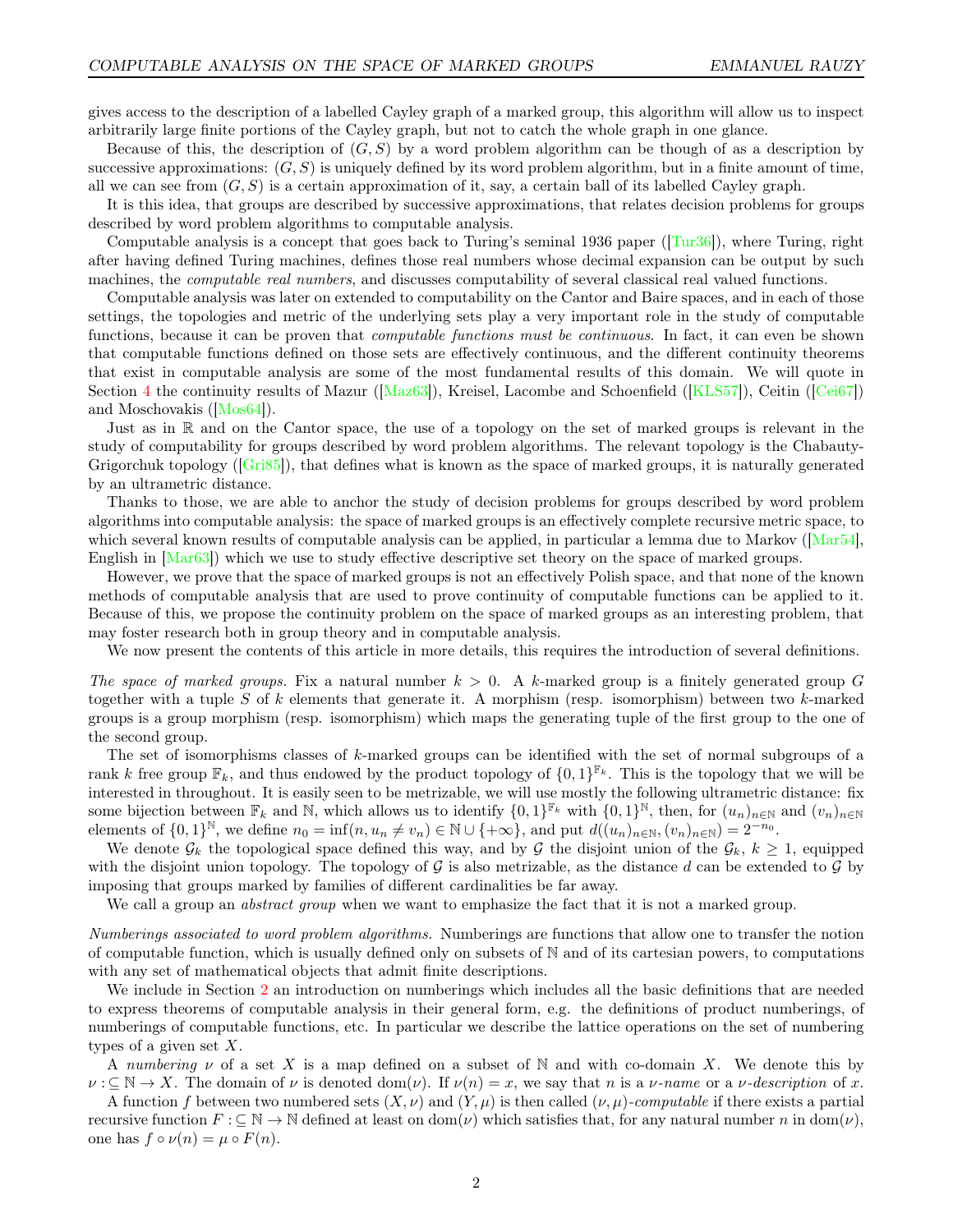gives access to the description of a labelled Cayley graph of a marked group, this algorithm will allow us to inspect arbitrarily large finite portions of the Cayley graph, but not to catch the whole graph in one glance.

Because of this, the description of $(G, S)$ by a word problem algorithm can be though of as a description by successive approximations: $(G, S)$ is uniquely defined by its word problem algorithm, but in a finite amount of time, all we can see from $(G, S)$ is a certain approximation of it, say, a certain ball of its labelled Cayley graph.

It is this idea, that groups are described by successive approximations, that relates decision problems for groups described by word problem algorithms to computable analysis.

Computable analysis is a concept that goes back to Turing's seminal 1936 paper ([Tur36]), where Turing, right after having defined Turing machines, defines those real numbers whose decimal expansion can be output by such machines, the *computable real numbers*, and discusses computability of several classical real valued functions.

Computable analysis was later on extended to computability on the Cantor and Baire spaces, and in each of those settings, the topologies and metric of the underlying sets play a very important role in the study of computable functions, because it can be proven that *computable functions must be continuous*. In fact, it can even be shown that computable functions defined on those sets are effectively continuous, and the different continuity theorems that exist in computable analysis are some of the most fundamental results of this domain. We will quote in Section 4 the continuity results of Mazur ([Maz63]), Kreisel, Lacombe and Schoenfield ([KLS57]), Ceitin ([Cei67]) and Moschovakis ([Mos64]).

Just as in $\mathbb{R}$ and on the Cantor space, the use of a topology on the set of marked groups is relevant in the study of computability for groups described by word problem algorithms. The relevant topology is the Chabauty-Grigorchuk topology ([Gri85]), that defines what is known as the space of marked groups, it is naturally generated by an ultrametric distance.

Thanks to those, we are able to anchor the study of decision problems for groups described by word problem algorithms into computable analysis: the space of marked groups is an effectively complete recursive metric space, to which several known results of computable analysis can be applied, in particular a lemma due to Markov ([Mar54], English in [Mar63]) which we use to study effective descriptive set theory on the space of marked groups.

However, we prove that the space of marked groups is not an effectively Polish space, and that none of the known methods of computable analysis that are used to prove continuity of computable functions can be applied to it. Because of this, we propose the continuity problem on the space of marked groups as an interesting problem, that may foster research both in group theory and in computable analysis.

We now present the contents of this article in more details, this requires the introduction of several definitions.

*The space of marked groups.* Fix a natural number $k > 0$. A $k$-marked group is a finitely generated group $G$ together with a tuple $S$ of $k$ elements that generate it. A morphism (resp. isomorphism) between two $k$-marked groups is a group morphism (resp. isomorphism) which maps the generating tuple of the first group to the one of the second group.

The set of isomorphisms classes of $k$-marked groups can be identified with the set of normal subgroups of a rank $k$ free group $\mathbb{F}_k$, and thus endowed by the product topology of $\{0, 1\}^{\mathbb{F}_k}$. This is the topology that we will be interested in throughout. It is easily seen to be metrizable, we will use mostly the following ultrametric distance: fix some bijection between $\mathbb{F}_k$ and $\mathbb{N}$, which allows us to identify $\{0, 1\}^{\mathbb{F}_k}$ with $\{0, 1\}^{\mathbb{N}}$, then, for $(u_n)_{n\in\mathbb{N}}$ and $(v_n)_{n\in\mathbb{N}}$ elements of $\{0, 1\}^{\mathbb{N}}$, we define $n_0 = \inf(n, u_n \neq v_n) \in \mathbb{N} \cup \{+\infty\}$, and put $d((u_n)_{n\in\mathbb{N}}, (v_n)_{n\in\mathbb{N}}) = 2^{-n_0}$.

We denote $\mathcal{G}_k$ the topological space defined this way, and by $\mathcal{G}$ the disjoint union of the $\mathcal{G}_k$, $k \geq 1$, equipped with the disjoint union topology. The topology of $\mathcal{G}$ is also metrizable, as the distance $d$ can be extended to $\mathcal{G}$ by imposing that groups marked by families of different cardinalities be far away.

We call a group an *abstract group* when we want to emphasize the fact that it is not a marked group.

*Numberings associated to word problem algorithms.* Numberings are functions that allow one to transfer the notion of computable function, which is usually defined only on subsets of $\mathbb{N}$ and of its cartesian powers, to computations with any set of mathematical objects that admit finite descriptions.

We include in Section 2 an introduction on numberings which includes all the basic definitions that are needed to express theorems of computable analysis in their general form, e.g. the definitions of product numberings, of numberings of computable functions, etc. In particular we describe the lattice operations on the set of numbering types of a given set $X$.

A *numbering* $\nu$ of a set $X$ is a map defined on a subset of $\mathbb{N}$ and with co-domain $X$. We denote this by $\nu :\subseteq \mathbb{N} \to X$. The domain of $\nu$ is denoted $\text{dom}(\nu)$. If $\nu(n) = x$, we say that $n$ is a $\nu$-*name* or a $\nu$-*description* of $x$.

A function $f$ between two numbered sets $(X, \nu)$ and $(Y, \mu)$ is then called $(\nu, \mu)$-*computable* if there exists a partial recursive function $F :\subseteq \mathbb{N} \to \mathbb{N}$ defined at least on $\text{dom}(\nu)$ which satisfies that, for any natural number $n$ in $\text{dom}(\nu)$, one has $f \circ \nu(n) = \mu \circ F(n)$.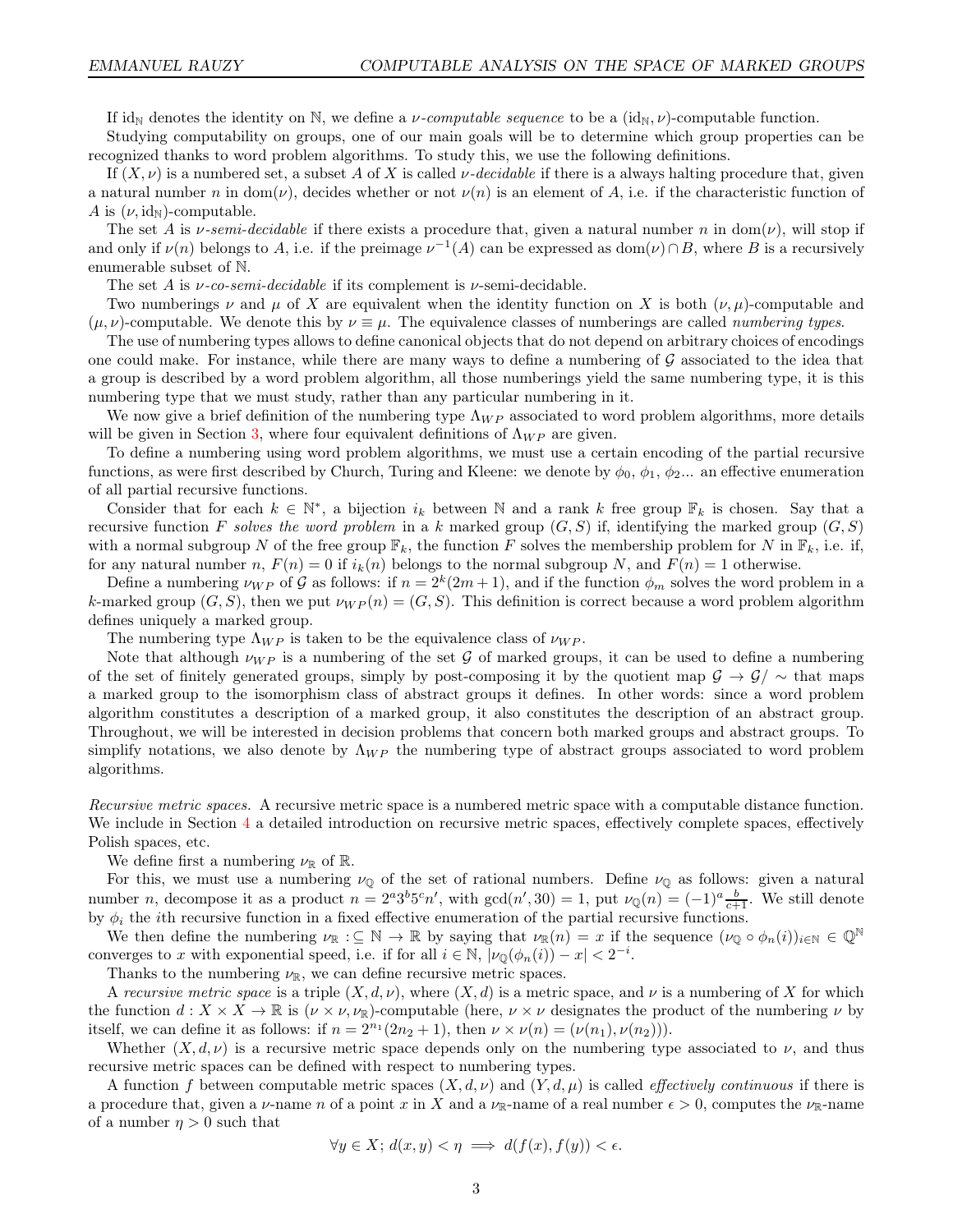If $\text{id}_{\mathbb{N}}$ denotes the identity on $\mathbb{N}$, we define a *$\nu$-computable sequence* to be a $(\text{id}_{\mathbb{N}}, \nu)$-computable function.

Studying computability on groups, one of our main goals will be to determine which group properties can be recognized thanks to word problem algorithms. To study this, we use the following definitions.

If $(X, \nu)$ is a numbered set, a subset $A$ of $X$ is called *$\nu$-decidable* if there is a always halting procedure that, given a natural number $n$ in $\text{dom}(\nu)$, decides whether or not $\nu(n)$ is an element of $A$, i.e. if the characteristic function of $A$ is $(\nu, \text{id}_{\mathbb{N}})$-computable.

The set $A$ is *$\nu$-semi-decidable* if there exists a procedure that, given a natural number $n$ in $\text{dom}(\nu)$, will stop if and only if $\nu(n)$ belongs to $A$, i.e. if the preimage $\nu^{-1}(A)$ can be expressed as $\text{dom}(\nu) \cap B$, where $B$ is a recursively enumerable subset of $\mathbb{N}$.

The set $A$ is *$\nu$-co-semi-decidable* if its complement is $\nu$-semi-decidable.

Two numberings $\nu$ and $\mu$ of $X$ are equivalent when the identity function on $X$ is both $(\nu, \mu)$-computable and $(\mu, \nu)$-computable. We denote this by $\nu \equiv \mu$. The equivalence classes of numberings are called *numbering types*.

The use of numbering types allows to define canonical objects that do not depend on arbitrary choices of encodings one could make. For instance, while there are many ways to define a numbering of $\mathcal{G}$ associated to the idea that a group is described by a word problem algorithm, all those numberings yield the same numbering type, it is this numbering type that we must study, rather than any particular numbering in it.

We now give a brief definition of the numbering type $\Lambda_{WP}$ associated to word problem algorithms, more details will be given in Section 3, where four equivalent definitions of $\Lambda_{WP}$ are given.

To define a numbering using word problem algorithms, we must use a certain encoding of the partial recursive functions, as were first described by Church, Turing and Kleene: we denote by $\phi_0$, $\phi_1$, $\phi_2$... an effective enumeration of all partial recursive functions.

Consider that for each $k \in \mathbb{N}^*$, a bijection $i_k$ between $\mathbb{N}$ and a rank $k$ free group $\mathbb{F}_k$ is chosen. Say that a recursive function $F$ *solves the word problem* in a $k$ marked group $(G, S)$ if, identifying the marked group $(G, S)$ with a normal subgroup $N$ of the free group $\mathbb{F}_k$, the function $F$ solves the membership problem for $N$ in $\mathbb{F}_k$, i.e. if, for any natural number $n$, $F(n) = 0$ if $i_k(n)$ belongs to the normal subgroup $N$, and $F(n) = 1$ otherwise.

Define a numbering $\nu_{WP}$ of $\mathcal{G}$ as follows: if $n = 2^k(2m + 1)$, and if the function $\phi_m$ solves the word problem in a $k$-marked group $(G, S)$, then we put $\nu_{WP}(n) = (G, S)$. This definition is correct because a word problem algorithm defines uniquely a marked group.

The numbering type $\Lambda_{WP}$ is taken to be the equivalence class of $\nu_{WP}$.

Note that although $\nu_{WP}$ is a numbering of the set $\mathcal{G}$ of marked groups, it can be used to define a numbering of the set of finitely generated groups, simply by post-composing it by the quotient map $\mathcal{G} \to \mathcal{G}/\sim$ that maps a marked group to the isomorphism class of abstract groups it defines. In other words: since a word problem algorithm constitutes a description of a marked group, it also constitutes the description of an abstract group. Throughout, we will be interested in decision problems that concern both marked groups and abstract groups. To simplify notations, we also denote by $\Lambda_{WP}$ the numbering type of abstract groups associated to word problem algorithms.

*Recursive metric spaces.* A recursive metric space is a numbered metric space with a computable distance function. We include in Section 4 a detailed introduction on recursive metric spaces, effectively complete spaces, effectively Polish spaces, etc.

We define first a numbering $\nu_{\mathbb{R}}$ of $\mathbb{R}$.

For this, we must use a numbering $\nu_{\mathbb{Q}}$ of the set of rational numbers. Define $\nu_{\mathbb{Q}}$ as follows: given a natural number $n$, decompose it as a product $n = 2^a 3^b 5^c n'$, with $\gcd(n', 30) = 1$, put $\nu_{\mathbb{Q}}(n) = (-1)^a \frac{b}{c+1}$. We still denote by $\phi_i$ the $i$th recursive function in a fixed effective enumeration of the partial recursive functions.

We then define the numbering $\nu_{\mathbb{R}} :\subseteq \mathbb{N} \to \mathbb{R}$ by saying that $\nu_{\mathbb{R}}(n) = x$ if the sequence $(\nu_{\mathbb{Q}} \circ \phi_n(i))_{i \in \mathbb{N}} \in \mathbb{Q}^{\mathbb{N}}$ converges to $x$ with exponential speed, i.e. if for all $i \in \mathbb{N}$, $|\nu_{\mathbb{Q}}(\phi_n(i)) - x| < 2^{-i}$.

Thanks to the numbering $\nu_{\mathbb{R}}$, we can define recursive metric spaces.

A *recursive metric space* is a triple $(X, d, \nu)$, where $(X, d)$ is a metric space, and $\nu$ is a numbering of $X$ for which the function $d : X \times X \to \mathbb{R}$ is $(\nu \times \nu, \nu_{\mathbb{R}})$-computable (here, $\nu \times \nu$ designates the product of the numbering $\nu$ by itself, we can define it as follows: if $n = 2^{n_1}(2n_2 + 1)$, then $\nu \times \nu(n) = (\nu(n_1), \nu(n_2))$).

Whether $(X, d, \nu)$ is a recursive metric space depends only on the numbering type associated to $\nu$, and thus recursive metric spaces can be defined with respect to numbering types.

A function $f$ between computable metric spaces $(X, d, \nu)$ and $(Y, d, \mu)$ is called *effectively continuous* if there is a procedure that, given a $\nu$-name $n$ of a point $x$ in $X$ and a $\nu_{\mathbb{R}}$-name of a real number $\epsilon > 0$, computes the $\nu_{\mathbb{R}}$-name of a number $\eta > 0$ such that

$$\forall y \in X;\, d(x, y) < \eta \implies d(f(x), f(y)) < \epsilon.$$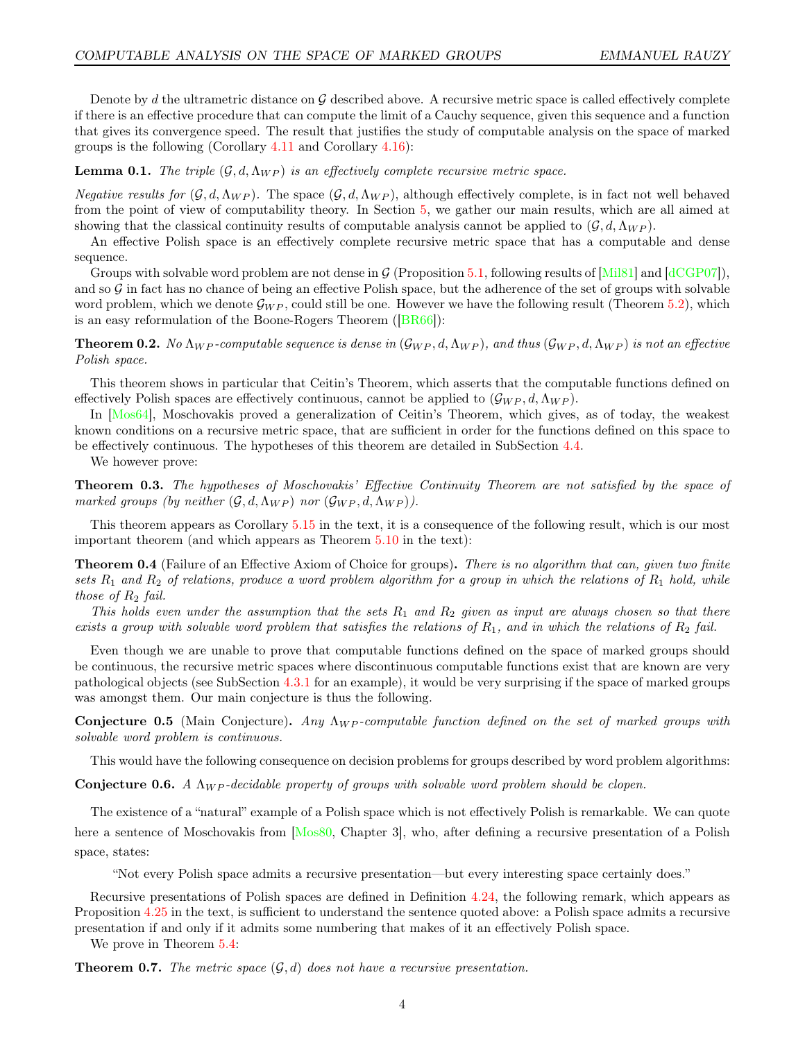Denote by $d$ the ultrametric distance on $\mathcal{G}$ described above. A recursive metric space is called effectively complete if there is an effective procedure that can compute the limit of a Cauchy sequence, given this sequence and a function that gives its convergence speed. The result that justifies the study of computable analysis on the space of marked groups is the following (Corollary 4.11 and Corollary 4.16):

**Lemma 0.1.** *The triple $(\mathcal{G}, d, \Lambda_{WP})$ is an effectively complete recursive metric space.*

*Negative results for $(\mathcal{G}, d, \Lambda_{WP})$.* The space $(\mathcal{G}, d, \Lambda_{WP})$, although effectively complete, is in fact not well behaved from the point of view of computability theory. In Section 5, we gather our main results, which are all aimed at showing that the classical continuity results of computable analysis cannot be applied to $(\mathcal{G}, d, \Lambda_{WP})$.

An effective Polish space is an effectively complete recursive metric space that has a computable and dense sequence.

Groups with solvable word problem are not dense in $\mathcal{G}$ (Proposition 5.1, following results of [Mil81] and [dCGP07]), and so $\mathcal{G}$ in fact has no chance of being an effective Polish space, but the adherence of the set of groups with solvable word problem, which we denote $\mathcal{G}_{WP}$, could still be one. However we have the following result (Theorem 5.2), which is an easy reformulation of the Boone-Rogers Theorem ([BR66]):

**Theorem 0.2.** *No $\Lambda_{WP}$-computable sequence is dense in $(\mathcal{G}_{WP}, d, \Lambda_{WP})$, and thus $(\mathcal{G}_{WP}, d, \Lambda_{WP})$ is not an effective Polish space.*

This theorem shows in particular that Ceitin's Theorem, which asserts that the computable functions defined on effectively Polish spaces are effectively continuous, cannot be applied to $(\mathcal{G}_{WP}, d, \Lambda_{WP})$.

In [Mos64], Moschovakis proved a generalization of Ceitin's Theorem, which gives, as of today, the weakest known conditions on a recursive metric space, that are sufficient in order for the functions defined on this space to be effectively continuous. The hypotheses of this theorem are detailed in SubSection 4.4.

We however prove:

**Theorem 0.3.** *The hypotheses of Moschovakis' Effective Continuity Theorem are not satisfied by the space of marked groups (by neither $(\mathcal{G}, d, \Lambda_{WP})$ nor $(\mathcal{G}_{WP}, d, \Lambda_{WP})$).*

This theorem appears as Corollary 5.15 in the text, it is a consequence of the following result, which is our most important theorem (and which appears as Theorem 5.10 in the text):

**Theorem 0.4** (Failure of an Effective Axiom of Choice for groups)**.** *There is no algorithm that can, given two finite sets $R_1$ and $R_2$ of relations, produce a word problem algorithm for a group in which the relations of $R_1$ hold, while those of $R_2$ fail.*

*This holds even under the assumption that the sets $R_1$ and $R_2$ given as input are always chosen so that there exists a group with solvable word problem that satisfies the relations of $R_1$, and in which the relations of $R_2$ fail.*

Even though we are unable to prove that computable functions defined on the space of marked groups should be continuous, the recursive metric spaces where discontinuous computable functions exist that are known are very pathological objects (see SubSection 4.3.1 for an example), it would be very surprising if the space of marked groups was amongst them. Our main conjecture is thus the following.

**Conjecture 0.5** (Main Conjecture)**.** *Any $\Lambda_{WP}$-computable function defined on the set of marked groups with solvable word problem is continuous.*

This would have the following consequence on decision problems for groups described by word problem algorithms:

**Conjecture 0.6.** *A $\Lambda_{WP}$-decidable property of groups with solvable word problem should be clopen.*

The existence of a "natural" example of a Polish space which is not effectively Polish is remarkable. We can quote here a sentence of Moschovakis from [Mos80, Chapter 3], who, after defining a recursive presentation of a Polish space, states:

> "Not every Polish space admits a recursive presentation—but every interesting space certainly does."

Recursive presentations of Polish spaces are defined in Definition 4.24, the following remark, which appears as Proposition 4.25 in the text, is sufficient to understand the sentence quoted above: a Polish space admits a recursive presentation if and only if it admits some numbering that makes of it an effectively Polish space.

We prove in Theorem 5.4:

**Theorem 0.7.** *The metric space $(\mathcal{G}, d)$ does not have a recursive presentation.*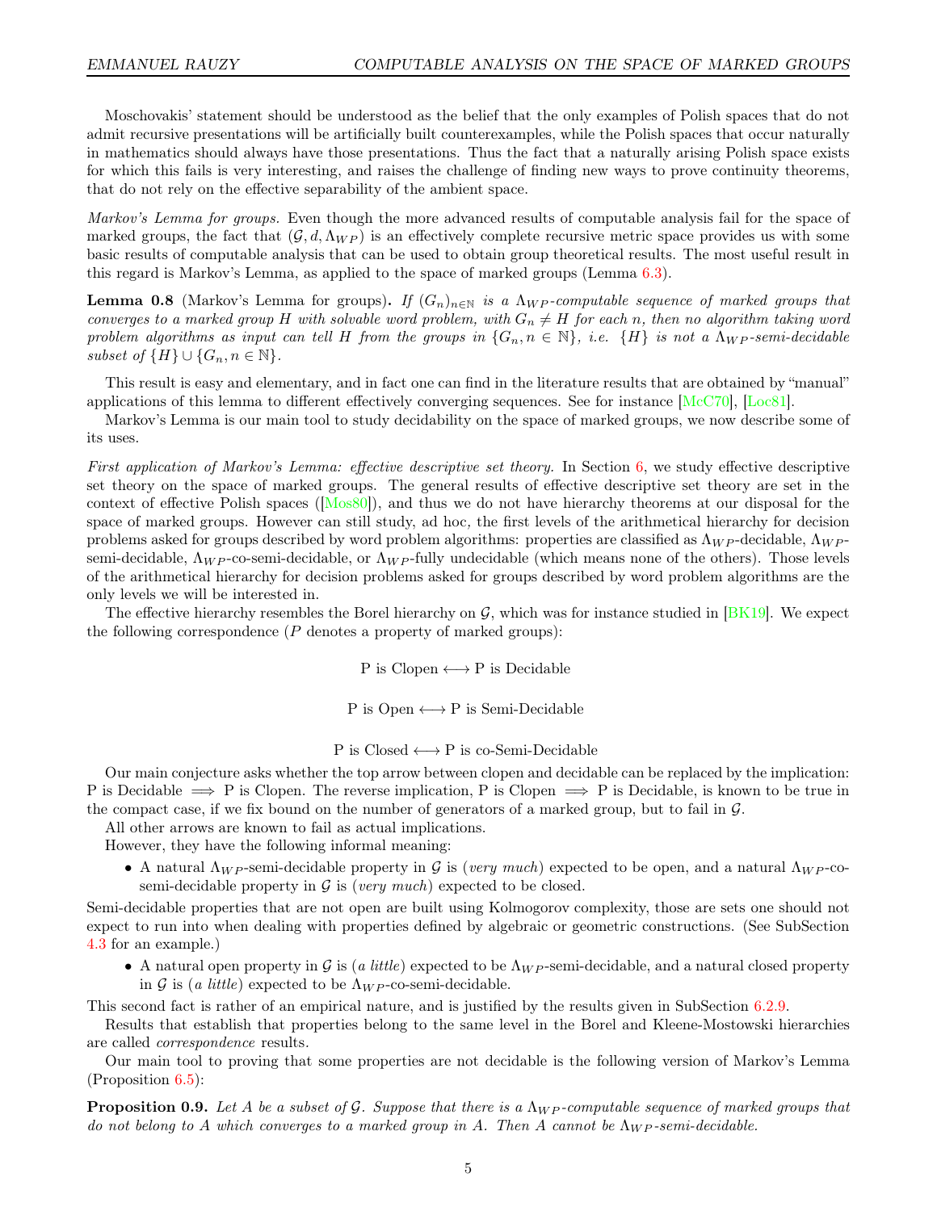Moschovakis' statement should be understood as the belief that the only examples of Polish spaces that do not admit recursive presentations will be artificially built counterexamples, while the Polish spaces that occur naturally in mathematics should always have those presentations. Thus the fact that a naturally arising Polish space exists for which this fails is very interesting, and raises the challenge of finding new ways to prove continuity theorems, that do not rely on the effective separability of the ambient space.

*Markov's Lemma for groups.* Even though the more advanced results of computable analysis fail for the space of marked groups, the fact that $(\mathcal{G}, d, \Lambda_{WP})$ is an effectively complete recursive metric space provides us with some basic results of computable analysis that can be used to obtain group theoretical results. The most useful result in this regard is Markov's Lemma, as applied to the space of marked groups (Lemma 6.3).

**Lemma 0.8** (Markov's Lemma for groups)**.** *If $(G_n)_{n\in\mathbb{N}}$ is a $\Lambda_{WP}$-computable sequence of marked groups that converges to a marked group $H$ with solvable word problem, with $G_n \neq H$ for each $n$, then no algorithm taking word problem algorithms as input can tell $H$ from the groups in $\{G_n, n \in \mathbb{N}\}$, i.e. $\{H\}$ is not a $\Lambda_{WP}$-semi-decidable subset of $\{H\} \cup \{G_n, n \in \mathbb{N}\}$.*

This result is easy and elementary, and in fact one can find in the literature results that are obtained by "manual" applications of this lemma to different effectively converging sequences. See for instance [McC70], [Loc81].

Markov's Lemma is our main tool to study decidability on the space of marked groups, we now describe some of its uses.

*First application of Markov's Lemma: effective descriptive set theory.* In Section 6, we study effective descriptive set theory on the space of marked groups. The general results of effective descriptive set theory are set in the context of effective Polish spaces ([Mos80]), and thus we do not have hierarchy theorems at our disposal for the space of marked groups. However can still study, ad hoc, the first levels of the arithmetical hierarchy for decision problems asked for groups described by word problem algorithms: properties are classified as $\Lambda_{WP}$-decidable, $\Lambda_{WP}$-semi-decidable, $\Lambda_{WP}$-co-semi-decidable, or $\Lambda_{WP}$-fully undecidable (which means none of the others). Those levels of the arithmetical hierarchy for decision problems asked for groups described by word problem algorithms are the only levels we will be interested in.

The effective hierarchy resembles the Borel hierarchy on $\mathcal{G}$, which was for instance studied in [BK19]. We expect the following correspondence ($P$ denotes a property of marked groups):

$$\text{P is Clopen} \longleftrightarrow \text{P is Decidable}$$

$$\text{P is Open} \longleftrightarrow \text{P is Semi-Decidable}$$

$$\text{P is Closed} \longleftrightarrow \text{P is co-Semi-Decidable}$$

Our main conjecture asks whether the top arrow between clopen and decidable can be replaced by the implication: P is Decidable $\implies$ P is Clopen. The reverse implication, P is Clopen $\implies$ P is Decidable, is known to be true in the compact case, if we fix bound on the number of generators of a marked group, but to fail in $\mathcal{G}$.

All other arrows are known to fail as actual implications.

However, they have the following informal meaning:

- A natural $\Lambda_{WP}$-semi-decidable property in $\mathcal{G}$ is (*very much*) expected to be open, and a natural $\Lambda_{WP}$-co-semi-decidable property in $\mathcal{G}$ is (*very much*) expected to be closed.

Semi-decidable properties that are not open are built using Kolmogorov complexity, those are sets one should not expect to run into when dealing with properties defined by algebraic or geometric constructions. (See SubSection 4.3 for an example.)

- A natural open property in $\mathcal{G}$ is (*a little*) expected to be $\Lambda_{WP}$-semi-decidable, and a natural closed property in $\mathcal{G}$ is (*a little*) expected to be $\Lambda_{WP}$-co-semi-decidable.

This second fact is rather of an empirical nature, and is justified by the results given in SubSection 6.2.9.

Results that establish that properties belong to the same level in the Borel and Kleene-Mostowski hierarchies are called *correspondence* results.

Our main tool to proving that some properties are not decidable is the following version of Markov's Lemma (Proposition 6.5):

**Proposition 0.9.** *Let $A$ be a subset of $\mathcal{G}$. Suppose that there is a $\Lambda_{WP}$-computable sequence of marked groups that do not belong to $A$ which converges to a marked group in $A$. Then $A$ cannot be $\Lambda_{WP}$-semi-decidable.*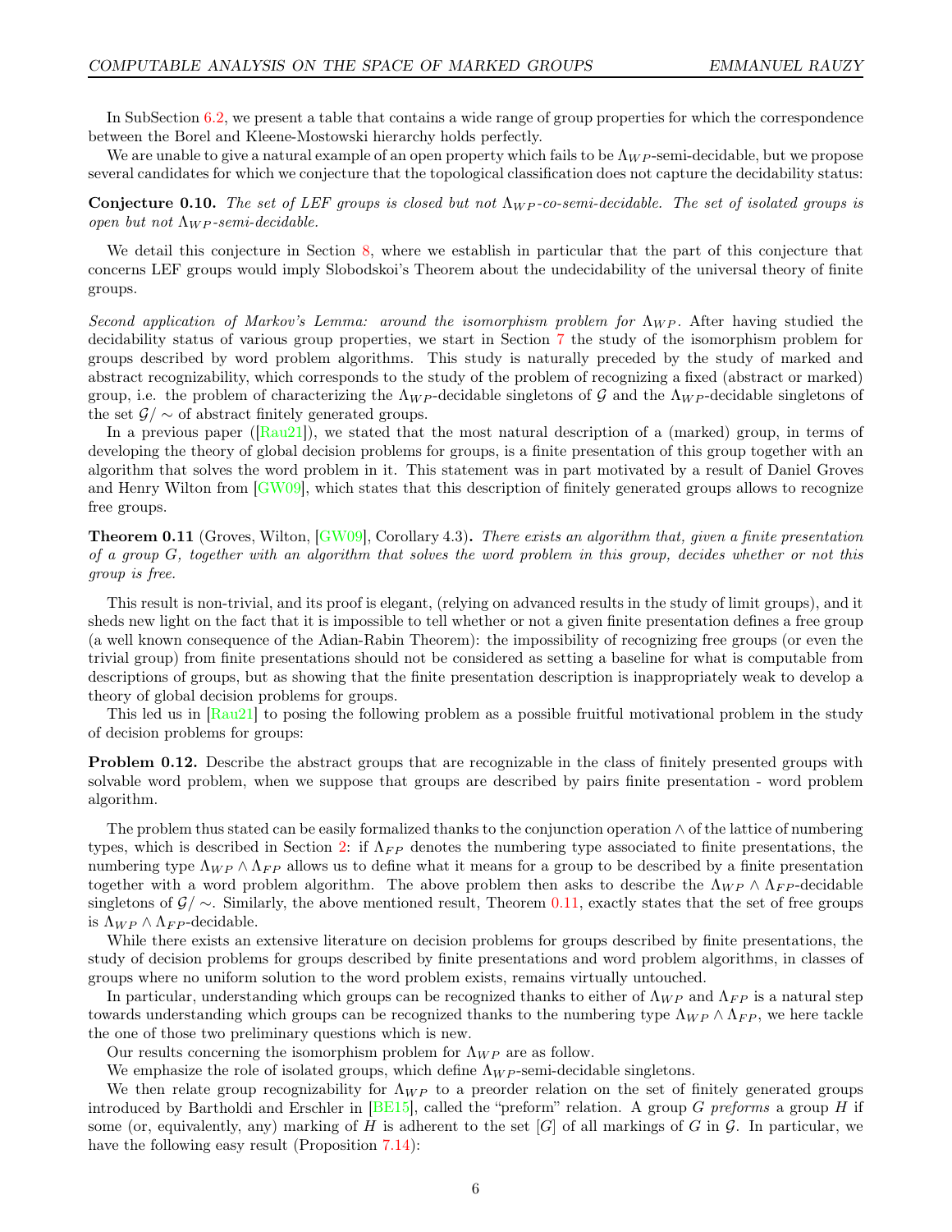In SubSection 6.2, we present a table that contains a wide range of group properties for which the correspondence between the Borel and Kleene-Mostowski hierarchy holds perfectly.

We are unable to give a natural example of an open property which fails to be $\Lambda_{WP}$-semi-decidable, but we propose several candidates for which we conjecture that the topological classification does not capture the decidability status:

**Conjecture 0.10.** *The set of LEF groups is closed but not $\Lambda_{WP}$-co-semi-decidable. The set of isolated groups is open but not $\Lambda_{WP}$-semi-decidable.*

We detail this conjecture in Section 8, where we establish in particular that the part of this conjecture that concerns LEF groups would imply Slobodskoi's Theorem about the undecidability of the universal theory of finite groups.

*Second application of Markov's Lemma: around the isomorphism problem for $\Lambda_{WP}$.* After having studied the decidability status of various group properties, we start in Section 7 the study of the isomorphism problem for groups described by word problem algorithms. This study is naturally preceded by the study of marked and abstract recognizability, which corresponds to the study of the problem of recognizing a fixed (abstract or marked) group, i.e. the problem of characterizing the $\Lambda_{WP}$-decidable singletons of $\mathcal{G}$ and the $\Lambda_{WP}$-decidable singletons of the set $\mathcal{G}/\sim$ of abstract finitely generated groups.

In a previous paper ([Rau21]), we stated that the most natural description of a (marked) group, in terms of developing the theory of global decision problems for groups, is a finite presentation of this group together with an algorithm that solves the word problem in it. This statement was in part motivated by a result of Daniel Groves and Henry Wilton from [GW09], which states that this description of finitely generated groups allows to recognize free groups.

**Theorem 0.11** (Groves, Wilton, [GW09], Corollary 4.3)**.** *There exists an algorithm that, given a finite presentation of a group $G$, together with an algorithm that solves the word problem in this group, decides whether or not this group is free.*

This result is non-trivial, and its proof is elegant, (relying on advanced results in the study of limit groups), and it sheds new light on the fact that it is impossible to tell whether or not a given finite presentation defines a free group (a well known consequence of the Adian-Rabin Theorem): the impossibility of recognizing free groups (or even the trivial group) from finite presentations should not be considered as setting a baseline for what is computable from descriptions of groups, but as showing that the finite presentation description is inappropriately weak to develop a theory of global decision problems for groups.

This led us in [Rau21] to posing the following problem as a possible fruitful motivational problem in the study of decision problems for groups:

**Problem 0.12.** Describe the abstract groups that are recognizable in the class of finitely presented groups with solvable word problem, when we suppose that groups are described by pairs finite presentation - word problem algorithm.

The problem thus stated can be easily formalized thanks to the conjunction operation $\wedge$ of the lattice of numbering types, which is described in Section 2: if $\Lambda_{FP}$ denotes the numbering type associated to finite presentations, the numbering type $\Lambda_{WP} \wedge \Lambda_{FP}$ allows us to define what it means for a group to be described by a finite presentation together with a word problem algorithm. The above problem then asks to describe the $\Lambda_{WP} \wedge \Lambda_{FP}$-decidable singletons of $\mathcal{G}/\sim$. Similarly, the above mentioned result, Theorem 0.11, exactly states that the set of free groups is $\Lambda_{WP} \wedge \Lambda_{FP}$-decidable.

While there exists an extensive literature on decision problems for groups described by finite presentations, the study of decision problems for groups described by finite presentations and word problem algorithms, in classes of groups where no uniform solution to the word problem exists, remains virtually untouched.

In particular, understanding which groups can be recognized thanks to either of $\Lambda_{WP}$ and $\Lambda_{FP}$ is a natural step towards understanding which groups can be recognized thanks to the numbering type $\Lambda_{WP} \wedge \Lambda_{FP}$, we here tackle the one of those two preliminary questions which is new.

Our results concerning the isomorphism problem for $\Lambda_{WP}$ are as follow.

We emphasize the role of isolated groups, which define $\Lambda_{WP}$-semi-decidable singletons.

We then relate group recognizability for $\Lambda_{WP}$ to a preorder relation on the set of finitely generated groups introduced by Bartholdi and Erschler in [BE15], called the "preform" relation. A group $G$ *preforms* a group $H$ if some (or, equivalently, any) marking of $H$ is adherent to the set $[G]$ of all markings of $G$ in $\mathcal{G}$. In particular, we have the following easy result (Proposition 7.14):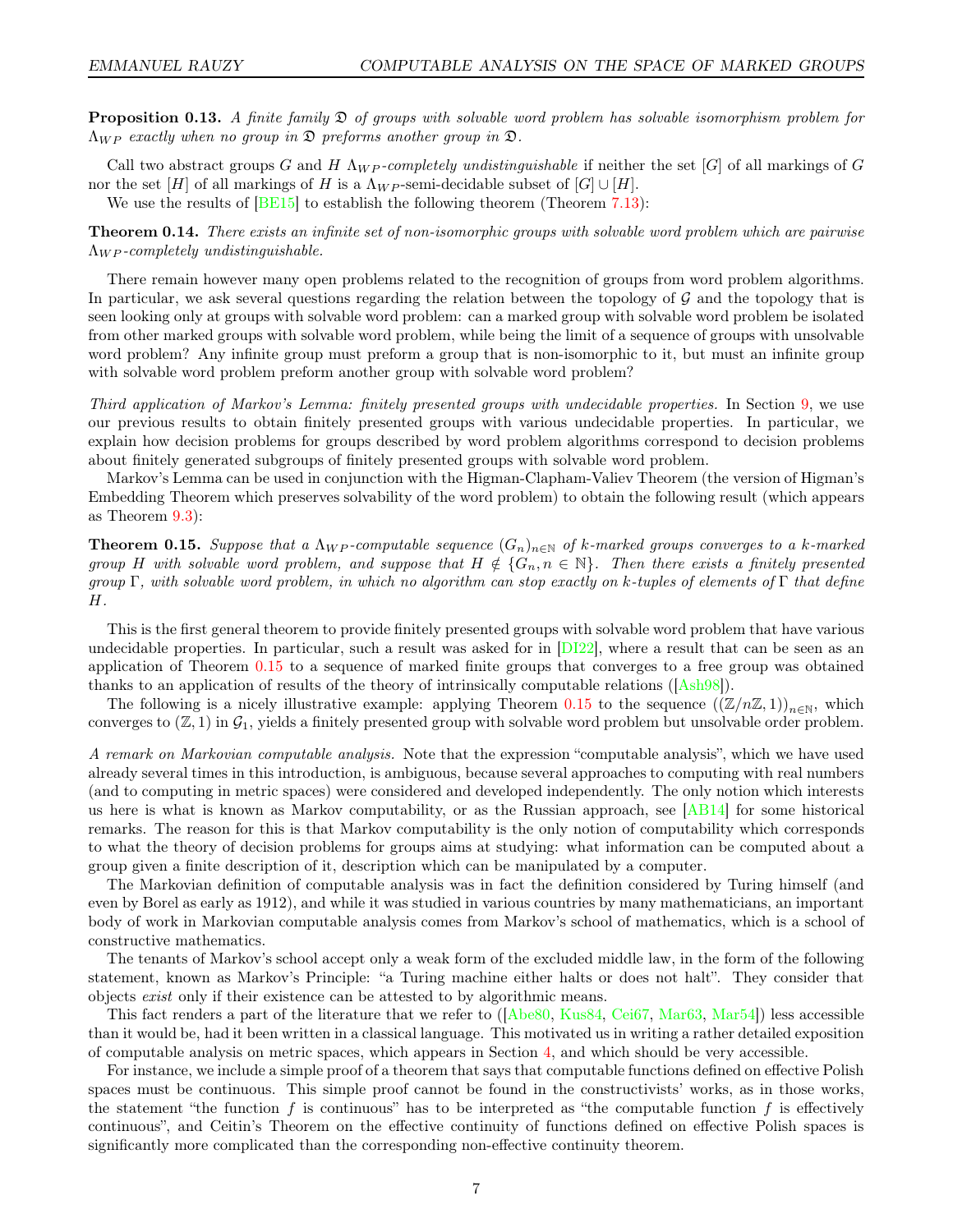**Proposition 0.13.** *A finite family $\mathfrak{D}$ of groups with solvable word problem has solvable isomorphism problem for $\Lambda_{WP}$ exactly when no group in $\mathfrak{D}$ preforms another group in $\mathfrak{D}$.*

Call two abstract groups $G$ and $H$ $\Lambda_{WP}$*-completely undistinguishable* if neither the set $[G]$ of all markings of $G$ nor the set $[H]$ of all markings of $H$ is a $\Lambda_{WP}$-semi-decidable subset of $[G] \cup [H]$.

We use the results of [BE15] to establish the following theorem (Theorem 7.13):

**Theorem 0.14.** *There exists an infinite set of non-isomorphic groups with solvable word problem which are pairwise $\Lambda_{WP}$-completely undistinguishable.*

There remain however many open problems related to the recognition of groups from word problem algorithms. In particular, we ask several questions regarding the relation between the topology of $\mathcal{G}$ and the topology that is seen looking only at groups with solvable word problem: can a marked group with solvable word problem be isolated from other marked groups with solvable word problem, while being the limit of a sequence of groups with unsolvable word problem? Any infinite group must preform a group that is non-isomorphic to it, but must an infinite group with solvable word problem preform another group with solvable word problem?

*Third application of Markov's Lemma: finitely presented groups with undecidable properties.* In Section 9, we use our previous results to obtain finitely presented groups with various undecidable properties. In particular, we explain how decision problems for groups described by word problem algorithms correspond to decision problems about finitely generated subgroups of finitely presented groups with solvable word problem.

Markov's Lemma can be used in conjunction with the Higman-Clapham-Valiev Theorem (the version of Higman's Embedding Theorem which preserves solvability of the word problem) to obtain the following result (which appears as Theorem 9.3):

**Theorem 0.15.** *Suppose that a $\Lambda_{WP}$-computable sequence $(G_n)_{n\in\mathbb{N}}$ of $k$-marked groups converges to a $k$-marked group $H$ with solvable word problem, and suppose that $H \notin \{G_n, n \in \mathbb{N}\}$. Then there exists a finitely presented group $\Gamma$, with solvable word problem, in which no algorithm can stop exactly on $k$-tuples of elements of $\Gamma$ that define $H$.*

This is the first general theorem to provide finitely presented groups with solvable word problem that have various undecidable properties. In particular, such a result was asked for in [DI22], where a result that can be seen as an application of Theorem 0.15 to a sequence of marked finite groups that converges to a free group was obtained thanks to an application of results of the theory of intrinsically computable relations ([Ash98]).

The following is a nicely illustrative example: applying Theorem 0.15 to the sequence $((\mathbb{Z}/n\mathbb{Z}, 1))_{n\in\mathbb{N}}$, which converges to $(\mathbb{Z}, 1)$ in $\mathcal{G}_1$, yields a finitely presented group with solvable word problem but unsolvable order problem.

*A remark on Markovian computable analysis.* Note that the expression "computable analysis", which we have used already several times in this introduction, is ambiguous, because several approaches to computing with real numbers (and to computing in metric spaces) were considered and developed independently. The only notion which interests us here is what is known as Markov computability, or as the Russian approach, see [AB14] for some historical remarks. The reason for this is that Markov computability is the only notion of computability which corresponds to what the theory of decision problems for groups aims at studying: what information can be computed about a group given a finite description of it, description which can be manipulated by a computer.

The Markovian definition of computable analysis was in fact the definition considered by Turing himself (and even by Borel as early as 1912), and while it was studied in various countries by many mathematicians, an important body of work in Markovian computable analysis comes from Markov's school of mathematics, which is a school of constructive mathematics.

The tenants of Markov's school accept only a weak form of the excluded middle law, in the form of the following statement, known as Markov's Principle: "a Turing machine either halts or does not halt". They consider that objects *exist* only if their existence can be attested to by algorithmic means.

This fact renders a part of the literature that we refer to ([Abe80, Kus84, Cei67, Mar63, Mar54]) less accessible than it would be, had it been written in a classical language. This motivated us in writing a rather detailed exposition of computable analysis on metric spaces, which appears in Section 4, and which should be very accessible.

For instance, we include a simple proof of a theorem that says that computable functions defined on effective Polish spaces must be continuous. This simple proof cannot be found in the constructivists' works, as in those works, the statement "the function $f$ is continuous" has to be interpreted as "the computable function $f$ is effectively continuous", and Ceitin's Theorem on the effective continuity of functions defined on effective Polish spaces is significantly more complicated than the corresponding non-effective continuity theorem.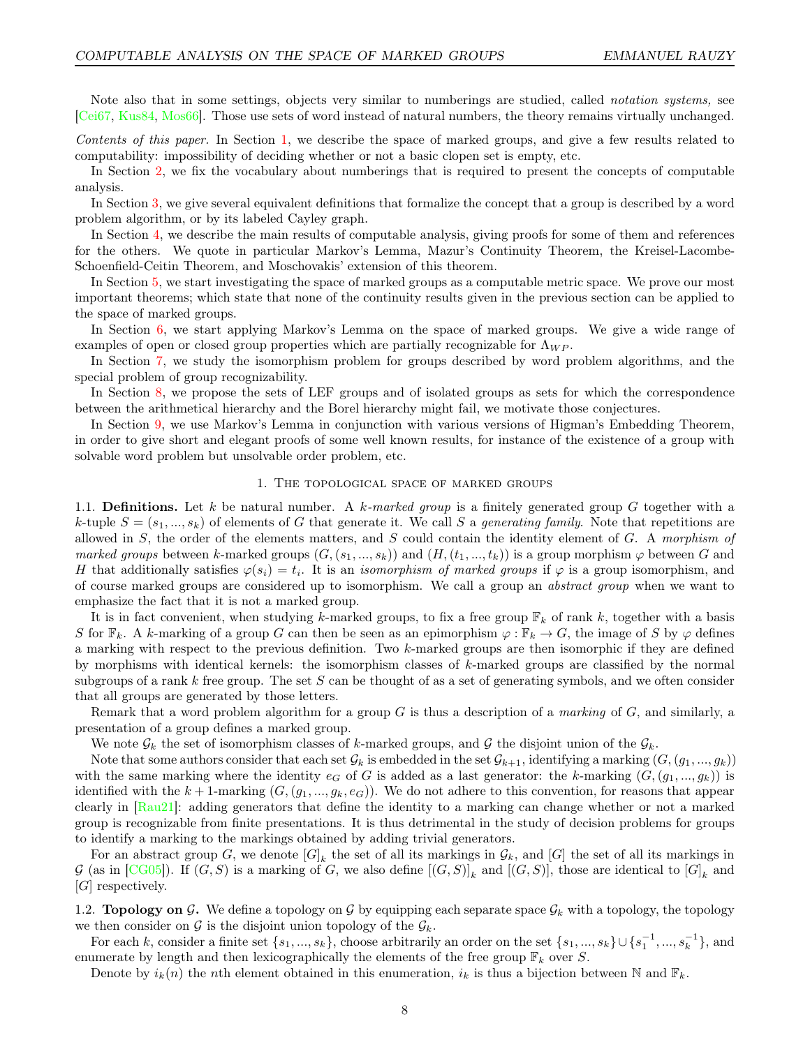Note also that in some settings, objects very similar to numberings are studied, called *notation systems,* see [Cei67, Kus84, Mos66]. Those use sets of word instead of natural numbers, the theory remains virtually unchanged.

*Contents of this paper.* In Section 1, we describe the space of marked groups, and give a few results related to computability: impossibility of deciding whether or not a basic clopen set is empty, etc.

In Section 2, we fix the vocabulary about numberings that is required to present the concepts of computable analysis.

In Section 3, we give several equivalent definitions that formalize the concept that a group is described by a word problem algorithm, or by its labeled Cayley graph.

In Section 4, we describe the main results of computable analysis, giving proofs for some of them and references for the others. We quote in particular Markov's Lemma, Mazur's Continuity Theorem, the Kreisel-Lacombe-Schoenfield-Ceitin Theorem, and Moschovakis' extension of this theorem.

In Section 5, we start investigating the space of marked groups as a computable metric space. We prove our most important theorems; which state that none of the continuity results given in the previous section can be applied to the space of marked groups.

In Section 6, we start applying Markov's Lemma on the space of marked groups. We give a wide range of examples of open or closed group properties which are partially recognizable for $\Lambda_{WP}$.

In Section 7, we study the isomorphism problem for groups described by word problem algorithms, and the special problem of group recognizability.

In Section 8, we propose the sets of LEF groups and of isolated groups as sets for which the correspondence between the arithmetical hierarchy and the Borel hierarchy might fail, we motivate those conjectures.

In Section 9, we use Markov's Lemma in conjunction with various versions of Higman's Embedding Theorem, in order to give short and elegant proofs of some well known results, for instance of the existence of a group with solvable word problem but unsolvable order problem, etc.

# 1. The topological space of marked groups

1.1. **Definitions.** Let $k$ be natural number. A *$k$-marked group* is a finitely generated group $G$ together with a $k$-tuple $S = (s_1, ..., s_k)$ of elements of $G$ that generate it. We call $S$ a *generating family*. Note that repetitions are allowed in $S$, the order of the elements matters, and $S$ could contain the identity element of $G$. A *morphism of marked groups* between $k$-marked groups $(G, (s_1, ..., s_k))$ and $(H, (t_1, ..., t_k))$ is a group morphism $\varphi$ between $G$ and $H$ that additionally satisfies $\varphi(s_i) = t_i$. It is an *isomorphism of marked groups* if $\varphi$ is a group isomorphism, and of course marked groups are considered up to isomorphism. We call a group an *abstract group* when we want to emphasize the fact that it is not a marked group.

It is in fact convenient, when studying $k$-marked groups, to fix a free group $\mathbb{F}_k$ of rank $k$, together with a basis $S$ for $\mathbb{F}_k$. A $k$-marking of a group $G$ can then be seen as an epimorphism $\varphi : \mathbb{F}_k \to G$, the image of $S$ by $\varphi$ defines a marking with respect to the previous definition. Two $k$-marked groups are then isomorphic if they are defined by morphisms with identical kernels: the isomorphism classes of $k$-marked groups are classified by the normal subgroups of a rank $k$ free group. The set $S$ can be thought of as a set of generating symbols, and we often consider that all groups are generated by those letters.

Remark that a word problem algorithm for a group $G$ is thus a description of a *marking* of $G$, and similarly, a presentation of a group defines a marked group.

We note $\mathcal{G}_k$ the set of isomorphism classes of $k$-marked groups, and $\mathcal{G}$ the disjoint union of the $\mathcal{G}_k$.

Note that some authors consider that each set $\mathcal{G}_k$ is embedded in the set $\mathcal{G}_{k+1}$, identifying a marking $(G, (g_1, ..., g_k))$ with the same marking where the identity $e_G$ of $G$ is added as a last generator: the $k$-marking $(G, (g_1, ..., g_k))$ is identified with the $k+1$-marking $(G, (g_1, ..., g_k, e_G))$. We do not adhere to this convention, for reasons that appear clearly in [Rau21]: adding generators that define the identity to a marking can change whether or not a marked group is recognizable from finite presentations. It is thus detrimental in the study of decision problems for groups to identify a marking to the markings obtained by adding trivial generators.

For an abstract group $G$, we denote $[G]_k$ the set of all its markings in $\mathcal{G}_k$, and $[G]$ the set of all its markings in $\mathcal{G}$ (as in [CG05]). If $(G, S)$ is a marking of $G$, we also define $[(G, S)]_k$ and $[(G, S)]$, those are identical to $[G]_k$ and $[G]$ respectively.

1.2. **Topology on $\mathcal{G}$.** We define a topology on $\mathcal{G}$ by equipping each separate space $\mathcal{G}_k$ with a topology, the topology we then consider on $\mathcal{G}$ is the disjoint union topology of the $\mathcal{G}_k$.

For each $k$, consider a finite set $\{s_1, ..., s_k\}$, choose arbitrarily an order on the set $\{s_1, ..., s_k\} \cup \{s_1^{-1}, ..., s_k^{-1}\}$, and enumerate by length and then lexicographically the elements of the free group $\mathbb{F}_k$ over $S$.

Denote by $i_k(n)$ the $n$th element obtained in this enumeration, $i_k$ is thus a bijection between $\mathbb{N}$ and $\mathbb{F}_k$.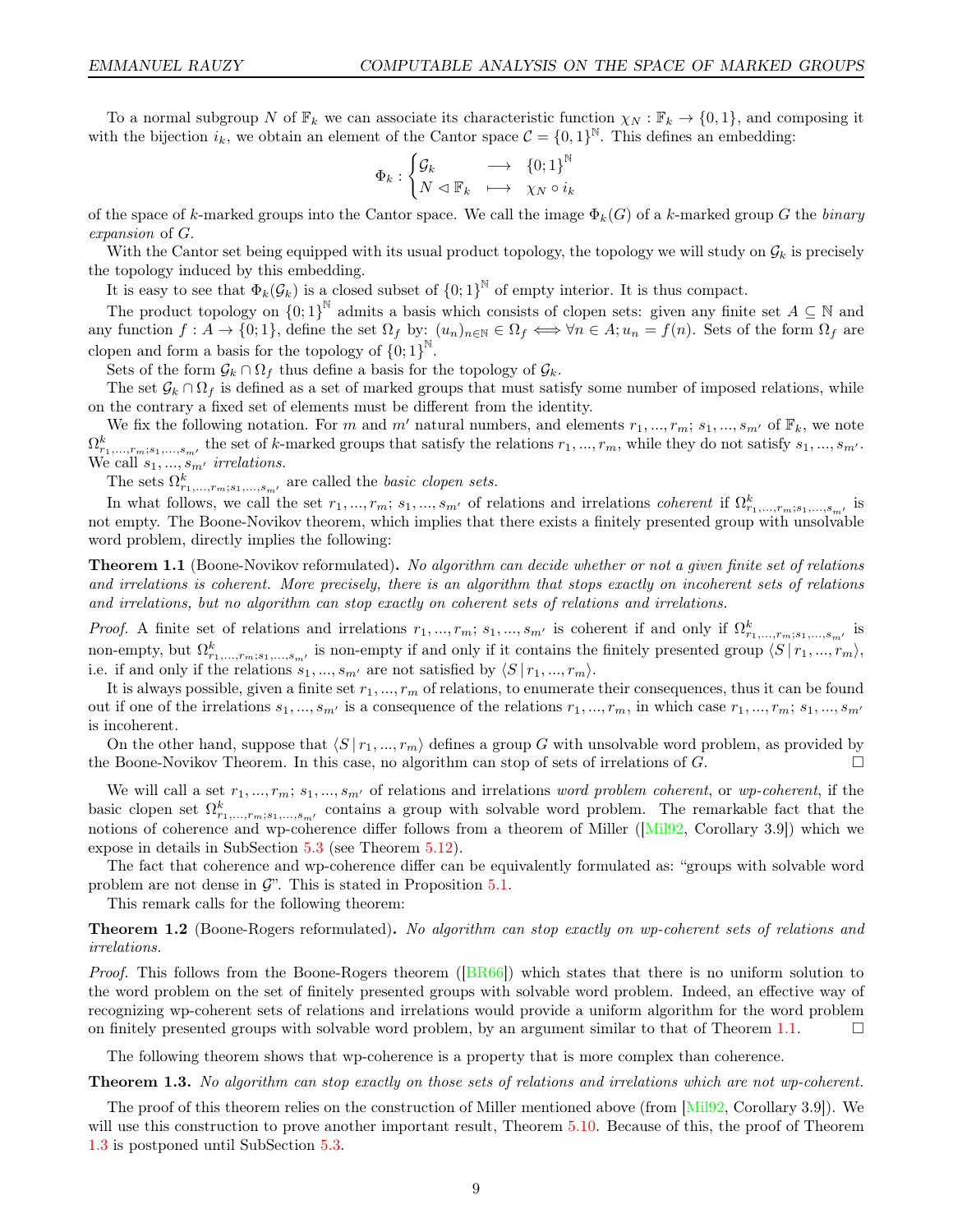To a normal subgroup $N$ of $\mathbb{F}_k$ we can associate its characteristic function $\chi_N : \mathbb{F}_k \to \{0,1\}$, and composing it with the bijection $i_k$, we obtain an element of the Cantor space $\mathcal{C} = \{0,1\}^{\mathbb{N}}$. This defines an embedding:

$$\Phi_k : \begin{cases} \mathcal{G}_k & \longrightarrow \quad \{0;1\}^{\mathbb{N}} \\ N \lhd \mathbb{F}_k & \longmapsto \quad \chi_N \circ i_k \end{cases}$$

of the space of $k$-marked groups into the Cantor space. We call the image $\Phi_k(G)$ of a $k$-marked group $G$ the *binary expansion* of $G$.

With the Cantor set being equipped with its usual product topology, the topology we will study on $\mathcal{G}_k$ is precisely the topology induced by this embedding.

It is easy to see that $\Phi_k(\mathcal{G}_k)$ is a closed subset of $\{0;1\}^{\mathbb{N}}$ of empty interior. It is thus compact.

The product topology on $\{0;1\}^{\mathbb{N}}$ admits a basis which consists of clopen sets: given any finite set $A \subseteq \mathbb{N}$ and any function $f : A \to \{0;1\}$, define the set $\Omega_f$ by: $(u_n)_{n\in\mathbb{N}} \in \Omega_f \iff \forall n \in A; u_n = f(n)$. Sets of the form $\Omega_f$ are clopen and form a basis for the topology of $\{0;1\}^{\mathbb{N}}$.

Sets of the form $\mathcal{G}_k \cap \Omega_f$ thus define a basis for the topology of $\mathcal{G}_k$.

The set $\mathcal{G}_k \cap \Omega_f$ is defined as a set of marked groups that must satisfy some number of imposed relations, while on the contrary a fixed set of elements must be different from the identity.

We fix the following notation. For $m$ and $m'$ natural numbers, and elements $r_1, ..., r_m;\, s_1, ..., s_{m'}$ of $\mathbb{F}_k$, we note $\Omega^k_{r_1,...,r_m;s_1,...,s_{m'}}$ the set of $k$-marked groups that satisfy the relations $r_1, ..., r_m$, while they do not satisfy $s_1, ..., s_{m'}$. We call $s_1, ..., s_{m'}$ *irrelations.*

The sets $\Omega^k_{r_1,...,r_m;s_1,...,s_{m'}}$ are called the *basic clopen sets.*

In what follows, we call the set $r_1, ..., r_m;\, s_1, ..., s_{m'}$ of relations and irrelations *coherent* if $\Omega^k_{r_1,...,r_m;s_1,...,s_{m'}}$ is not empty. The Boone-Novikov theorem, which implies that there exists a finitely presented group with unsolvable word problem, directly implies the following:

**Theorem 1.1** (Boone-Novikov reformulated)**.** *No algorithm can decide whether or not a given finite set of relations and irrelations is coherent. More precisely, there is an algorithm that stops exactly on incoherent sets of relations and irrelations, but no algorithm can stop exactly on coherent sets of relations and irrelations.*

*Proof.* A finite set of relations and irrelations $r_1, ..., r_m;\, s_1, ..., s_{m'}$ is coherent if and only if $\Omega^k_{r_1,...,r_m;s_1,...,s_{m'}}$ is non-empty, but $\Omega^k_{r_1,...,r_m;s_1,...,s_{m'}}$ is non-empty if and only if it contains the finitely presented group $\langle S \,|\, r_1, ..., r_m\rangle$, i.e. if and only if the relations $s_1, ..., s_{m'}$ are not satisfied by $\langle S \,|\, r_1, ..., r_m\rangle$.

It is always possible, given a finite set $r_1, ..., r_m$ of relations, to enumerate their consequences, thus it can be found out if one of the irrelations $s_1, ..., s_{m'}$ is a consequence of the relations $r_1, ..., r_m$, in which case $r_1, ..., r_m;\, s_1, ..., s_{m'}$ is incoherent.

On the other hand, suppose that $\langle S \,|\, r_1, ..., r_m\rangle$ defines a group $G$ with unsolvable word problem, as provided by the Boone-Novikov Theorem. In this case, no algorithm can stop of sets of irrelations of $G$. □

We will call a set $r_1, ..., r_m;\, s_1, ..., s_{m'}$ of relations and irrelations *word problem coherent*, or *wp-coherent*, if the basic clopen set $\Omega^k_{r_1,...,r_m;s_1,...,s_{m'}}$ contains a group with solvable word problem. The remarkable fact that the notions of coherence and wp-coherence differ follows from a theorem of Miller ([Mil92, Corollary 3.9]) which we expose in details in SubSection 5.3 (see Theorem 5.12).

The fact that coherence and wp-coherence differ can be equivalently formulated as: "groups with solvable word problem are not dense in $\mathcal{G}$". This is stated in Proposition 5.1.

This remark calls for the following theorem:

**Theorem 1.2** (Boone-Rogers reformulated)**.** *No algorithm can stop exactly on wp-coherent sets of relations and irrelations.*

*Proof.* This follows from the Boone-Rogers theorem ([BR66]) which states that there is no uniform solution to the word problem on the set of finitely presented groups with solvable word problem. Indeed, an effective way of recognizing wp-coherent sets of relations and irrelations would provide a uniform algorithm for the word problem on finitely presented groups with solvable word problem, by an argument similar to that of Theorem 1.1. □

The following theorem shows that wp-coherence is a property that is more complex than coherence.

**Theorem 1.3.** *No algorithm can stop exactly on those sets of relations and irrelations which are not wp-coherent.*

The proof of this theorem relies on the construction of Miller mentioned above (from [Mil92, Corollary 3.9]). We will use this construction to prove another important result, Theorem 5.10. Because of this, the proof of Theorem 1.3 is postponed until SubSection 5.3.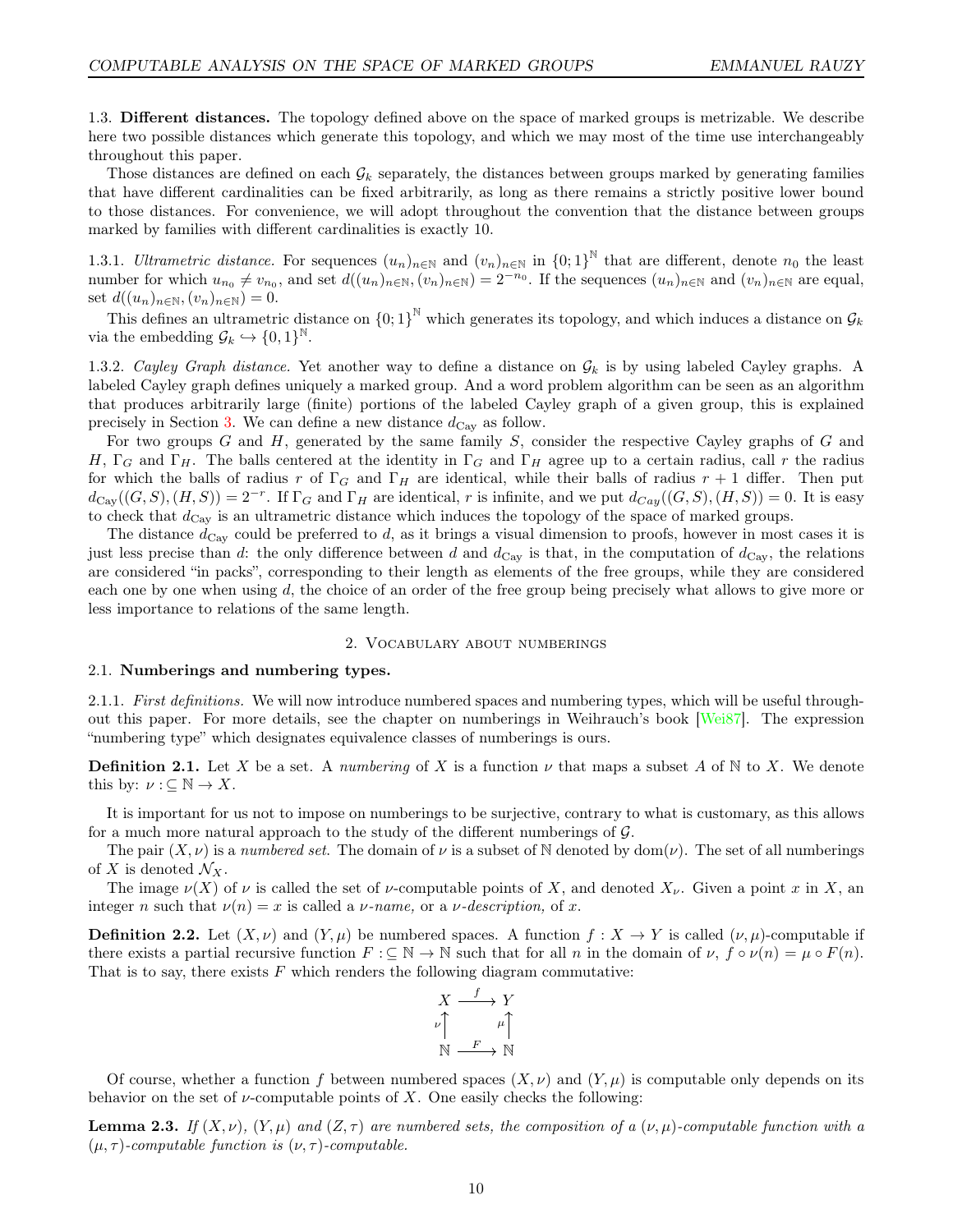### 1.3. **Different distances.**

The topology defined above on the space of marked groups is metrizable. We describe here two possible distances which generate this topology, and which we may most of the time use interchangeably throughout this paper.

Those distances are defined on each $\mathcal{G}_k$ separately, the distances between groups marked by generating families that have different cardinalities can be fixed arbitrarily, as long as there remains a strictly positive lower bound to those distances. For convenience, we will adopt throughout the convention that the distance between groups marked by families with different cardinalities is exactly 10.

1.3.1. *Ultrametric distance.* For sequences $(u_n)_{n\in\mathbb{N}}$ and $(v_n)_{n\in\mathbb{N}}$ in $\{0;1\}^{\mathbb{N}}$ that are different, denote $n_0$ the least number for which $u_{n_0} \neq v_{n_0}$, and set $d((u_n)_{n\in\mathbb{N}},(v_n)_{n\in\mathbb{N}}) = 2^{-n_0}$. If the sequences $(u_n)_{n\in\mathbb{N}}$ and $(v_n)_{n\in\mathbb{N}}$ are equal, set $d((u_n)_{n\in\mathbb{N}},(v_n)_{n\in\mathbb{N}}) = 0$.

This defines an ultrametric distance on $\{0;1\}^{\mathbb{N}}$ which generates its topology, and which induces a distance on $\mathcal{G}_k$ via the embedding $\mathcal{G}_k \hookrightarrow \{0,1\}^{\mathbb{N}}$.

1.3.2. *Cayley Graph distance.* Yet another way to define a distance on $\mathcal{G}_k$ is by using labeled Cayley graphs. A labeled Cayley graph defines uniquely a marked group. And a word problem algorithm can be seen as an algorithm that produces arbitrarily large (finite) portions of the labeled Cayley graph of a given group, this is explained precisely in Section 3. We can define a new distance $d_{\text{Cay}}$ as follow.

For two groups $G$ and $H$, generated by the same family $S$, consider the respective Cayley graphs of $G$ and $H$, $\Gamma_G$ and $\Gamma_H$. The balls centered at the identity in $\Gamma_G$ and $\Gamma_H$ agree up to a certain radius, call $r$ the radius for which the balls of radius $r$ of $\Gamma_G$ and $\Gamma_H$ are identical, while their balls of radius $r+1$ differ. Then put $d_{\text{Cay}}((G,S),(H,S)) = 2^{-r}$. If $\Gamma_G$ and $\Gamma_H$ are identical, $r$ is infinite, and we put $d_{Cay}((G,S),(H,S)) = 0$. It is easy to check that $d_{\text{Cay}}$ is an ultrametric distance which induces the topology of the space of marked groups.

The distance $d_{\text{Cay}}$ could be preferred to $d$, as it brings a visual dimension to proofs, however in most cases it is just less precise than $d$: the only difference between $d$ and $d_{\text{Cay}}$ is that, in the computation of $d_{\text{Cay}}$, the relations are considered "in packs", corresponding to their length as elements of the free groups, while they are considered each one by one when using $d$, the choice of an order of the free group being precisely what allows to give more or less importance to relations of the same length.

## 2. Vocabulary about numberings

### 2.1. **Numberings and numbering types.**

2.1.1. *First definitions.* We will now introduce numbered spaces and numbering types, which will be useful throughout this paper. For more details, see the chapter on numberings in Weihrauch's book [Wei87]. The expression "numbering type" which designates equivalence classes of numberings is ours.

**Definition 2.1.** Let $X$ be a set. A *numbering* of $X$ is a function $\nu$ that maps a subset $A$ of $\mathbb{N}$ to $X$. We denote this by: $\nu :\subseteq \mathbb{N} \to X$.

It is important for us not to impose on numberings to be surjective, contrary to what is customary, as this allows for a much more natural approach to the study of the different numberings of $\mathcal{G}$.

The pair $(X,\nu)$ is a *numbered set*. The domain of $\nu$ is a subset of $\mathbb{N}$ denoted by $\text{dom}(\nu)$. The set of all numberings of $X$ is denoted $\mathcal{N}_X$.

The image $\nu(X)$ of $\nu$ is called the set of $\nu$-computable points of $X$, and denoted $X_\nu$. Given a point $x$ in $X$, an integer $n$ such that $\nu(n) = x$ is called a *$\nu$-name,* or a *$\nu$-description,* of $x$.

**Definition 2.2.** Let $(X,\nu)$ and $(Y,\mu)$ be numbered spaces. A function $f : X \to Y$ is called $(\nu,\mu)$-computable if there exists a partial recursive function $F :\subseteq \mathbb{N} \to \mathbb{N}$ such that for all $n$ in the domain of $\nu$, $f \circ \nu(n) = \mu \circ F(n)$. That is to say, there exists $F$ which renders the following diagram commutative:

$$\begin{array}{ccc} X & \xrightarrow{f} & Y \\ \nu\uparrow & & \mu\uparrow \\ \mathbb{N} & \xrightarrow{F} & \mathbb{N} \end{array}$$

Of course, whether a function $f$ between numbered spaces $(X,\nu)$ and $(Y,\mu)$ is computable only depends on its behavior on the set of $\nu$-computable points of $X$. One easily checks the following:

**Lemma 2.3.** *If $(X,\nu)$, $(Y,\mu)$ and $(Z,\tau)$ are numbered sets, the composition of a $(\nu,\mu)$-computable function with a $(\mu,\tau)$-computable function is $(\nu,\tau)$-computable.*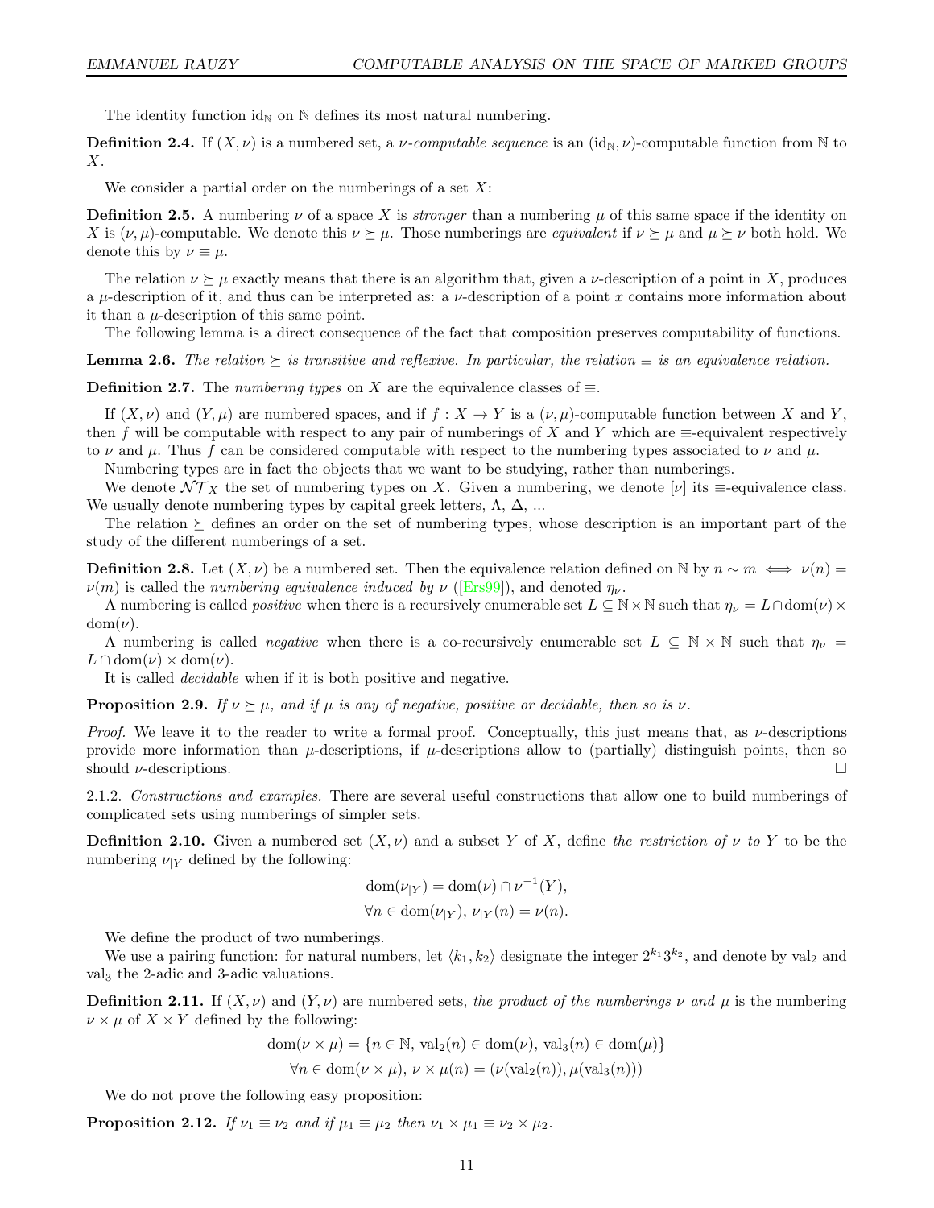The identity function $\mathrm{id}_{\mathbb{N}}$ on $\mathbb{N}$ defines its most natural numbering.

**Definition 2.4.** If $(X, \nu)$ is a numbered set, a *$\nu$-computable sequence* is an $(\mathrm{id}_{\mathbb{N}}, \nu)$-computable function from $\mathbb{N}$ to $X$.

We consider a partial order on the numberings of a set $X$:

**Definition 2.5.** A numbering $\nu$ of a space $X$ is *stronger* than a numbering $\mu$ of this same space if the identity on $X$ is $(\nu, \mu)$-computable. We denote this $\nu \succeq \mu$. Those numberings are *equivalent* if $\nu \succeq \mu$ and $\mu \succeq \nu$ both hold. We denote this by $\nu \equiv \mu$.

The relation $\nu \succeq \mu$ exactly means that there is an algorithm that, given a $\nu$-description of a point in $X$, produces a $\mu$-description of it, and thus can be interpreted as: a $\nu$-description of a point $x$ contains more information about it than a $\mu$-description of this same point.

The following lemma is a direct consequence of the fact that composition preserves computability of functions.

**Lemma 2.6.** *The relation $\succeq$ is transitive and reflexive. In particular, the relation $\equiv$ is an equivalence relation.*

**Definition 2.7.** The *numbering types* on $X$ are the equivalence classes of $\equiv$.

If $(X, \nu)$ and $(Y, \mu)$ are numbered spaces, and if $f : X \to Y$ is a $(\nu, \mu)$-computable function between $X$ and $Y$, then $f$ will be computable with respect to any pair of numberings of $X$ and $Y$ which are $\equiv$-equivalent respectively to $\nu$ and $\mu$. Thus $f$ can be considered computable with respect to the numbering types associated to $\nu$ and $\mu$.

Numbering types are in fact the objects that we want to be studying, rather than numberings.

We denote $\mathcal{NT}_X$ the set of numbering types on $X$. Given a numbering, we denote $[\nu]$ its $\equiv$-equivalence class. We usually denote numbering types by capital greek letters, $\Lambda$, $\Delta$, ...

The relation $\succeq$ defines an order on the set of numbering types, whose description is an important part of the study of the different numberings of a set.

**Definition 2.8.** Let $(X, \nu)$ be a numbered set. Then the equivalence relation defined on $\mathbb{N}$ by $n \sim m \iff \nu(n) = \nu(m)$ is called the *numbering equivalence induced by $\nu$* ([Ers99]), and denoted $\eta_\nu$.

A numbering is called *positive* when there is a recursively enumerable set $L \subseteq \mathbb{N} \times \mathbb{N}$ such that $\eta_\nu = L \cap \mathrm{dom}(\nu) \times \mathrm{dom}(\nu)$.

A numbering is called *negative* when there is a co-recursively enumerable set $L \subseteq \mathbb{N} \times \mathbb{N}$ such that $\eta_\nu = L \cap \mathrm{dom}(\nu) \times \mathrm{dom}(\nu)$.

It is called *decidable* when if it is both positive and negative.

**Proposition 2.9.** *If $\nu \succeq \mu$, and if $\mu$ is any of negative, positive or decidable, then so is $\nu$.*

*Proof.* We leave it to the reader to write a formal proof. Conceptually, this just means that, as $\nu$-descriptions provide more information than $\mu$-descriptions, if $\mu$-descriptions allow to (partially) distinguish points, then so should $\nu$-descriptions. $\square$

2.1.2. *Constructions and examples.* There are several useful constructions that allow one to build numberings of complicated sets using numberings of simpler sets.

**Definition 2.10.** Given a numbered set $(X, \nu)$ and a subset $Y$ of $X$, define *the restriction of $\nu$ to $Y$* to be the numbering $\nu_{|Y}$ defined by the following:

$$\mathrm{dom}(\nu_{|Y}) = \mathrm{dom}(\nu) \cap \nu^{-1}(Y),$$
$$\forall n \in \mathrm{dom}(\nu_{|Y}),\ \nu_{|Y}(n) = \nu(n).$$

We define the product of two numberings.

We use a pairing function: for natural numbers, let $\langle k_1, k_2 \rangle$ designate the integer $2^{k_1}3^{k_2}$, and denote by $\mathrm{val}_2$ and $\mathrm{val}_3$ the 2-adic and 3-adic valuations.

**Definition 2.11.** If $(X, \nu)$ and $(Y, \nu)$ are numbered sets, *the product of the numberings $\nu$ and $\mu$* is the numbering $\nu \times \mu$ of $X \times Y$ defined by the following:

$$\mathrm{dom}(\nu \times \mu) = \{n \in \mathbb{N},\ \mathrm{val}_2(n) \in \mathrm{dom}(\nu),\ \mathrm{val}_3(n) \in \mathrm{dom}(\mu)\}$$
$$\forall n \in \mathrm{dom}(\nu \times \mu),\ \nu \times \mu(n) = (\nu(\mathrm{val}_2(n)), \mu(\mathrm{val}_3(n)))$$

We do not prove the following easy proposition:

**Proposition 2.12.** *If $\nu_1 \equiv \nu_2$ and if $\mu_1 \equiv \mu_2$ then $\nu_1 \times \mu_1 \equiv \nu_2 \times \mu_2$.*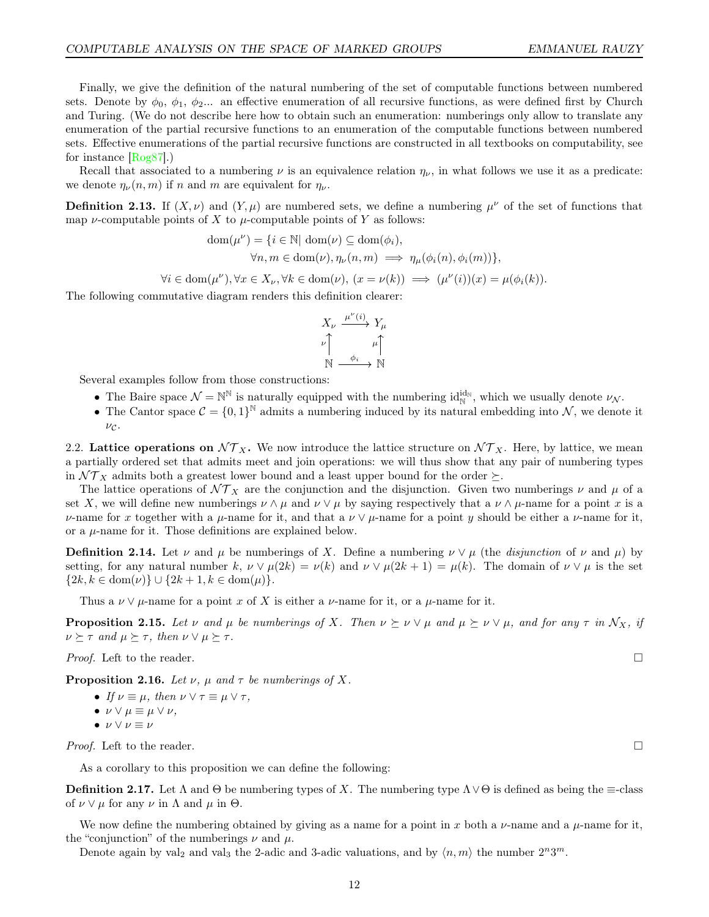Finally, we give the definition of the natural numbering of the set of computable functions between numbered sets. Denote by $\phi_0$, $\phi_1$, $\phi_2$... an effective enumeration of all recursive functions, as were defined first by Church and Turing. (We do not describe here how to obtain such an enumeration: numberings only allow to translate any enumeration of the partial recursive functions to an enumeration of the computable functions between numbered sets. Effective enumerations of the partial recursive functions are constructed in all textbooks on computability, see for instance [Rog87].)

Recall that associated to a numbering $\nu$ is an equivalence relation $\eta_\nu$, in what follows we use it as a predicate: we denote $\eta_\nu(n,m)$ if $n$ and $m$ are equivalent for $\eta_\nu$.

**Definition 2.13.** If $(X,\nu)$ and $(Y,\mu)$ are numbered sets, we define a numbering $\mu^\nu$ of the set of functions that map $\nu$-computable points of $X$ to $\mu$-computable points of $Y$ as follows:

$$\mathrm{dom}(\mu^\nu) = \{i \in \mathbb{N} |\ \mathrm{dom}(\nu) \subseteq \mathrm{dom}(\phi_i),$$
$$\forall n, m \in \mathrm{dom}(\nu), \eta_\nu(n,m) \implies \eta_\mu(\phi_i(n), \phi_i(m))\},$$
$$\forall i \in \mathrm{dom}(\mu^\nu), \forall x \in X_\nu, \forall k \in \mathrm{dom}(\nu),\ (x = \nu(k)) \implies (\mu^\nu(i))(x) = \mu(\phi_i(k)).$$

The following commutative diagram renders this definition clearer:

$$\begin{array}{ccc} X_\nu & \xrightarrow{\mu^\nu(i)} & Y_\mu \\ \nu\uparrow & & \mu\uparrow \\ \mathbb{N} & \xrightarrow{\phi_i} & \mathbb{N} \end{array}$$

Several examples follow from those constructions:

- The Baire space $\mathcal{N} = \mathbb{N}^\mathbb{N}$ is naturally equipped with the numbering $\mathrm{id}_\mathbb{N}^{\mathrm{id}_\mathbb{N}}$, which we usually denote $\nu_\mathcal{N}$.
- The Cantor space $\mathcal{C} = \{0,1\}^\mathbb{N}$ admits a numbering induced by its natural embedding into $\mathcal{N}$, we denote it $\nu_\mathcal{C}$.

## 2.2. Lattice operations on $\mathcal{NT}_X$.

We now introduce the lattice structure on $\mathcal{NT}_X$. Here, by lattice, we mean a partially ordered set that admits meet and join operations: we will thus show that any pair of numbering types in $\mathcal{NT}_X$ admits both a greatest lower bound and a least upper bound for the order $\succeq$.

The lattice operations of $\mathcal{NT}_X$ are the conjunction and the disjunction. Given two numberings $\nu$ and $\mu$ of a set $X$, we will define new numberings $\nu \wedge \mu$ and $\nu \vee \mu$ by saying respectively that a $\nu \wedge \mu$-name for a point $x$ is a $\nu$-name for $x$ together with a $\mu$-name for it, and that a $\nu \vee \mu$-name for a point $y$ should be either a $\nu$-name for it, or a $\mu$-name for it. Those definitions are explained below.

**Definition 2.14.** Let $\nu$ and $\mu$ be numberings of $X$. Define a numbering $\nu \vee \mu$ (the *disjunction* of $\nu$ and $\mu$) by setting, for any natural number $k$, $\nu \vee \mu(2k) = \nu(k)$ and $\nu \vee \mu(2k+1) = \mu(k)$. The domain of $\nu \vee \mu$ is the set $\{2k, k \in \mathrm{dom}(\nu)\} \cup \{2k+1, k \in \mathrm{dom}(\mu)\}$.

Thus a $\nu \vee \mu$-name for a point $x$ of $X$ is either a $\nu$-name for it, or a $\mu$-name for it.

**Proposition 2.15.** *Let $\nu$ and $\mu$ be numberings of $X$. Then $\nu \succeq \nu \vee \mu$ and $\mu \succeq \nu \vee \mu$, and for any $\tau$ in $\mathcal{N}_X$, if $\nu \succeq \tau$ and $\mu \succeq \tau$, then $\nu \vee \mu \succeq \tau$.*

*Proof.* Left to the reader. □

**Proposition 2.16.** *Let $\nu$, $\mu$ and $\tau$ be numberings of $X$.*

- *If $\nu \equiv \mu$, then $\nu \vee \tau \equiv \mu \vee \tau$,*
- *$\nu \vee \mu \equiv \mu \vee \nu$,*
- *$\nu \vee \nu \equiv \nu$*

*Proof.* Left to the reader. □

As a corollary to this proposition we can define the following:

**Definition 2.17.** Let $\Lambda$ and $\Theta$ be numbering types of $X$. The numbering type $\Lambda \vee \Theta$ is defined as being the $\equiv$-class of $\nu \vee \mu$ for any $\nu$ in $\Lambda$ and $\mu$ in $\Theta$.

We now define the numbering obtained by giving as a name for a point in $x$ both a $\nu$-name and a $\mu$-name for it, the "conjunction" of the numberings $\nu$ and $\mu$.

Denote again by $\mathrm{val}_2$ and $\mathrm{val}_3$ the 2-adic and 3-adic valuations, and by $\langle n, m\rangle$ the number $2^n 3^m$.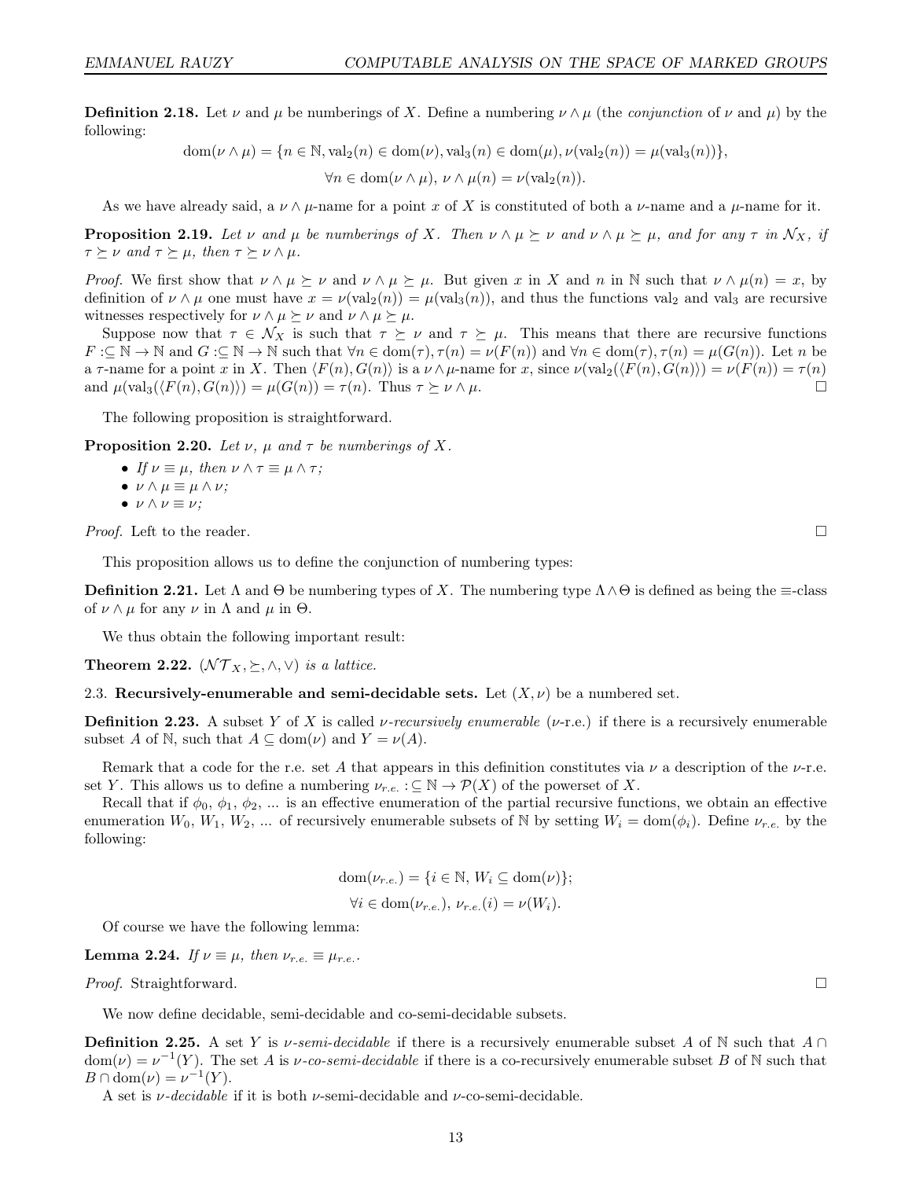**Definition 2.18.** Let $\nu$ and $\mu$ be numberings of $X$. Define a numbering $\nu \wedge \mu$ (the *conjunction* of $\nu$ and $\mu$) by the following:

$$\mathrm{dom}(\nu \wedge \mu) = \{n \in \mathbb{N}, \mathrm{val}_2(n) \in \mathrm{dom}(\nu), \mathrm{val}_3(n) \in \mathrm{dom}(\mu), \nu(\mathrm{val}_2(n)) = \mu(\mathrm{val}_3(n))\},$$

$$\forall n \in \mathrm{dom}(\nu \wedge \mu),\ \nu \wedge \mu(n) = \nu(\mathrm{val}_2(n)).$$

As we have already said, a $\nu \wedge \mu$-name for a point $x$ of $X$ is constituted of both a $\nu$-name and a $\mu$-name for it.

**Proposition 2.19.** *Let $\nu$ and $\mu$ be numberings of $X$. Then $\nu \wedge \mu \succeq \nu$ and $\nu \wedge \mu \succeq \mu$, and for any $\tau$ in $\mathcal{N}_X$, if $\tau \succeq \nu$ and $\tau \succeq \mu$, then $\tau \succeq \nu \wedge \mu$.*

*Proof.* We first show that $\nu \wedge \mu \succeq \nu$ and $\nu \wedge \mu \succeq \mu$. But given $x$ in $X$ and $n$ in $\mathbb{N}$ such that $\nu \wedge \mu(n) = x$, by definition of $\nu \wedge \mu$ one must have $x = \nu(\mathrm{val}_2(n)) = \mu(\mathrm{val}_3(n))$, and thus the functions $\mathrm{val}_2$ and $\mathrm{val}_3$ are recursive witnesses respectively for $\nu \wedge \mu \succeq \nu$ and $\nu \wedge \mu \succeq \mu$.

Suppose now that $\tau \in \mathcal{N}_X$ is such that $\tau \succeq \nu$ and $\tau \succeq \mu$. This means that there are recursive functions $F :\subseteq \mathbb{N} \to \mathbb{N}$ and $G :\subseteq \mathbb{N} \to \mathbb{N}$ such that $\forall n \in \mathrm{dom}(\tau), \tau(n) = \nu(F(n))$ and $\forall n \in \mathrm{dom}(\tau), \tau(n) = \mu(G(n))$. Let $n$ be a $\tau$-name for a point $x$ in $X$. Then $\langle F(n), G(n)\rangle$ is a $\nu \wedge \mu$-name for $x$, since $\nu(\mathrm{val}_2(\langle F(n), G(n)\rangle)) = \nu(F(n)) = \tau(n)$ and $\mu(\mathrm{val}_3(\langle F(n), G(n)\rangle)) = \mu(G(n)) = \tau(n)$. Thus $\tau \succeq \nu \wedge \mu$. □

The following proposition is straightforward.

**Proposition 2.20.** *Let $\nu$, $\mu$ and $\tau$ be numberings of $X$.*

- *If $\nu \equiv \mu$, then $\nu \wedge \tau \equiv \mu \wedge \tau$;*
- *$\nu \wedge \mu \equiv \mu \wedge \nu$;*
- *$\nu \wedge \nu \equiv \nu$;*

*Proof.* Left to the reader. □

This proposition allows us to define the conjunction of numbering types:

**Definition 2.21.** Let $\Lambda$ and $\Theta$ be numbering types of $X$. The numbering type $\Lambda \wedge \Theta$ is defined as being the $\equiv$-class of $\nu \wedge \mu$ for any $\nu$ in $\Lambda$ and $\mu$ in $\Theta$.

We thus obtain the following important result:

**Theorem 2.22.** *$(\mathcal{NT}_X, \succeq, \wedge, \vee)$ is a lattice.*

### 2.3. Recursively-enumerable and semi-decidable sets.

Let $(X, \nu)$ be a numbered set.

**Definition 2.23.** A subset $Y$ of $X$ is called *$\nu$-recursively enumerable* ($\nu$-r.e.) if there is a recursively enumerable subset $A$ of $\mathbb{N}$, such that $A \subseteq \mathrm{dom}(\nu)$ and $Y = \nu(A)$.

Remark that a code for the r.e. set $A$ that appears in this definition constitutes via $\nu$ a description of the $\nu$-r.e. set $Y$. This allows us to define a numbering $\nu_{r.e.} :\subseteq \mathbb{N} \to \mathcal{P}(X)$ of the powerset of $X$.

Recall that if $\phi_0$, $\phi_1$, $\phi_2$, ... is an effective enumeration of the partial recursive functions, we obtain an effective enumeration $W_0$, $W_1$, $W_2$, ... of recursively enumerable subsets of $\mathbb{N}$ by setting $W_i = \mathrm{dom}(\phi_i)$. Define $\nu_{r.e.}$ by the following:

$$\mathrm{dom}(\nu_{r.e.}) = \{i \in \mathbb{N}, W_i \subseteq \mathrm{dom}(\nu)\};$$

$$\forall i \in \mathrm{dom}(\nu_{r.e.}),\ \nu_{r.e.}(i) = \nu(W_i).$$

Of course we have the following lemma:

**Lemma 2.24.** *If $\nu \equiv \mu$, then $\nu_{r.e.} \equiv \mu_{r.e.}$.*

*Proof.* Straightforward. □

We now define decidable, semi-decidable and co-semi-decidable subsets.

**Definition 2.25.** A set $Y$ is *$\nu$-semi-decidable* if there is a recursively enumerable subset $A$ of $\mathbb{N}$ such that $A \cap \mathrm{dom}(\nu) = \nu^{-1}(Y)$. The set $A$ is *$\nu$-co-semi-decidable* if there is a co-recursively enumerable subset $B$ of $\mathbb{N}$ such that $B \cap \mathrm{dom}(\nu) = \nu^{-1}(Y)$.

A set is *$\nu$-decidable* if it is both $\nu$-semi-decidable and $\nu$-co-semi-decidable.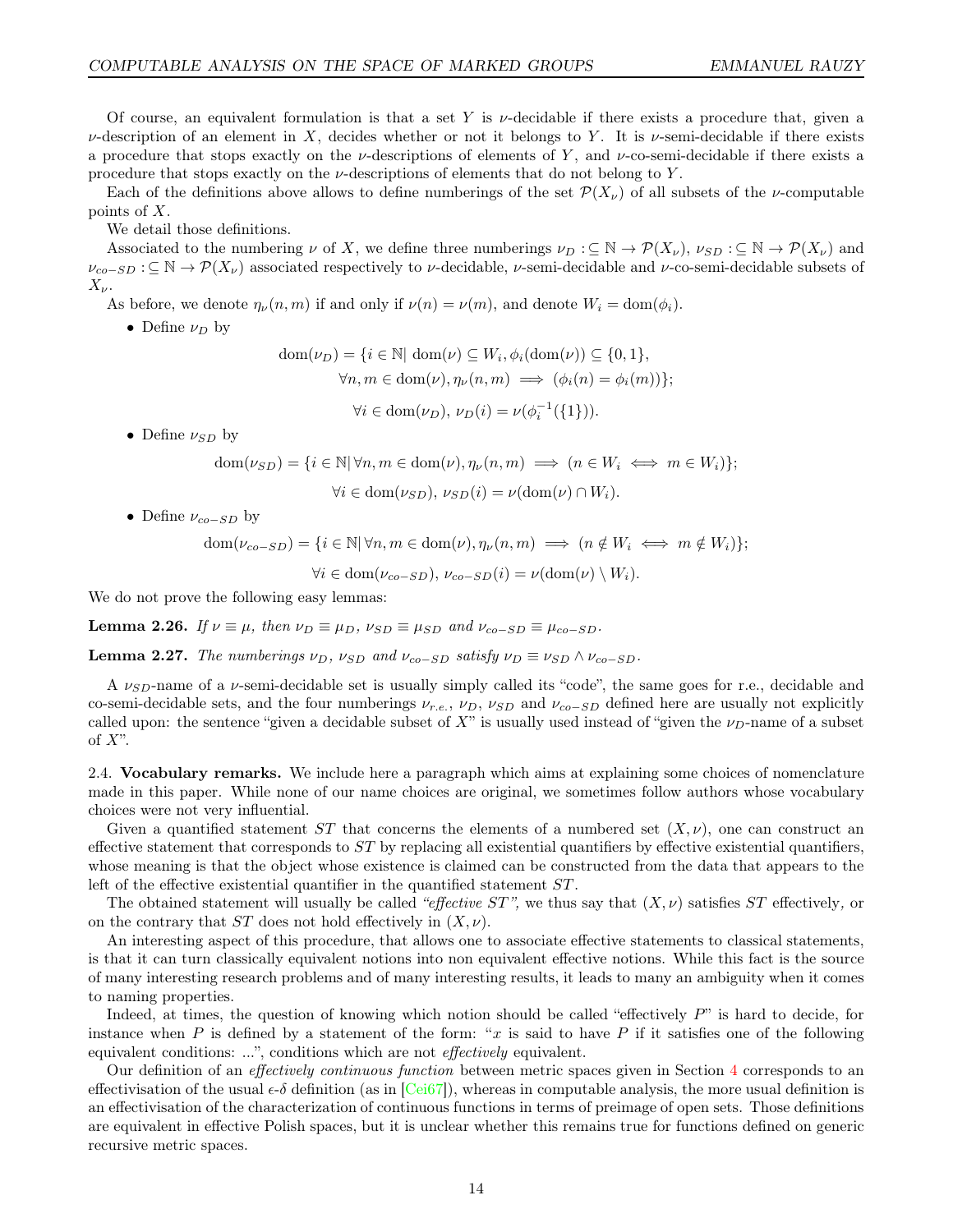Of course, an equivalent formulation is that a set $Y$ is $\nu$-decidable if there exists a procedure that, given a $\nu$-description of an element in $X$, decides whether or not it belongs to $Y$. It is $\nu$-semi-decidable if there exists a procedure that stops exactly on the $\nu$-descriptions of elements of $Y$, and $\nu$-co-semi-decidable if there exists a procedure that stops exactly on the $\nu$-descriptions of elements that do not belong to $Y$.

Each of the definitions above allows to define numberings of the set $\mathcal{P}(X_\nu)$ of all subsets of the $\nu$-computable points of $X$.

We detail those definitions.

Associated to the numbering $\nu$ of $X$, we define three numberings $\nu_D :\subseteq \mathbb{N} \to \mathcal{P}(X_\nu)$, $\nu_{SD} :\subseteq \mathbb{N} \to \mathcal{P}(X_\nu)$ and $\nu_{co-SD} :\subseteq \mathbb{N} \to \mathcal{P}(X_\nu)$ associated respectively to $\nu$-decidable, $\nu$-semi-decidable and $\nu$-co-semi-decidable subsets of $X_\nu$.

As before, we denote $\eta_\nu(n, m)$ if and only if $\nu(n) = \nu(m)$, and denote $W_i = \text{dom}(\phi_i)$.

- Define $\nu_D$ by

$$\text{dom}(\nu_D) = \{i \in \mathbb{N} |\ \text{dom}(\nu) \subseteq W_i, \phi_i(\text{dom}(\nu)) \subseteq \{0, 1\},$$
$$\forall n, m \in \text{dom}(\nu), \eta_\nu(n, m) \implies (\phi_i(n) = \phi_i(m))\};$$
$$\forall i \in \text{dom}(\nu_D),\ \nu_D(i) = \nu(\phi_i^{-1}(\{1\})).$$

- Define $\nu_{SD}$ by

$$\text{dom}(\nu_{SD}) = \{i \in \mathbb{N} |\ \forall n, m \in \text{dom}(\nu), \eta_\nu(n, m) \implies (n \in W_i \iff m \in W_i)\};$$
$$\forall i \in \text{dom}(\nu_{SD}),\ \nu_{SD}(i) = \nu(\text{dom}(\nu) \cap W_i).$$

- Define $\nu_{co-SD}$ by

$$\text{dom}(\nu_{co-SD}) = \{i \in \mathbb{N} |\ \forall n, m \in \text{dom}(\nu), \eta_\nu(n, m) \implies (n \notin W_i \iff m \notin W_i)\};$$
$$\forall i \in \text{dom}(\nu_{co-SD}),\ \nu_{co-SD}(i) = \nu(\text{dom}(\nu) \setminus W_i).$$

We do not prove the following easy lemmas:

**Lemma 2.26.** *If $\nu \equiv \mu$, then $\nu_D \equiv \mu_D$, $\nu_{SD} \equiv \mu_{SD}$ and $\nu_{co-SD} \equiv \mu_{co-SD}$.*

**Lemma 2.27.** *The numberings $\nu_D$, $\nu_{SD}$ and $\nu_{co-SD}$ satisfy $\nu_D \equiv \nu_{SD} \wedge \nu_{co-SD}$.*

A $\nu_{SD}$-name of a $\nu$-semi-decidable set is usually simply called its "code", the same goes for r.e., decidable and co-semi-decidable sets, and the four numberings $\nu_{r.e.}$, $\nu_D$, $\nu_{SD}$ and $\nu_{co-SD}$ defined here are usually not explicitly called upon: the sentence "given a decidable subset of $X$" is usually used instead of "given the $\nu_D$-name of a subset of $X$".

## 2.4. Vocabulary remarks.

We include here a paragraph which aims at explaining some choices of nomenclature made in this paper. While none of our name choices are original, we sometimes follow authors whose vocabulary choices were not very influential.

Given a quantified statement $ST$ that concerns the elements of a numbered set $(X, \nu)$, one can construct an effective statement that corresponds to $ST$ by replacing all existential quantifiers by effective existential quantifiers, whose meaning is that the object whose existence is claimed can be constructed from the data that appears to the left of the effective existential quantifier in the quantified statement $ST$.

The obtained statement will usually be called *"effective $ST$"*, we thus say that $(X, \nu)$ satisfies $ST$ effectively*,* or on the contrary that $ST$ does not hold effectively in $(X, \nu)$.

An interesting aspect of this procedure, that allows one to associate effective statements to classical statements, is that it can turn classically equivalent notions into non equivalent effective notions. While this fact is the source of many interesting research problems and of many interesting results, it leads to many an ambiguity when it comes to naming properties.

Indeed, at times, the question of knowing which notion should be called "effectively $P$" is hard to decide, for instance when $P$ is defined by a statement of the form: "$x$ is said to have $P$ if it satisfies one of the following equivalent conditions: ...", conditions which are not *effectively* equivalent.

Our definition of an *effectively continuous function* between metric spaces given in Section 4 corresponds to an effectivisation of the usual $\epsilon$-$\delta$ definition (as in [Cei67]), whereas in computable analysis, the more usual definition is an effectivisation of the characterization of continuous functions in terms of preimage of open sets. Those definitions are equivalent in effective Polish spaces, but it is unclear whether this remains true for functions defined on generic recursive metric spaces.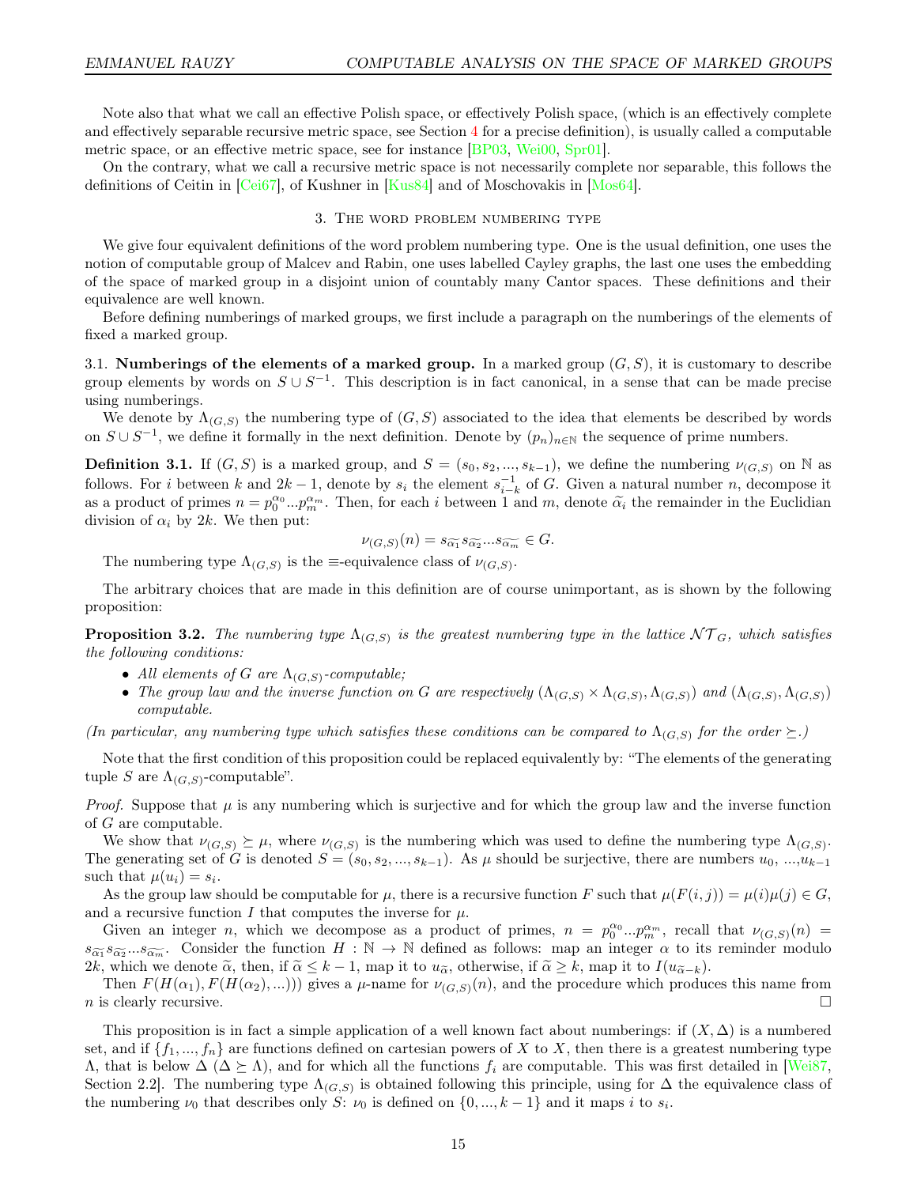Note also that what we call an effective Polish space, or effectively Polish space, (which is an effectively complete and effectively separable recursive metric space, see Section 4 for a precise definition), is usually called a computable metric space, or an effective metric space, see for instance [BP03, Wei00, Spr01].

On the contrary, what we call a recursive metric space is not necessarily complete nor separable, this follows the definitions of Ceitin in [Cei67], of Kushner in [Kus84] and of Moschovakis in [Mos64].

## 3. The word problem numbering type

We give four equivalent definitions of the word problem numbering type. One is the usual definition, one uses the notion of computable group of Malcev and Rabin, one uses labelled Cayley graphs, the last one uses the embedding of the space of marked group in a disjoint union of countably many Cantor spaces. These definitions and their equivalence are well known.

Before defining numberings of marked groups, we first include a paragraph on the numberings of the elements of fixed a marked group.

### 3.1. Numberings of the elements of a marked group.

In a marked group $(G, S)$, it is customary to describe group elements by words on $S \cup S^{-1}$. This description is in fact canonical, in a sense that can be made precise using numberings.

We denote by $\Lambda_{(G,S)}$ the numbering type of $(G, S)$ associated to the idea that elements be described by words on $S \cup S^{-1}$, we define it formally in the next definition. Denote by $(p_n)_{n\in\mathbb{N}}$ the sequence of prime numbers.

**Definition 3.1.** If $(G, S)$ is a marked group, and $S = (s_0, s_2, ..., s_{k-1})$, we define the numbering $\nu_{(G,S)}$ on $\mathbb{N}$ as follows. For $i$ between $k$ and $2k - 1$, denote by $s_i$ the element $s_{i-k}^{-1}$ of $G$. Given a natural number $n$, decompose it as a product of primes $n = p_0^{\alpha_0}...p_m^{\alpha_m}$. Then, for each $i$ between 1 and $m$, denote $\widetilde{\alpha_i}$ the remainder in the Euclidian division of $\alpha_i$ by $2k$. We then put:

$$\nu_{(G,S)}(n) = s_{\widetilde{\alpha_1}} s_{\widetilde{\alpha_2}} ... s_{\widetilde{\alpha_m}} \in G.$$

The numbering type $\Lambda_{(G,S)}$ is the $\equiv$-equivalence class of $\nu_{(G,S)}$.

The arbitrary choices that are made in this definition are of course unimportant, as is shown by the following proposition:

**Proposition 3.2.** *The numbering type $\Lambda_{(G,S)}$ is the greatest numbering type in the lattice $\mathcal{NT}_G$, which satisfies the following conditions:*

- *All elements of $G$ are $\Lambda_{(G,S)}$-computable;*
- *The group law and the inverse function on $G$ are respectively $(\Lambda_{(G,S)} \times \Lambda_{(G,S)}, \Lambda_{(G,S)})$ and $(\Lambda_{(G,S)}, \Lambda_{(G,S)})$ computable.*

*(In particular, any numbering type which satisfies these conditions can be compared to $\Lambda_{(G,S)}$ for the order $\succeq$.)*

Note that the first condition of this proposition could be replaced equivalently by: "The elements of the generating tuple $S$ are $\Lambda_{(G,S)}$-computable".

*Proof.* Suppose that $\mu$ is any numbering which is surjective and for which the group law and the inverse function of $G$ are computable.

We show that $\nu_{(G,S)} \succeq \mu$, where $\nu_{(G,S)}$ is the numbering which was used to define the numbering type $\Lambda_{(G,S)}$. The generating set of $G$ is denoted $S = (s_0, s_2, ..., s_{k-1})$. As $\mu$ should be surjective, there are numbers $u_0$, ...,$u_{k-1}$ such that $\mu(u_i) = s_i$.

As the group law should be computable for $\mu$, there is a recursive function $F$ such that $\mu(F(i, j)) = \mu(i)\mu(j) \in G$, and a recursive function $I$ that computes the inverse for $\mu$.

Given an integer $n$, which we decompose as a product of primes, $n = p_0^{\alpha_0}...p_m^{\alpha_m}$, recall that $\nu_{(G,S)}(n) = s_{\widetilde{\alpha_1}} s_{\widetilde{\alpha_2}} ... s_{\widetilde{\alpha_m}}$. Consider the function $H : \mathbb{N} \to \mathbb{N}$ defined as follows: map an integer $\alpha$ to its reminder modulo $2k$, which we denote $\widetilde{\alpha}$, then, if $\widetilde{\alpha} \leq k - 1$, map it to $u_{\widetilde{\alpha}}$, otherwise, if $\widetilde{\alpha} \geq k$, map it to $I(u_{\widetilde{\alpha}-k})$.

Then $F(H(\alpha_1), F(H(\alpha_2), ...)))$ gives a $\mu$-name for $\nu_{(G,S)}(n)$, and the procedure which produces this name from $n$ is clearly recursive. $\square$

This proposition is in fact a simple application of a well known fact about numberings: if $(X, \Delta)$ is a numbered set, and if $\{f_1, ..., f_n\}$ are functions defined on cartesian powers of $X$ to $X$, then there is a greatest numbering type $\Lambda$, that is below $\Delta$ ($\Delta \succeq \Lambda$), and for which all the functions $f_i$ are computable. This was first detailed in [Wei87, Section 2.2]. The numbering type $\Lambda_{(G,S)}$ is obtained following this principle, using for $\Delta$ the equivalence class of the numbering $\nu_0$ that describes only $S$: $\nu_0$ is defined on $\{0, ..., k - 1\}$ and it maps $i$ to $s_i$.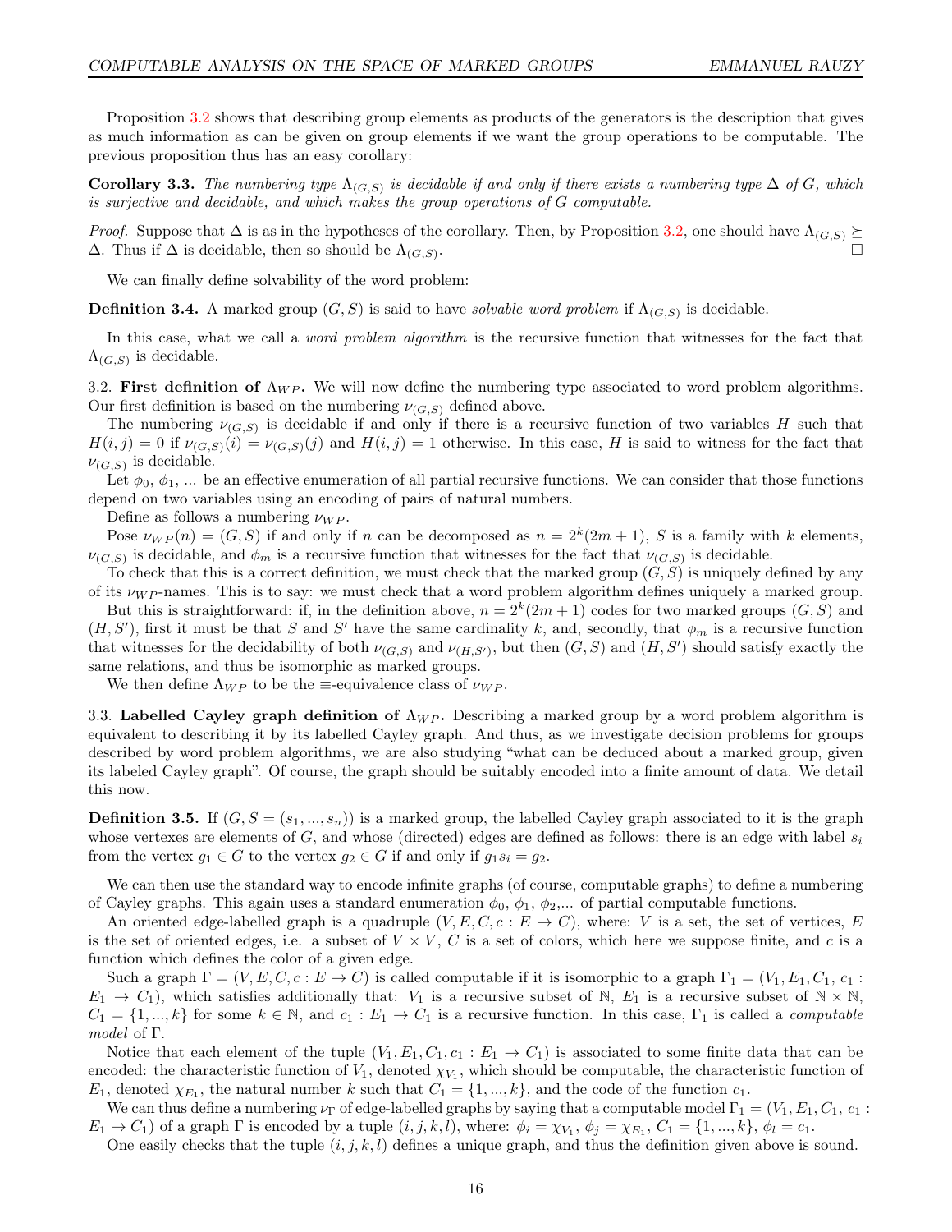Proposition 3.2 shows that describing group elements as products of the generators is the description that gives as much information as can be given on group elements if we want the group operations to be computable. The previous proposition thus has an easy corollary:

**Corollary 3.3.** *The numbering type $\Lambda_{(G,S)}$ is decidable if and only if there exists a numbering type $\Delta$ of $G$, which is surjective and decidable, and which makes the group operations of $G$ computable.*

*Proof.* Suppose that $\Delta$ is as in the hypotheses of the corollary. Then, by Proposition 3.2, one should have $\Lambda_{(G,S)} \succeq \Delta$. Thus if $\Delta$ is decidable, then so should be $\Lambda_{(G,S)}$. □

We can finally define solvability of the word problem:

**Definition 3.4.** A marked group $(G, S)$ is said to have *solvable word problem* if $\Lambda_{(G,S)}$ is decidable.

In this case, what we call a *word problem algorithm* is the recursive function that witnesses for the fact that $\Lambda_{(G,S)}$ is decidable.

3.2. **First definition of $\Lambda_{WP}$.** We will now define the numbering type associated to word problem algorithms. Our first definition is based on the numbering $\nu_{(G,S)}$ defined above.

The numbering $\nu_{(G,S)}$ is decidable if and only if there is a recursive function of two variables $H$ such that $H(i, j) = 0$ if $\nu_{(G,S)}(i) = \nu_{(G,S)}(j)$ and $H(i, j) = 1$ otherwise. In this case, $H$ is said to witness for the fact that $\nu_{(G,S)}$ is decidable.

Let $\phi_0$, $\phi_1$, ... be an effective enumeration of all partial recursive functions. We can consider that those functions depend on two variables using an encoding of pairs of natural numbers.

Define as follows a numbering $\nu_{WP}$.

Pose $\nu_{WP}(n) = (G, S)$ if and only if $n$ can be decomposed as $n = 2^k(2m + 1)$, $S$ is a family with $k$ elements, $\nu_{(G,S)}$ is decidable, and $\phi_m$ is a recursive function that witnesses for the fact that $\nu_{(G,S)}$ is decidable.

To check that this is a correct definition, we must check that the marked group $(G, S)$ is uniquely defined by any of its $\nu_{WP}$-names. This is to say: we must check that a word problem algorithm defines uniquely a marked group.

But this is straightforward: if, in the definition above, $n = 2^k(2m + 1)$ codes for two marked groups $(G, S)$ and $(H, S')$, first it must be that $S$ and $S'$ have the same cardinality $k$, and, secondly, that $\phi_m$ is a recursive function that witnesses for the decidability of both $\nu_{(G,S)}$ and $\nu_{(H,S')}$, but then $(G, S)$ and $(H, S')$ should satisfy exactly the same relations, and thus be isomorphic as marked groups.

We then define $\Lambda_{WP}$ to be the $\equiv$-equivalence class of $\nu_{WP}$.

3.3. **Labelled Cayley graph definition of $\Lambda_{WP}$.** Describing a marked group by a word problem algorithm is equivalent to describing it by its labelled Cayley graph. And thus, as we investigate decision problems for groups described by word problem algorithms, we are also studying "what can be deduced about a marked group, given its labeled Cayley graph". Of course, the graph should be suitably encoded into a finite amount of data. We detail this now.

**Definition 3.5.** If $(G, S = (s_1, ..., s_n))$ is a marked group, the labelled Cayley graph associated to it is the graph whose vertexes are elements of $G$, and whose (directed) edges are defined as follows: there is an edge with label $s_i$ from the vertex $g_1 \in G$ to the vertex $g_2 \in G$ if and only if $g_1 s_i = g_2$.

We can then use the standard way to encode infinite graphs (of course, computable graphs) to define a numbering of Cayley graphs. This again uses a standard enumeration $\phi_0$, $\phi_1$, $\phi_2$,... of partial computable functions.

An oriented edge-labelled graph is a quadruple $(V, E, C, c : E \to C)$, where: $V$ is a set, the set of vertices, $E$ is the set of oriented edges, i.e. a subset of $V \times V$, $C$ is a set of colors, which here we suppose finite, and $c$ is a function which defines the color of a given edge.

Such a graph $\Gamma = (V, E, C, c : E \to C)$ is called computable if it is isomorphic to a graph $\Gamma_1 = (V_1, E_1, C_1, c_1 : E_1 \to C_1)$, which satisfies additionally that: $V_1$ is a recursive subset of $\mathbb{N}$, $E_1$ is a recursive subset of $\mathbb{N} \times \mathbb{N}$, $C_1 = \{1, ..., k\}$ for some $k \in \mathbb{N}$, and $c_1 : E_1 \to C_1$ is a recursive function. In this case, $\Gamma_1$ is called a *computable model* of $\Gamma$.

Notice that each element of the tuple $(V_1, E_1, C_1, c_1 : E_1 \to C_1)$ is associated to some finite data that can be encoded: the characteristic function of $V_1$, denoted $\chi_{V_1}$, which should be computable, the characteristic function of $E_1$, denoted $\chi_{E_1}$, the natural number $k$ such that $C_1 = \{1, ..., k\}$, and the code of the function $c_1$.

We can thus define a numbering $\nu_\Gamma$ of edge-labelled graphs by saying that a computable model $\Gamma_1 = (V_1, E_1, C_1, c_1 : E_1 \to C_1)$ of a graph $\Gamma$ is encoded by a tuple $(i, j, k, l)$, where: $\phi_i = \chi_{V_1}$, $\phi_j = \chi_{E_1}$, $C_1 = \{1, ..., k\}$, $\phi_l = c_1$.

One easily checks that the tuple $(i, j, k, l)$ defines a unique graph, and thus the definition given above is sound.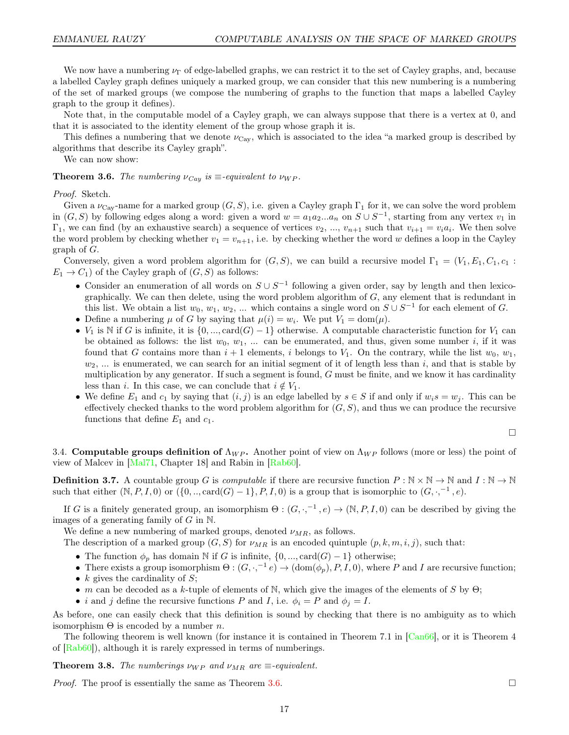We now have a numbering $\nu_\Gamma$ of edge-labelled graphs, we can restrict it to the set of Cayley graphs, and, because a labelled Cayley graph defines uniquely a marked group, we can consider that this new numbering is a numbering of the set of marked groups (we compose the numbering of graphs to the function that maps a labelled Cayley graph to the group it defines).

Note that, in the computable model of a Cayley graph, we can always suppose that there is a vertex at 0, and that it is associated to the identity element of the group whose graph it is.

This defines a numbering that we denote $\nu_{\text{Cay}}$, which is associated to the idea "a marked group is described by algorithms that describe its Cayley graph".

We can now show:

**Theorem 3.6.** *The numbering $\nu_{Cay}$ is $\equiv$-equivalent to $\nu_{WP}$.*

*Proof.* Sketch.

Given a $\nu_{\text{Cay}}$-name for a marked group $(G, S)$, i.e. given a Cayley graph $\Gamma_1$ for it, we can solve the word problem in $(G, S)$ by following edges along a word: given a word $w = a_1a_2...a_n$ on $S \cup S^{-1}$, starting from any vertex $v_1$ in $\Gamma_1$, we can find (by an exhaustive search) a sequence of vertices $v_2$, ..., $v_{n+1}$ such that $v_{i+1} = v_i a_i$. We then solve the word problem by checking whether $v_1 = v_{n+1}$, i.e. by checking whether the word $w$ defines a loop in the Cayley graph of $G$.

Conversely, given a word problem algorithm for $(G, S)$, we can build a recursive model $\Gamma_1 = (V_1, E_1, C_1, c_1 : E_1 \to C_1)$ of the Cayley graph of $(G, S)$ as follows:

- Consider an enumeration of all words on $S \cup S^{-1}$ following a given order, say by length and then lexicographically. We can then delete, using the word problem algorithm of $G$, any element that is redundant in this list. We obtain a list $w_0$, $w_1$, $w_2$, ... which contains a single word on $S \cup S^{-1}$ for each element of $G$.
- Define a numbering $\mu$ of $G$ by saying that $\mu(i) = w_i$. We put $V_1 = \text{dom}(\mu)$.
- $V_1$ is $\mathbb{N}$ if $G$ is infinite, it is $\{0, ..., \text{card}(G) - 1\}$ otherwise. A computable characteristic function for $V_1$ can be obtained as follows: the list $w_0$, $w_1$, ... can be enumerated, and thus, given some number $i$, if it was found that $G$ contains more than $i + 1$ elements, $i$ belongs to $V_1$. On the contrary, while the list $w_0$, $w_1$, $w_2$, ... is enumerated, we can search for an initial segment of it of length less than $i$, and that is stable by multiplication by any generator. If such a segment is found, $G$ must be finite, and we know it has cardinality less than $i$. In this case, we can conclude that $i \notin V_1$.
- We define $E_1$ and $c_1$ by saying that $(i, j)$ is an edge labelled by $s \in S$ if and only if $w_i s = w_j$. This can be effectively checked thanks to the word problem algorithm for $(G, S)$, and thus we can produce the recursive functions that define $E_1$ and $c_1$.

$\square$

3.4. **Computable groups definition of $\Lambda_{WP}$.** Another point of view on $\Lambda_{WP}$ follows (more or less) the point of view of Malcev in [Mal71, Chapter 18] and Rabin in [Rab60].

**Definition 3.7.** A countable group $G$ is *computable* if there are recursive function $P : \mathbb{N} \times \mathbb{N} \to \mathbb{N}$ and $I : \mathbb{N} \to \mathbb{N}$ such that either $(\mathbb{N}, P, I, 0)$ or $(\{0, .., \text{card}(G) - 1\}, P, I, 0)$ is a group that is isomorphic to $(G, \cdot, ^{-1}, e)$.

If $G$ is a finitely generated group, an isomorphism $\Theta : (G, \cdot, ^{-1}, e) \to (\mathbb{N}, P, I, 0)$ can be described by giving the images of a generating family of $G$ in $\mathbb{N}$.

We define a new numbering of marked groups, denoted $\nu_{MR}$, as follows.

The description of a marked group $(G, S)$ for $\nu_{MR}$ is an encoded quintuple $(p, k, m, i, j)$, such that:

- The function $\phi_p$ has domain $\mathbb{N}$ if $G$ is infinite, $\{0, ..., \text{card}(G) - 1\}$ otherwise;
- There exists a group isomorphism $\Theta : (G, \cdot, ^{-1} e) \to (\text{dom}(\phi_p), P, I, 0)$, where $P$ and $I$ are recursive function;
- $k$ gives the cardinality of $S$;
- $m$ can be decoded as a $k$-tuple of elements of $\mathbb{N}$, which give the images of the elements of $S$ by $\Theta$;
- $i$ and $j$ define the recursive functions $P$ and $I$, i.e. $\phi_i = P$ and $\phi_j = I$.

As before, one can easily check that this definition is sound by checking that there is no ambiguity as to which isomorphism $\Theta$ is encoded by a number $n$.

The following theorem is well known (for instance it is contained in Theorem 7.1 in [Can66], or it is Theorem 4 of [Rab60]), although it is rarely expressed in terms of numberings.

**Theorem 3.8.** *The numberings $\nu_{WP}$ and $\nu_{MR}$ are $\equiv$-equivalent.*

*Proof.* The proof is essentially the same as Theorem 3.6. $\square$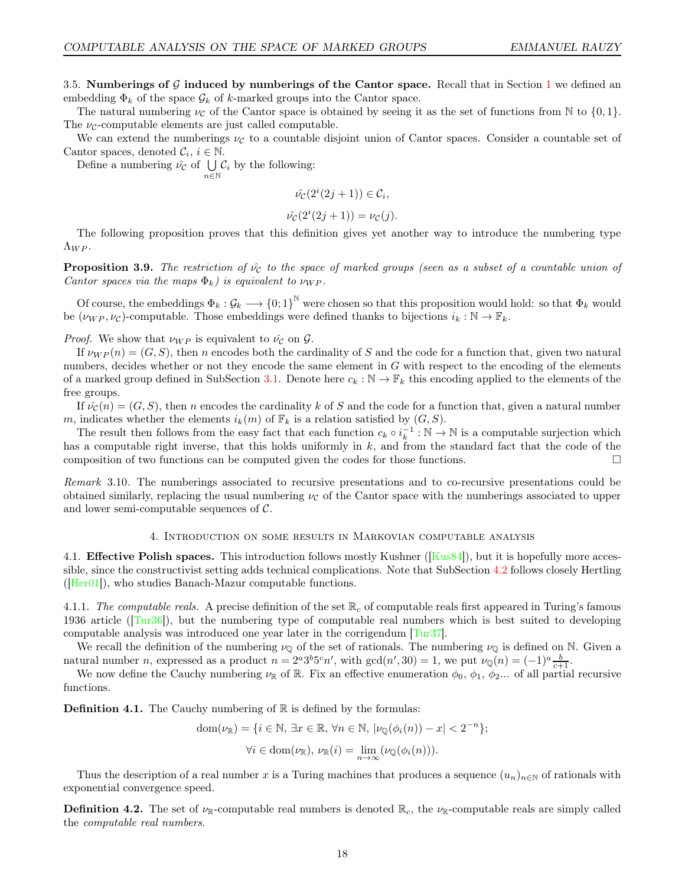3.5. **Numberings of $\mathcal{G}$ induced by numberings of the Cantor space.** Recall that in Section 1 we defined an embedding $\Phi_k$ of the space $\mathcal{G}_k$ of $k$-marked groups into the Cantor space.

The natural numbering $\nu_\mathcal{C}$ of the Cantor space is obtained by seeing it as the set of functions from $\mathbb{N}$ to $\{0,1\}$. The $\nu_\mathcal{C}$-computable elements are just called computable.

We can extend the numberings $\nu_\mathcal{C}$ to a countable disjoint union of Cantor spaces. Consider a countable set of Cantor spaces, denoted $\mathcal{C}_i$, $i \in \mathbb{N}$.

Define a numbering $\hat{\nu_\mathcal{C}}$ of $\bigcup_{n\in\mathbb{N}} \mathcal{C}_i$ by the following:

$$\hat{\nu_\mathcal{C}}(2^i(2j+1)) \in \mathcal{C}_i,$$

$$\hat{\nu_\mathcal{C}}(2^i(2j+1)) = \nu_\mathcal{C}(j).$$

The following proposition proves that this definition gives yet another way to introduce the numbering type $\Lambda_{WP}$.

**Proposition 3.9.** *The restriction of $\hat{\nu_\mathcal{C}}$ to the space of marked groups (seen as a subset of a countable union of Cantor spaces via the maps $\Phi_k$) is equivalent to $\nu_{WP}$.*

Of course, the embeddings $\Phi_k : \mathcal{G}_k \longrightarrow \{0;1\}^\mathbb{N}$ were chosen so that this proposition would hold: so that $\Phi_k$ would be $(\nu_{WP}, \nu_\mathcal{C})$-computable. Those embeddings were defined thanks to bijections $i_k : \mathbb{N} \to \mathbb{F}_k$.

*Proof.* We show that $\nu_{WP}$ is equivalent to $\hat{\nu_\mathcal{C}}$ on $\mathcal{G}$.

If $\nu_{WP}(n) = (G,S)$, then $n$ encodes both the cardinality of $S$ and the code for a function that, given two natural numbers, decides whether or not they encode the same element in $G$ with respect to the encoding of the elements of a marked group defined in SubSection 3.1. Denote here $c_k : \mathbb{N} \to \mathbb{F}_k$ this encoding applied to the elements of the free groups.

If $\hat{\nu_\mathcal{C}}(n) = (G,S)$, then $n$ encodes the cardinality $k$ of $S$ and the code for a function that, given a natural number $m$, indicates whether the elements $i_k(m)$ of $\mathbb{F}_k$ is a relation satisfied by $(G,S)$.

The result then follows from the easy fact that each function $c_k \circ i_k^{-1} : \mathbb{N} \to \mathbb{N}$ is a computable surjection which has a computable right inverse, that this holds uniformly in $k$, and from the standard fact that the code of the composition of two functions can be computed given the codes for those functions. □

*Remark* 3.10. The numberings associated to recursive presentations and to co-recursive presentations could be obtained similarly, replacing the usual numbering $\nu_\mathcal{C}$ of the Cantor space with the numberings associated to upper and lower semi-computable sequences of $\mathcal{C}$.

## 4. Introduction on some results in Markovian computable analysis

4.1. **Effective Polish spaces.** This introduction follows mostly Kushner ([Kus84]), but it is hopefully more accessible, since the constructivist setting adds technical complications. Note that SubSection 4.2 follows closely Hertling ([Her01]), who studies Banach-Mazur computable functions.

4.1.1. *The computable reals.* A precise definition of the set $\mathbb{R}_c$ of computable reals first appeared in Turing's famous 1936 article ([Tur36]), but the numbering type of computable real numbers which is best suited to developing computable analysis was introduced one year later in the corrigendum [Tur37].

We recall the definition of the numbering $\nu_\mathbb{Q}$ of the set of rationals. The numbering $\nu_\mathbb{Q}$ is defined on $\mathbb{N}$. Given a natural number $n$, expressed as a product $n = 2^a 3^b 5^c n'$, with $\gcd(n', 30) = 1$, we put $\nu_\mathbb{Q}(n) = (-1)^a \frac{b}{c+1}$.

We now define the Cauchy numbering $\nu_\mathbb{R}$ of $\mathbb{R}$. Fix an effective enumeration $\phi_0$, $\phi_1$, $\phi_2$... of all partial recursive functions.

**Definition 4.1.** The Cauchy numbering of $\mathbb{R}$ is defined by the formulas:

$$\mathrm{dom}(\nu_\mathbb{R}) = \{i \in \mathbb{N}, \ \exists x \in \mathbb{R}, \ \forall n \in \mathbb{N}, \ |\nu_\mathbb{Q}(\phi_i(n)) - x| < 2^{-n}\};$$

$$\forall i \in \mathrm{dom}(\nu_\mathbb{R}), \ \nu_\mathbb{R}(i) = \lim_{n\to\infty} (\nu_\mathbb{Q}(\phi_i(n))).$$

Thus the description of a real number $x$ is a Turing machines that produces a sequence $(u_n)_{n\in\mathbb{N}}$ of rationals with exponential convergence speed.

**Definition 4.2.** The set of $\nu_\mathbb{R}$-computable real numbers is denoted $\mathbb{R}_c$, the $\nu_\mathbb{R}$-computable reals are simply called the *computable real numbers.*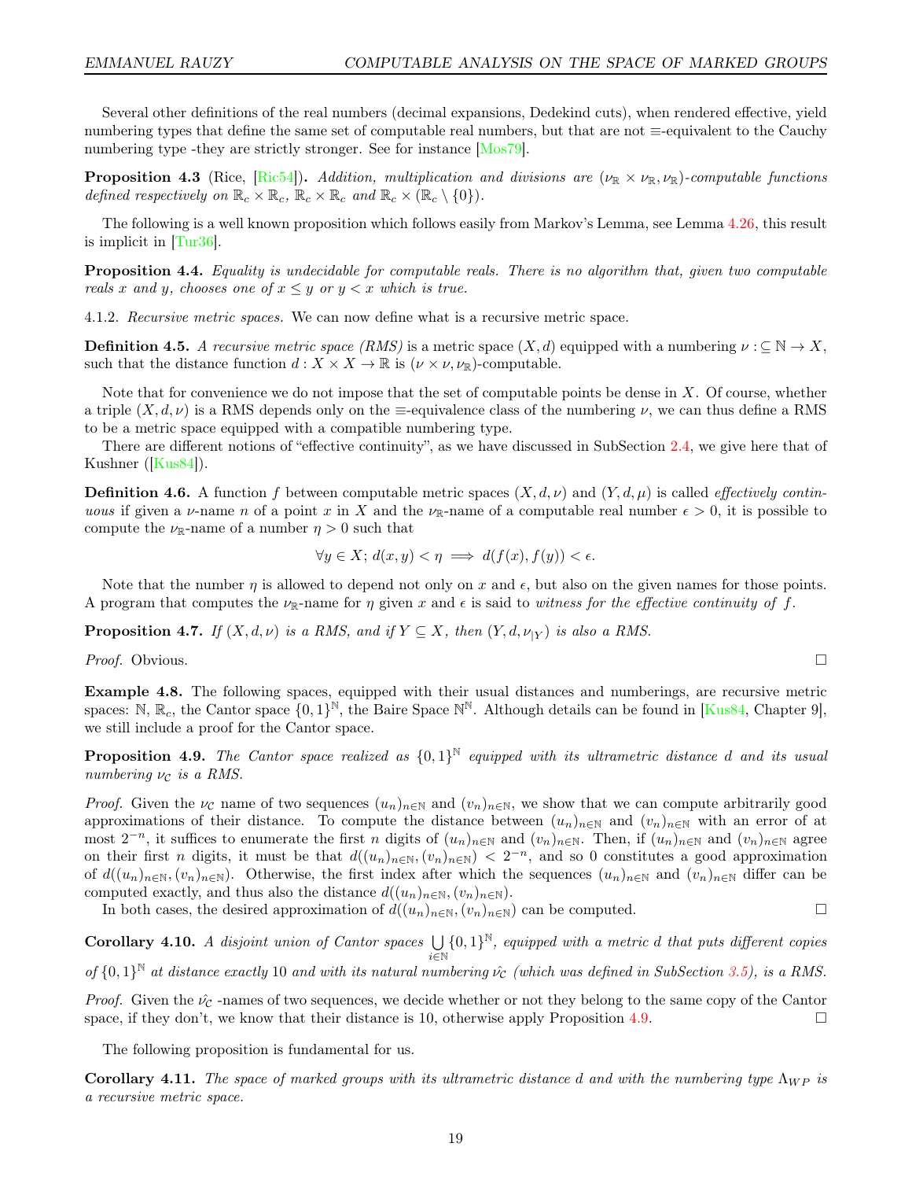Several other definitions of the real numbers (decimal expansions, Dedekind cuts), when rendered effective, yield numbering types that define the same set of computable real numbers, but that are not $\equiv$-equivalent to the Cauchy numbering type -they are strictly stronger. See for instance [Mos79].

**Proposition 4.3** (Rice, [Ric54])**.** *Addition, multiplication and divisions are $(\nu_{\mathbb{R}} \times \nu_{\mathbb{R}}, \nu_{\mathbb{R}})$-computable functions defined respectively on $\mathbb{R}_c \times \mathbb{R}_c$, $\mathbb{R}_c \times \mathbb{R}_c$ and $\mathbb{R}_c \times (\mathbb{R}_c \setminus \{0\})$.*

The following is a well known proposition which follows easily from Markov's Lemma, see Lemma 4.26, this result is implicit in [Tur36].

**Proposition 4.4.** *Equality is undecidable for computable reals. There is no algorithm that, given two computable reals $x$ and $y$, chooses one of $x \leq y$ or $y < x$ which is true.*

4.1.2. *Recursive metric spaces.* We can now define what is a recursive metric space.

**Definition 4.5.** *A recursive metric space (RMS) is a metric space $(X, d)$ equipped with a numbering $\nu :\subseteq \mathbb{N} \to X$, such that the distance function $d : X \times X \to \mathbb{R}$ is $(\nu \times \nu, \nu_{\mathbb{R}})$-computable.*

Note that for convenience we do not impose that the set of computable points be dense in $X$. Of course, whether a triple $(X, d, \nu)$ is a RMS depends only on the $\equiv$-equivalence class of the numbering $\nu$, we can thus define a RMS to be a metric space equipped with a compatible numbering type.

There are different notions of "effective continuity", as we have discussed in SubSection 2.4, we give here that of Kushner ([Kus84]).

**Definition 4.6.** A function $f$ between computable metric spaces $(X, d, \nu)$ and $(Y, d, \mu)$ is called *effectively continuous* if given a $\nu$-name $n$ of a point $x$ in $X$ and the $\nu_{\mathbb{R}}$-name of a computable real number $\epsilon > 0$, it is possible to compute the $\nu_{\mathbb{R}}$-name of a number $\eta > 0$ such that

$$\forall y \in X;\, d(x, y) < \eta \implies d(f(x), f(y)) < \epsilon.$$

Note that the number $\eta$ is allowed to depend not only on $x$ and $\epsilon$, but also on the given names for those points. A program that computes the $\nu_{\mathbb{R}}$-name for $\eta$ given $x$ and $\epsilon$ is said to *witness for the effective continuity of $f$*.

**Proposition 4.7.** *If $(X, d, \nu)$ is a RMS, and if $Y \subseteq X$, then $(Y, d, \nu_{|Y})$ is also a RMS.*

*Proof.* Obvious. $\square$

**Example 4.8.** The following spaces, equipped with their usual distances and numberings, are recursive metric spaces: $\mathbb{N}$, $\mathbb{R}_c$, the Cantor space $\{0,1\}^{\mathbb{N}}$, the Baire Space $\mathbb{N}^{\mathbb{N}}$. Although details can be found in [Kus84, Chapter 9], we still include a proof for the Cantor space.

**Proposition 4.9.** *The Cantor space realized as $\{0,1\}^{\mathbb{N}}$ equipped with its ultrametric distance $d$ and its usual numbering $\nu_{\mathcal{C}}$ is a RMS.*

*Proof.* Given the $\nu_{\mathcal{C}}$ name of two sequences $(u_n)_{n\in\mathbb{N}}$ and $(v_n)_{n\in\mathbb{N}}$, we show that we can compute arbitrarily good approximations of their distance. To compute the distance between $(u_n)_{n\in\mathbb{N}}$ and $(v_n)_{n\in\mathbb{N}}$ with an error of at most $2^{-n}$, it suffices to enumerate the first $n$ digits of $(u_n)_{n\in\mathbb{N}}$ and $(v_n)_{n\in\mathbb{N}}$. Then, if $(u_n)_{n\in\mathbb{N}}$ and $(v_n)_{n\in\mathbb{N}}$ agree on their first $n$ digits, it must be that $d((u_n)_{n\in\mathbb{N}}, (v_n)_{n\in\mathbb{N}}) < 2^{-n}$, and so 0 constitutes a good approximation of $d((u_n)_{n\in\mathbb{N}}, (v_n)_{n\in\mathbb{N}})$. Otherwise, the first index after which the sequences $(u_n)_{n\in\mathbb{N}}$ and $(v_n)_{n\in\mathbb{N}}$ differ can be computed exactly, and thus also the distance $d((u_n)_{n\in\mathbb{N}}, (v_n)_{n\in\mathbb{N}})$.

In both cases, the desired approximation of $d((u_n)_{n\in\mathbb{N}}, (v_n)_{n\in\mathbb{N}})$ can be computed. $\square$

**Corollary 4.10.** *A disjoint union of Cantor spaces $\bigcup_{i\in\mathbb{N}} \{0,1\}^{\mathbb{N}}$, equipped with a metric $d$ that puts different copies of $\{0,1\}^{\mathbb{N}}$ at distance exactly 10 and with its natural numbering $\hat{\nu_{\mathcal{C}}}$ (which was defined in SubSection 3.5), is a RMS.*

*Proof.* Given the $\hat{\nu_{\mathcal{C}}}$ -names of two sequences, we decide whether or not they belong to the same copy of the Cantor space, if they don't, we know that their distance is 10, otherwise apply Proposition 4.9. $\square$

The following proposition is fundamental for us.

**Corollary 4.11.** *The space of marked groups with its ultrametric distance $d$ and with the numbering type $\Lambda_{WP}$ is a recursive metric space.*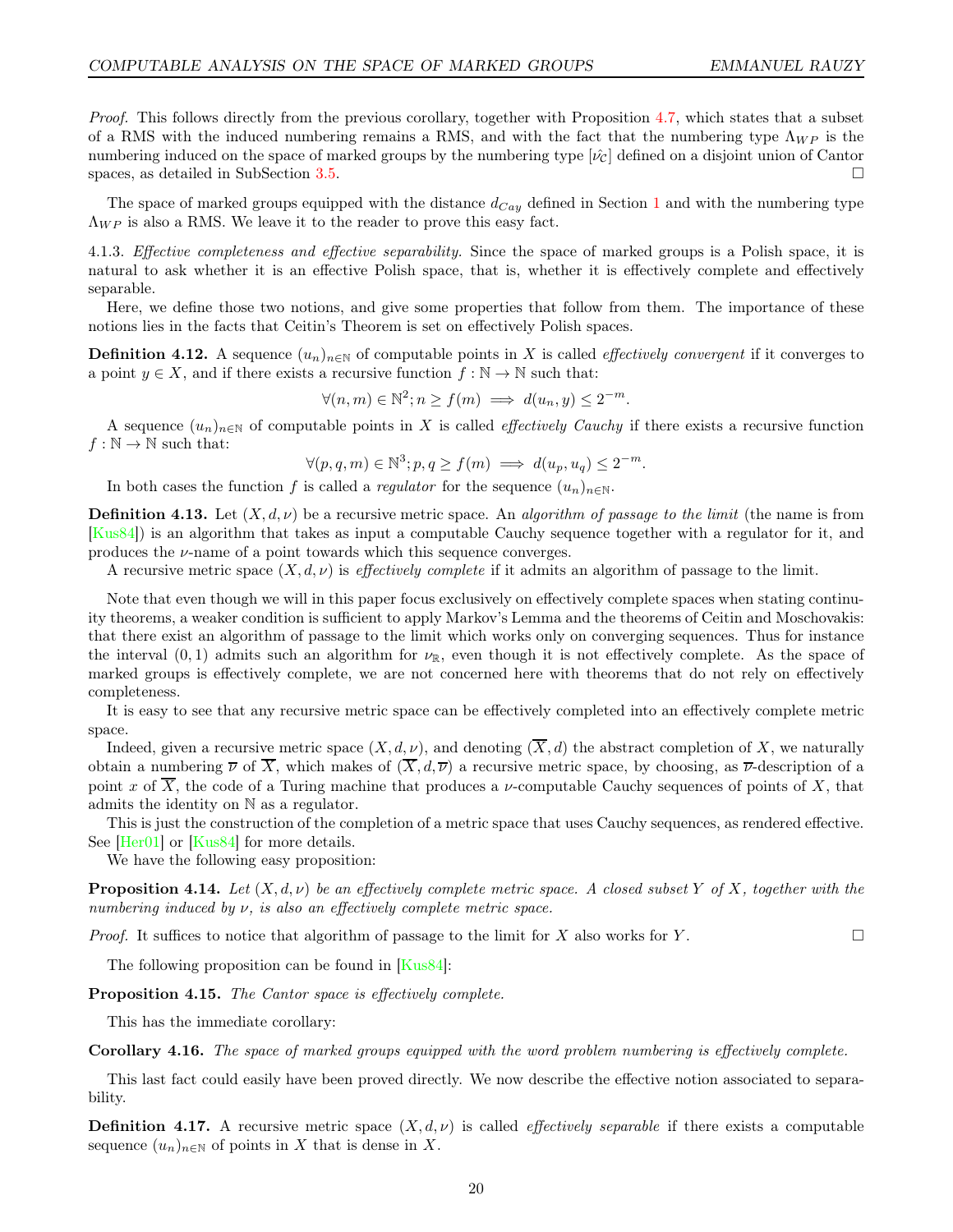*Proof.* This follows directly from the previous corollary, together with Proposition 4.7, which states that a subset of a RMS with the induced numbering remains a RMS, and with the fact that the numbering type $\Lambda_{WP}$ is the numbering induced on the space of marked groups by the numbering type $[\hat{\nu_{\mathcal{C}}}]$ defined on a disjoint union of Cantor spaces, as detailed in SubSection 3.5. □

The space of marked groups equipped with the distance $d_{Cay}$ defined in Section 1 and with the numbering type $\Lambda_{WP}$ is also a RMS. We leave it to the reader to prove this easy fact.

4.1.3. *Effective completeness and effective separability.* Since the space of marked groups is a Polish space, it is natural to ask whether it is an effective Polish space, that is, whether it is effectively complete and effectively separable.

Here, we define those two notions, and give some properties that follow from them. The importance of these notions lies in the facts that Ceitin's Theorem is set on effectively Polish spaces.

**Definition 4.12.** A sequence $(u_n)_{n\in\mathbb{N}}$ of computable points in $X$ is called *effectively convergent* if it converges to a point $y \in X$, and if there exists a recursive function $f : \mathbb{N} \to \mathbb{N}$ such that:

$$\forall (n, m) \in \mathbb{N}^2; n \geq f(m) \implies d(u_n, y) \leq 2^{-m}.$$

A sequence $(u_n)_{n\in\mathbb{N}}$ of computable points in $X$ is called *effectively Cauchy* if there exists a recursive function $f : \mathbb{N} \to \mathbb{N}$ such that:

$$\forall (p, q, m) \in \mathbb{N}^3; p, q \geq f(m) \implies d(u_p, u_q) \leq 2^{-m}.$$

In both cases the function $f$ is called a *regulator* for the sequence $(u_n)_{n\in\mathbb{N}}$.

**Definition 4.13.** Let $(X, d, \nu)$ be a recursive metric space. An *algorithm of passage to the limit* (the name is from [Kus84]) is an algorithm that takes as input a computable Cauchy sequence together with a regulator for it, and produces the $\nu$-name of a point towards which this sequence converges.

A recursive metric space $(X, d, \nu)$ is *effectively complete* if it admits an algorithm of passage to the limit.

Note that even though we will in this paper focus exclusively on effectively complete spaces when stating continuity theorems, a weaker condition is sufficient to apply Markov's Lemma and the theorems of Ceitin and Moschovakis: that there exist an algorithm of passage to the limit which works only on converging sequences. Thus for instance the interval $(0, 1)$ admits such an algorithm for $\nu_{\mathbb{R}}$, even though it is not effectively complete. As the space of marked groups is effectively complete, we are not concerned here with theorems that do not rely on effectively completeness.

It is easy to see that any recursive metric space can be effectively completed into an effectively complete metric space.

Indeed, given a recursive metric space $(X, d, \nu)$, and denoting $(\overline{X}, d)$ the abstract completion of $X$, we naturally obtain a numbering $\overline{\nu}$ of $\overline{X}$, which makes of $(\overline{X}, d, \overline{\nu})$ a recursive metric space, by choosing, as $\overline{\nu}$-description of a point $x$ of $\overline{X}$, the code of a Turing machine that produces a $\nu$-computable Cauchy sequences of points of $X$, that admits the identity on $\mathbb{N}$ as a regulator.

This is just the construction of the completion of a metric space that uses Cauchy sequences, as rendered effective. See [Her01] or [Kus84] for more details.

We have the following easy proposition:

**Proposition 4.14.** *Let $(X, d, \nu)$ be an effectively complete metric space. A closed subset $Y$ of $X$, together with the numbering induced by $\nu$, is also an effectively complete metric space.*

*Proof.* It suffices to notice that algorithm of passage to the limit for $X$ also works for $Y$. □

The following proposition can be found in [Kus84]:

**Proposition 4.15.** *The Cantor space is effectively complete.*

This has the immediate corollary:

**Corollary 4.16.** *The space of marked groups equipped with the word problem numbering is effectively complete.*

This last fact could easily have been proved directly. We now describe the effective notion associated to separability.

**Definition 4.17.** A recursive metric space $(X, d, \nu)$ is called *effectively separable* if there exists a computable sequence $(u_n)_{n\in\mathbb{N}}$ of points in $X$ that is dense in $X$.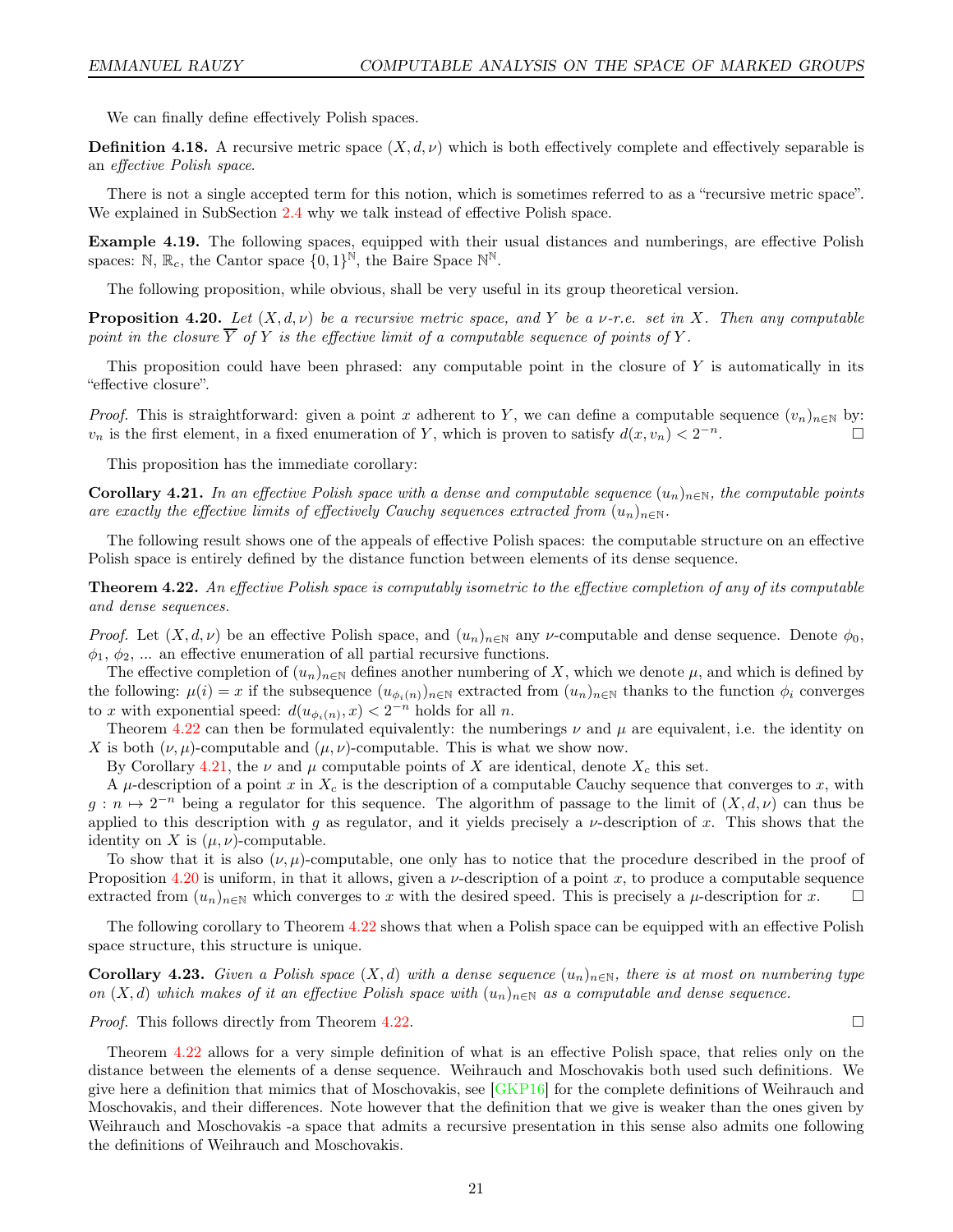We can finally define effectively Polish spaces.

**Definition 4.18.** A recursive metric space $(X, d, \nu)$ which is both effectively complete and effectively separable is an *effective Polish space*.

There is not a single accepted term for this notion, which is sometimes referred to as a "recursive metric space". We explained in SubSection 2.4 why we talk instead of effective Polish space.

**Example 4.19.** The following spaces, equipped with their usual distances and numberings, are effective Polish spaces: $\mathbb{N}$, $\mathbb{R}_c$, the Cantor space $\{0,1\}^{\mathbb{N}}$, the Baire Space $\mathbb{N}^{\mathbb{N}}$.

The following proposition, while obvious, shall be very useful in its group theoretical version.

**Proposition 4.20.** *Let $(X, d, \nu)$ be a recursive metric space, and $Y$ be a $\nu$-r.e. set in $X$. Then any computable point in the closure $\overline{Y}$ of $Y$ is the effective limit of a computable sequence of points of $Y$.*

This proposition could have been phrased: any computable point in the closure of $Y$ is automatically in its "effective closure".

*Proof.* This is straightforward: given a point $x$ adherent to $Y$, we can define a computable sequence $(v_n)_{n\in\mathbb{N}}$ by: $v_n$ is the first element, in a fixed enumeration of $Y$, which is proven to satisfy $d(x, v_n) < 2^{-n}$. □

This proposition has the immediate corollary:

**Corollary 4.21.** *In an effective Polish space with a dense and computable sequence $(u_n)_{n\in\mathbb{N}}$, the computable points are exactly the effective limits of effectively Cauchy sequences extracted from $(u_n)_{n\in\mathbb{N}}$.*

The following result shows one of the appeals of effective Polish spaces: the computable structure on an effective Polish space is entirely defined by the distance function between elements of its dense sequence.

**Theorem 4.22.** *An effective Polish space is computably isometric to the effective completion of any of its computable and dense sequences.*

*Proof.* Let $(X, d, \nu)$ be an effective Polish space, and $(u_n)_{n\in\mathbb{N}}$ any $\nu$-computable and dense sequence. Denote $\phi_0$, $\phi_1$, $\phi_2$, ... an effective enumeration of all partial recursive functions.

The effective completion of $(u_n)_{n\in\mathbb{N}}$ defines another numbering of $X$, which we denote $\mu$, and which is defined by the following: $\mu(i) = x$ if the subsequence $(u_{\phi_i(n)})_{n\in\mathbb{N}}$ extracted from $(u_n)_{n\in\mathbb{N}}$ thanks to the function $\phi_i$ converges to $x$ with exponential speed: $d(u_{\phi_i(n)}, x) < 2^{-n}$ holds for all $n$.

Theorem 4.22 can then be formulated equivalently: the numberings $\nu$ and $\mu$ are equivalent, i.e. the identity on $X$ is both $(\nu, \mu)$-computable and $(\mu, \nu)$-computable. This is what we show now.

By Corollary 4.21, the $\nu$ and $\mu$ computable points of $X$ are identical, denote $X_c$ this set.

A $\mu$-description of a point $x$ in $X_c$ is the description of a computable Cauchy sequence that converges to $x$, with $g : n \mapsto 2^{-n}$ being a regulator for this sequence. The algorithm of passage to the limit of $(X, d, \nu)$ can thus be applied to this description with $g$ as regulator, and it yields precisely a $\nu$-description of $x$. This shows that the identity on $X$ is $(\mu, \nu)$-computable.

To show that it is also $(\nu, \mu)$-computable, one only has to notice that the procedure described in the proof of Proposition 4.20 is uniform, in that it allows, given a $\nu$-description of a point $x$, to produce a computable sequence extracted from $(u_n)_{n\in\mathbb{N}}$ which converges to $x$ with the desired speed. This is precisely a $\mu$-description for $x$. □

The following corollary to Theorem 4.22 shows that when a Polish space can be equipped with an effective Polish space structure, this structure is unique.

**Corollary 4.23.** *Given a Polish space $(X, d)$ with a dense sequence $(u_n)_{n\in\mathbb{N}}$, there is at most on numbering type on $(X, d)$ which makes of it an effective Polish space with $(u_n)_{n\in\mathbb{N}}$ as a computable and dense sequence.*

*Proof.* This follows directly from Theorem 4.22. □

Theorem 4.22 allows for a very simple definition of what is an effective Polish space, that relies only on the distance between the elements of a dense sequence. Weihrauch and Moschovakis both used such definitions. We give here a definition that mimics that of Moschovakis, see [GKP16] for the complete definitions of Weihrauch and Moschovakis, and their differences. Note however that the definition that we give is weaker than the ones given by Weihrauch and Moschovakis -a space that admits a recursive presentation in this sense also admits one following the definitions of Weihrauch and Moschovakis.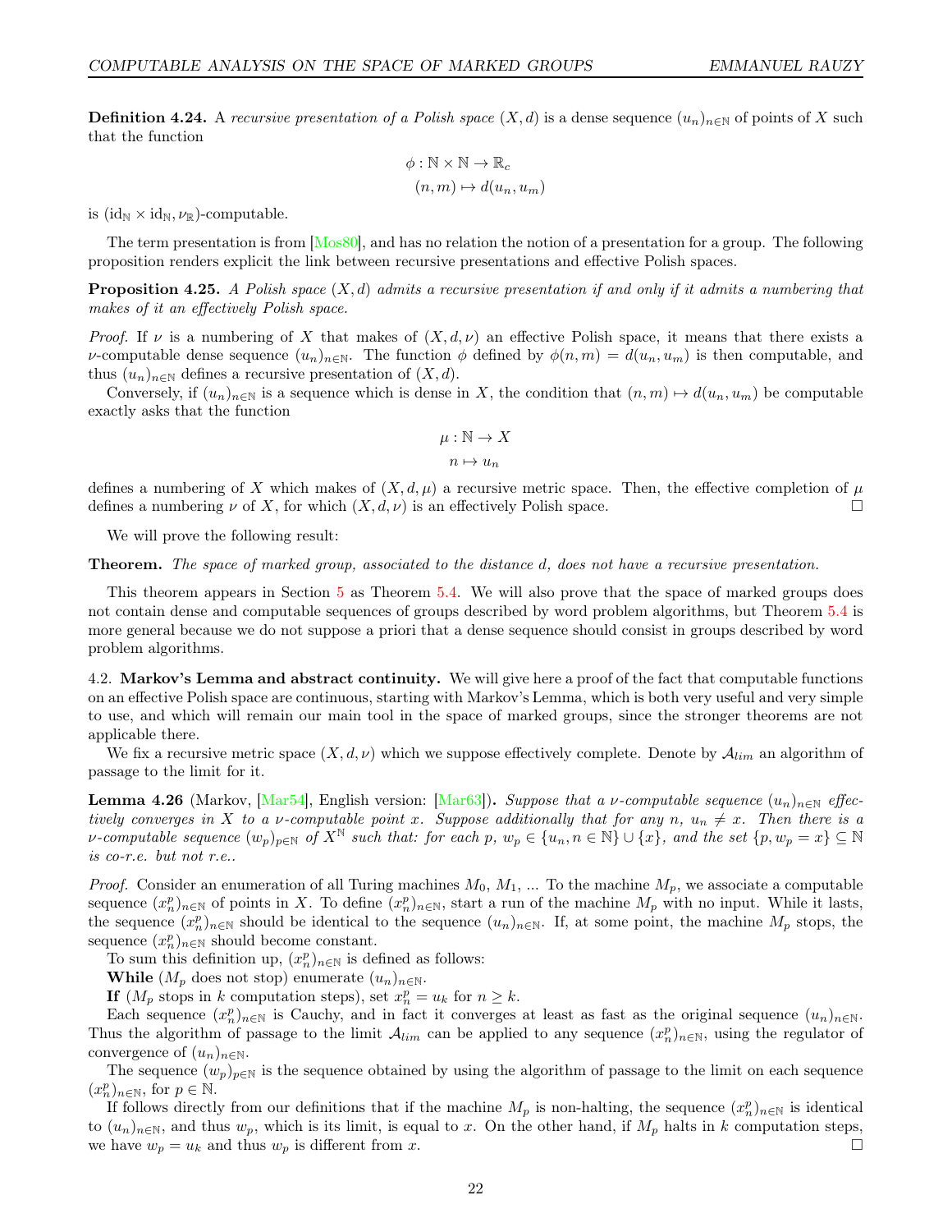**Definition 4.24.** A *recursive presentation of a Polish space* $(X, d)$ is a dense sequence $(u_n)_{n\in\mathbb{N}}$ of points of $X$ such that the function

$$\phi : \mathbb{N} \times \mathbb{N} \to \mathbb{R}_c$$
$$(n, m) \mapsto d(u_n, u_m)$$

is $(\mathrm{id}_{\mathbb{N}} \times \mathrm{id}_{\mathbb{N}}, \nu_{\mathbb{R}})$-computable.

The term presentation is from [Mos80], and has no relation the notion of a presentation for a group. The following proposition renders explicit the link between recursive presentations and effective Polish spaces.

**Proposition 4.25.** *A Polish space $(X, d)$ admits a recursive presentation if and only if it admits a numbering that makes of it an effectively Polish space.*

*Proof.* If $\nu$ is a numbering of $X$ that makes of $(X, d, \nu)$ an effective Polish space, it means that there exists a $\nu$-computable dense sequence $(u_n)_{n\in\mathbb{N}}$. The function $\phi$ defined by $\phi(n, m) = d(u_n, u_m)$ is then computable, and thus $(u_n)_{n\in\mathbb{N}}$ defines a recursive presentation of $(X, d)$.

Conversely, if $(u_n)_{n\in\mathbb{N}}$ is a sequence which is dense in $X$, the condition that $(n, m) \mapsto d(u_n, u_m)$ be computable exactly asks that the function

$$\mu : \mathbb{N} \to X$$
$$n \mapsto u_n$$

defines a numbering of $X$ which makes of $(X, d, \mu)$ a recursive metric space. Then, the effective completion of $\mu$ defines a numbering $\nu$ of $X$, for which $(X, d, \nu)$ is an effectively Polish space. □

We will prove the following result:

**Theorem.** *The space of marked group, associated to the distance $d$, does not have a recursive presentation.*

This theorem appears in Section 5 as Theorem 5.4. We will also prove that the space of marked groups does not contain dense and computable sequences of groups described by word problem algorithms, but Theorem 5.4 is more general because we do not suppose a priori that a dense sequence should consist in groups described by word problem algorithms.

4.2. **Markov's Lemma and abstract continuity.** We will give here a proof of the fact that computable functions on an effective Polish space are continuous, starting with Markov's Lemma, which is both very useful and very simple to use, and which will remain our main tool in the space of marked groups, since the stronger theorems are not applicable there.

We fix a recursive metric space $(X, d, \nu)$ which we suppose effectively complete. Denote by $\mathcal{A}_{lim}$ an algorithm of passage to the limit for it.

**Lemma 4.26** (Markov, [Mar54], English version: [Mar63])**.** *Suppose that a $\nu$-computable sequence $(u_n)_{n\in\mathbb{N}}$ effectively converges in $X$ to a $\nu$-computable point $x$. Suppose additionally that for any $n$, $u_n \neq x$. Then there is a $\nu$-computable sequence $(w_p)_{p\in\mathbb{N}}$ of $X^{\mathbb{N}}$ such that: for each $p$, $w_p \in \{u_n, n \in \mathbb{N}\} \cup \{x\}$, and the set $\{p, w_p = x\} \subseteq \mathbb{N}$ is co-r.e. but not r.e..*

*Proof.* Consider an enumeration of all Turing machines $M_0$, $M_1$, ... To the machine $M_p$, we associate a computable sequence $(x^p_n)_{n\in\mathbb{N}}$ of points in $X$. To define $(x^p_n)_{n\in\mathbb{N}}$, start a run of the machine $M_p$ with no input. While it lasts, the sequence $(x^p_n)_{n\in\mathbb{N}}$ should be identical to the sequence $(u_n)_{n\in\mathbb{N}}$. If, at some point, the machine $M_p$ stops, the sequence $(x^p_n)_{n\in\mathbb{N}}$ should become constant.

To sum this definition up, $(x^p_n)_{n\in\mathbb{N}}$ is defined as follows:

**While** ($M_p$ does not stop) enumerate $(u_n)_{n\in\mathbb{N}}$.

**If** ($M_p$ stops in $k$ computation steps), set $x^p_n = u_k$ for $n \geq k$.

Each sequence $(x^p_n)_{n\in\mathbb{N}}$ is Cauchy, and in fact it converges at least as fast as the original sequence $(u_n)_{n\in\mathbb{N}}$. Thus the algorithm of passage to the limit $\mathcal{A}_{lim}$ can be applied to any sequence $(x^p_n)_{n\in\mathbb{N}}$, using the regulator of convergence of $(u_n)_{n\in\mathbb{N}}$.

The sequence $(w_p)_{p\in\mathbb{N}}$ is the sequence obtained by using the algorithm of passage to the limit on each sequence $(x^p_n)_{n\in\mathbb{N}}$, for $p \in \mathbb{N}$.

If follows directly from our definitions that if the machine $M_p$ is non-halting, the sequence $(x^p_n)_{n\in\mathbb{N}}$ is identical to $(u_n)_{n\in\mathbb{N}}$, and thus $w_p$, which is its limit, is equal to $x$. On the other hand, if $M_p$ halts in $k$ computation steps, we have $w_p = u_k$ and thus $w_p$ is different from $x$. □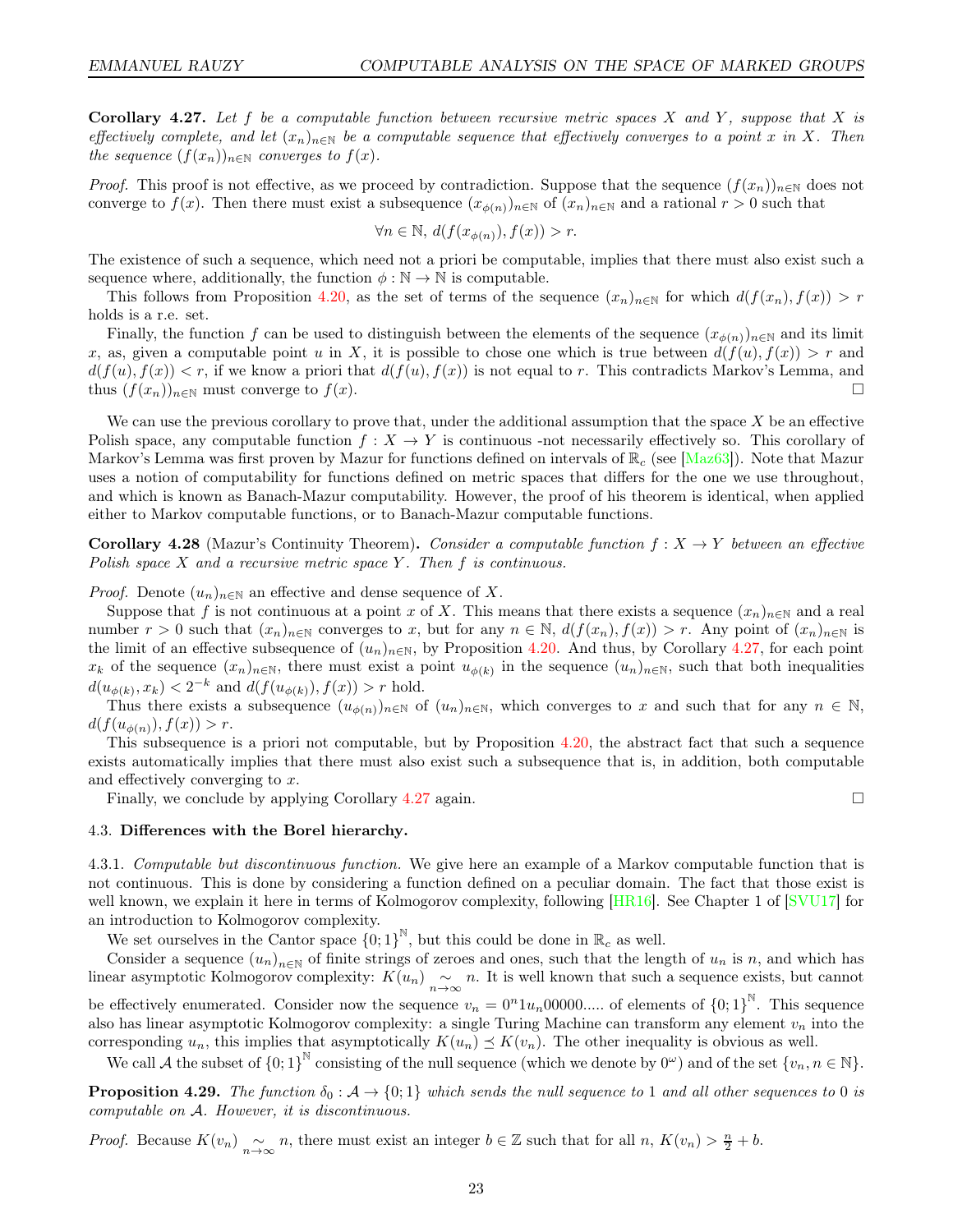**Corollary 4.27.** *Let $f$ be a computable function between recursive metric spaces $X$ and $Y$, suppose that $X$ is effectively complete, and let $(x_n)_{n\in\mathbb{N}}$ be a computable sequence that effectively converges to a point $x$ in $X$. Then the sequence $(f(x_n))_{n\in\mathbb{N}}$ converges to $f(x)$.*

*Proof.* This proof is not effective, as we proceed by contradiction. Suppose that the sequence $(f(x_n))_{n\in\mathbb{N}}$ does not converge to $f(x)$. Then there must exist a subsequence $(x_{\phi(n)})_{n\in\mathbb{N}}$ of $(x_n)_{n\in\mathbb{N}}$ and a rational $r > 0$ such that

$$\forall n \in \mathbb{N},\ d(f(x_{\phi(n)}), f(x)) > r.$$

The existence of such a sequence, which need not a priori be computable, implies that there must also exist such a sequence where, additionally, the function $\phi : \mathbb{N} \to \mathbb{N}$ is computable.

This follows from Proposition 4.20, as the set of terms of the sequence $(x_n)_{n\in\mathbb{N}}$ for which $d(f(x_n), f(x)) > r$ holds is a r.e. set.

Finally, the function $f$ can be used to distinguish between the elements of the sequence $(x_{\phi(n)})_{n\in\mathbb{N}}$ and its limit $x$, as, given a computable point $u$ in $X$, it is possible to chose one which is true between $d(f(u), f(x)) > r$ and $d(f(u), f(x)) < r$, if we know a priori that $d(f(u), f(x))$ is not equal to $r$. This contradicts Markov's Lemma, and thus $(f(x_n))_{n\in\mathbb{N}}$ must converge to $f(x)$. $\square$

We can use the previous corollary to prove that, under the additional assumption that the space $X$ be an effective Polish space, any computable function $f : X \to Y$ is continuous -not necessarily effectively so. This corollary of Markov's Lemma was first proven by Mazur for functions defined on intervals of $\mathbb{R}_c$ (see [Maz63]). Note that Mazur uses a notion of computability for functions defined on metric spaces that differs for the one we use throughout, and which is known as Banach-Mazur computability. However, the proof of his theorem is identical, when applied either to Markov computable functions, or to Banach-Mazur computable functions.

**Corollary 4.28** (Mazur's Continuity Theorem)**.** *Consider a computable function $f : X \to Y$ between an effective Polish space $X$ and a recursive metric space $Y$. Then $f$ is continuous.*

*Proof.* Denote $(u_n)_{n\in\mathbb{N}}$ an effective and dense sequence of $X$.

Suppose that $f$ is not continuous at a point $x$ of $X$. This means that there exists a sequence $(x_n)_{n\in\mathbb{N}}$ and a real number $r > 0$ such that $(x_n)_{n\in\mathbb{N}}$ converges to $x$, but for any $n \in \mathbb{N}$, $d(f(x_n), f(x)) > r$. Any point of $(x_n)_{n\in\mathbb{N}}$ is the limit of an effective subsequence of $(u_n)_{n\in\mathbb{N}}$, by Proposition 4.20. And thus, by Corollary 4.27, for each point $x_k$ of the sequence $(x_n)_{n\in\mathbb{N}}$, there must exist a point $u_{\phi(k)}$ in the sequence $(u_n)_{n\in\mathbb{N}}$, such that both inequalities $d(u_{\phi(k)}, x_k) < 2^{-k}$ and $d(f(u_{\phi(k)}), f(x)) > r$ hold.

Thus there exists a subsequence $(u_{\phi(n)})_{n\in\mathbb{N}}$ of $(u_n)_{n\in\mathbb{N}}$, which converges to $x$ and such that for any $n \in \mathbb{N}$, $d(f(u_{\phi(n)}), f(x)) > r$.

This subsequence is a priori not computable, but by Proposition 4.20, the abstract fact that such a sequence exists automatically implies that there must also exist such a subsequence that is, in addition, both computable and effectively converging to $x$.

Finally, we conclude by applying Corollary 4.27 again. $\square$

### 4.3. Differences with the Borel hierarchy.

4.3.1. *Computable but discontinuous function.* We give here an example of a Markov computable function that is not continuous. This is done by considering a function defined on a peculiar domain. The fact that those exist is well known, we explain it here in terms of Kolmogorov complexity, following [HR16]. See Chapter 1 of [SVU17] for an introduction to Kolmogorov complexity.

We set ourselves in the Cantor space $\{0;1\}^{\mathbb{N}}$, but this could be done in $\mathbb{R}_c$ as well.

Consider a sequence $(u_n)_{n\in\mathbb{N}}$ of finite strings of zeroes and ones, such that the length of $u_n$ is $n$, and which has linear asymptotic Kolmogorov complexity: $K(u_n) \underset{n\to\infty}{\sim} n$. It is well known that such a sequence exists, but cannot be effectively enumerated. Consider now the sequence $v_n = 0^n 1 u_n 00000.....$ of elements of $\{0;1\}^{\mathbb{N}}$. This sequence also has linear asymptotic Kolmogorov complexity: a single Turing Machine can transform any element $v_n$ into the corresponding $u_n$, this implies that asymptotically $K(u_n) \preceq K(v_n)$. The other inequality is obvious as well.

We call $\mathcal{A}$ the subset of $\{0;1\}^{\mathbb{N}}$ consisting of the null sequence (which we denote by $0^\omega$) and of the set $\{v_n, n \in \mathbb{N}\}$.

**Proposition 4.29.** *The function $\delta_0 : \mathcal{A} \to \{0;1\}$ which sends the null sequence to $1$ and all other sequences to $0$ is computable on $\mathcal{A}$. However, it is discontinuous.*

*Proof.* Because $K(v_n) \underset{n\to\infty}{\sim} n$, there must exist an integer $b \in \mathbb{Z}$ such that for all $n$, $K(v_n) > \frac{n}{2} + b$.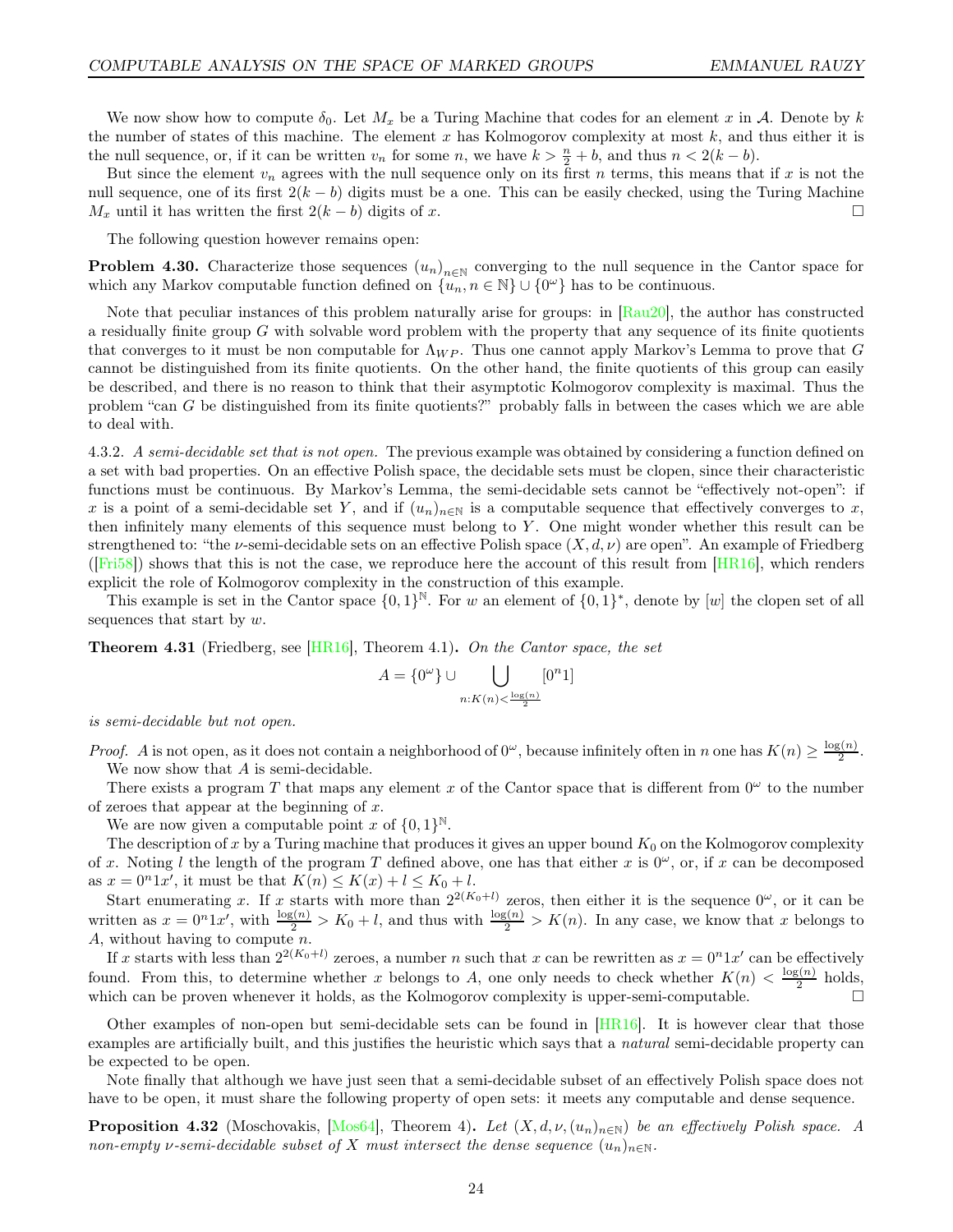We now show how to compute $\delta_0$. Let $M_x$ be a Turing Machine that codes for an element $x$ in $\mathcal{A}$. Denote by $k$ the number of states of this machine. The element $x$ has Kolmogorov complexity at most $k$, and thus either it is the null sequence, or, if it can be written $v_n$ for some $n$, we have $k > \frac{n}{2} + b$, and thus $n < 2(k - b)$.

But since the element $v_n$ agrees with the null sequence only on its first $n$ terms, this means that if $x$ is not the null sequence, one of its first $2(k-b)$ digits must be a one. This can be easily checked, using the Turing Machine $M_x$ until it has written the first $2(k-b)$ digits of $x$. □

The following question however remains open:

**Problem 4.30.** Characterize those sequences $(u_n)_{n\in\mathbb{N}}$ converging to the null sequence in the Cantor space for which any Markov computable function defined on $\{u_n, n \in \mathbb{N}\} \cup \{0^\omega\}$ has to be continuous.

Note that peculiar instances of this problem naturally arise for groups: in [Rau20], the author has constructed a residually finite group $G$ with solvable word problem with the property that any sequence of its finite quotients that converges to it must be non computable for $\Lambda_{WP}$. Thus one cannot apply Markov's Lemma to prove that $G$ cannot be distinguished from its finite quotients. On the other hand, the finite quotients of this group can easily be described, and there is no reason to think that their asymptotic Kolmogorov complexity is maximal. Thus the problem "can $G$ be distinguished from its finite quotients?" probably falls in between the cases which we are able to deal with.

4.3.2. *A semi-decidable set that is not open.* The previous example was obtained by considering a function defined on a set with bad properties. On an effective Polish space, the decidable sets must be clopen, since their characteristic functions must be continuous. By Markov's Lemma, the semi-decidable sets cannot be "effectively not-open": if $x$ is a point of a semi-decidable set $Y$, and if $(u_n)_{n\in\mathbb{N}}$ is a computable sequence that effectively converges to $x$, then infinitely many elements of this sequence must belong to $Y$. One might wonder whether this result can be strengthened to: "the $\nu$-semi-decidable sets on an effective Polish space $(X, d, \nu)$ are open". An example of Friedberg ([Fri58]) shows that this is not the case, we reproduce here the account of this result from [HR16], which renders explicit the role of Kolmogorov complexity in the construction of this example.

This example is set in the Cantor space $\{0,1\}^{\mathbb{N}}$. For $w$ an element of $\{0,1\}^*$, denote by $[w]$ the clopen set of all sequences that start by $w$.

**Theorem 4.31** (Friedberg, see [HR16], Theorem 4.1)**.** *On the Cantor space, the set*

$$A = \{0^\omega\} \cup \bigcup_{n: K(n) < \frac{\log(n)}{2}} [0^n 1]$$

*is semi-decidable but not open.*

*Proof.* $A$ is not open, as it does not contain a neighborhood of $0^\omega$, because infinitely often in $n$ one has $K(n) \geq \frac{\log(n)}{2}$.

We now show that $A$ is semi-decidable.

There exists a program $T$ that maps any element $x$ of the Cantor space that is different from $0^\omega$ to the number of zeroes that appear at the beginning of $x$.

We are now given a computable point $x$ of $\{0,1\}^{\mathbb{N}}$.

The description of $x$ by a Turing machine that produces it gives an upper bound $K_0$ on the Kolmogorov complexity of $x$. Noting $l$ the length of the program $T$ defined above, one has that either $x$ is $0^\omega$, or, if $x$ can be decomposed as $x = 0^n 1 x'$, it must be that $K(n) \leq K(x) + l \leq K_0 + l$.

Start enumerating $x$. If $x$ starts with more than $2^{2(K_0+l)}$ zeros, then either it is the sequence $0^\omega$, or it can be written as $x = 0^n 1 x'$, with $\frac{\log(n)}{2} > K_0 + l$, and thus with $\frac{\log(n)}{2} > K(n)$. In any case, we know that $x$ belongs to $A$, without having to compute $n$.

If $x$ starts with less than $2^{2(K_0+l)}$ zeroes, a number $n$ such that $x$ can be rewritten as $x = 0^n 1 x'$ can be effectively found. From this, to determine whether $x$ belongs to $A$, one only needs to check whether $K(n) < \frac{\log(n)}{2}$ holds, which can be proven whenever it holds, as the Kolmogorov complexity is upper-semi-computable. □

Other examples of non-open but semi-decidable sets can be found in [HR16]. It is however clear that those examples are artificially built, and this justifies the heuristic which says that a *natural* semi-decidable property can be expected to be open.

Note finally that although we have just seen that a semi-decidable subset of an effectively Polish space does not have to be open, it must share the following property of open sets: it meets any computable and dense sequence.

**Proposition 4.32** (Moschovakis, [Mos64], Theorem 4)**.** *Let $(X, d, \nu, (u_n)_{n\in\mathbb{N}})$ be an effectively Polish space. A non-empty $\nu$-semi-decidable subset of $X$ must intersect the dense sequence $(u_n)_{n\in\mathbb{N}}$.*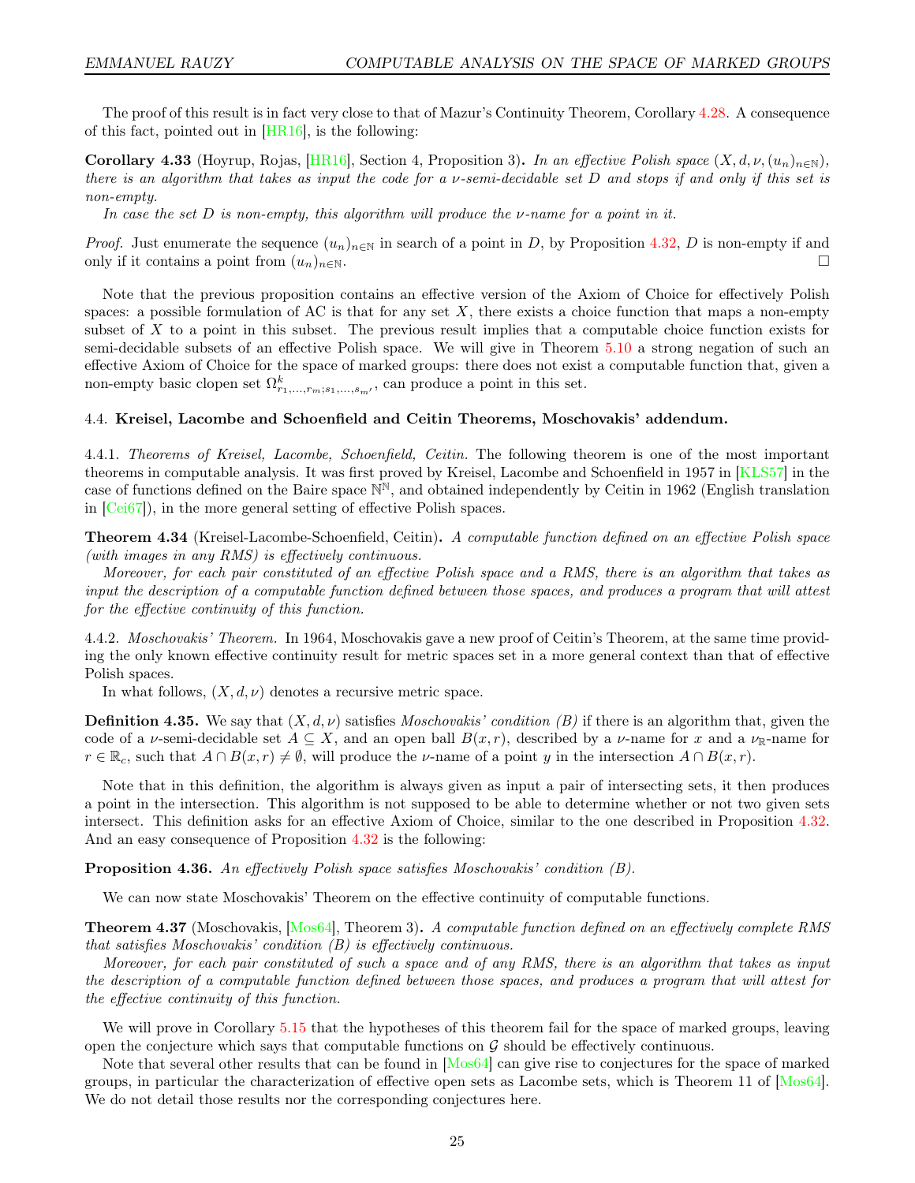The proof of this result is in fact very close to that of Mazur's Continuity Theorem, Corollary 4.28. A consequence of this fact, pointed out in [HR16], is the following:

**Corollary 4.33** (Hoyrup, Rojas, [HR16], Section 4, Proposition 3)**.** *In an effective Polish space $(X, d, \nu, (u_n)_{n\in\mathbb{N}})$, there is an algorithm that takes as input the code for a $\nu$-semi-decidable set $D$ and stops if and only if this set is non-empty.*

*In case the set $D$ is non-empty, this algorithm will produce the $\nu$-name for a point in it.*

*Proof.* Just enumerate the sequence $(u_n)_{n\in\mathbb{N}}$ in search of a point in $D$, by Proposition 4.32, $D$ is non-empty if and only if it contains a point from $(u_n)_{n\in\mathbb{N}}$. □

Note that the previous proposition contains an effective version of the Axiom of Choice for effectively Polish spaces: a possible formulation of AC is that for any set $X$, there exists a choice function that maps a non-empty subset of $X$ to a point in this subset. The previous result implies that a computable choice function exists for semi-decidable subsets of an effective Polish space. We will give in Theorem 5.10 a strong negation of such an effective Axiom of Choice for the space of marked groups: there does not exist a computable function that, given a non-empty basic clopen set $\Omega^k_{r_1,...,r_m;s_1,...,s_{m'}}$, can produce a point in this set.

### 4.4. Kreisel, Lacombe and Schoenfield and Ceitin Theorems, Moschovakis' addendum.

4.4.1. *Theorems of Kreisel, Lacombe, Schoenfield, Ceitin.* The following theorem is one of the most important theorems in computable analysis. It was first proved by Kreisel, Lacombe and Schoenfield in 1957 in [KLS57] in the case of functions defined on the Baire space $\mathbb{N}^{\mathbb{N}}$, and obtained independently by Ceitin in 1962 (English translation in [Cei67]), in the more general setting of effective Polish spaces.

**Theorem 4.34** (Kreisel-Lacombe-Schoenfield, Ceitin)**.** *A computable function defined on an effective Polish space (with images in any RMS) is effectively continuous.*

*Moreover, for each pair constituted of an effective Polish space and a RMS, there is an algorithm that takes as input the description of a computable function defined between those spaces, and produces a program that will attest for the effective continuity of this function.*

4.4.2. *Moschovakis' Theorem.* In 1964, Moschovakis gave a new proof of Ceitin's Theorem, at the same time providing the only known effective continuity result for metric spaces set in a more general context than that of effective Polish spaces.

In what follows, $(X, d, \nu)$ denotes a recursive metric space.

**Definition 4.35.** We say that $(X, d, \nu)$ satisfies *Moschovakis' condition (B)* if there is an algorithm that, given the code of a $\nu$-semi-decidable set $A \subseteq X$, and an open ball $B(x, r)$, described by a $\nu$-name for $x$ and a $\nu_{\mathbb{R}}$-name for $r \in \mathbb{R}_c$, such that $A \cap B(x, r) \neq \emptyset$, will produce the $\nu$-name of a point $y$ in the intersection $A \cap B(x, r)$.

Note that in this definition, the algorithm is always given as input a pair of intersecting sets, it then produces a point in the intersection. This algorithm is not supposed to be able to determine whether or not two given sets intersect. This definition asks for an effective Axiom of Choice, similar to the one described in Proposition 4.32. And an easy consequence of Proposition 4.32 is the following:

**Proposition 4.36.** *An effectively Polish space satisfies Moschovakis' condition (B).*

We can now state Moschovakis' Theorem on the effective continuity of computable functions.

**Theorem 4.37** (Moschovakis, [Mos64], Theorem 3)**.** *A computable function defined on an effectively complete RMS that satisfies Moschovakis' condition (B) is effectively continuous.*

*Moreover, for each pair constituted of such a space and of any RMS, there is an algorithm that takes as input the description of a computable function defined between those spaces, and produces a program that will attest for the effective continuity of this function.*

We will prove in Corollary 5.15 that the hypotheses of this theorem fail for the space of marked groups, leaving open the conjecture which says that computable functions on $\mathcal{G}$ should be effectively continuous.

Note that several other results that can be found in [Mos64] can give rise to conjectures for the space of marked groups, in particular the characterization of effective open sets as Lacombe sets, which is Theorem 11 of [Mos64]. We do not detail those results nor the corresponding conjectures here.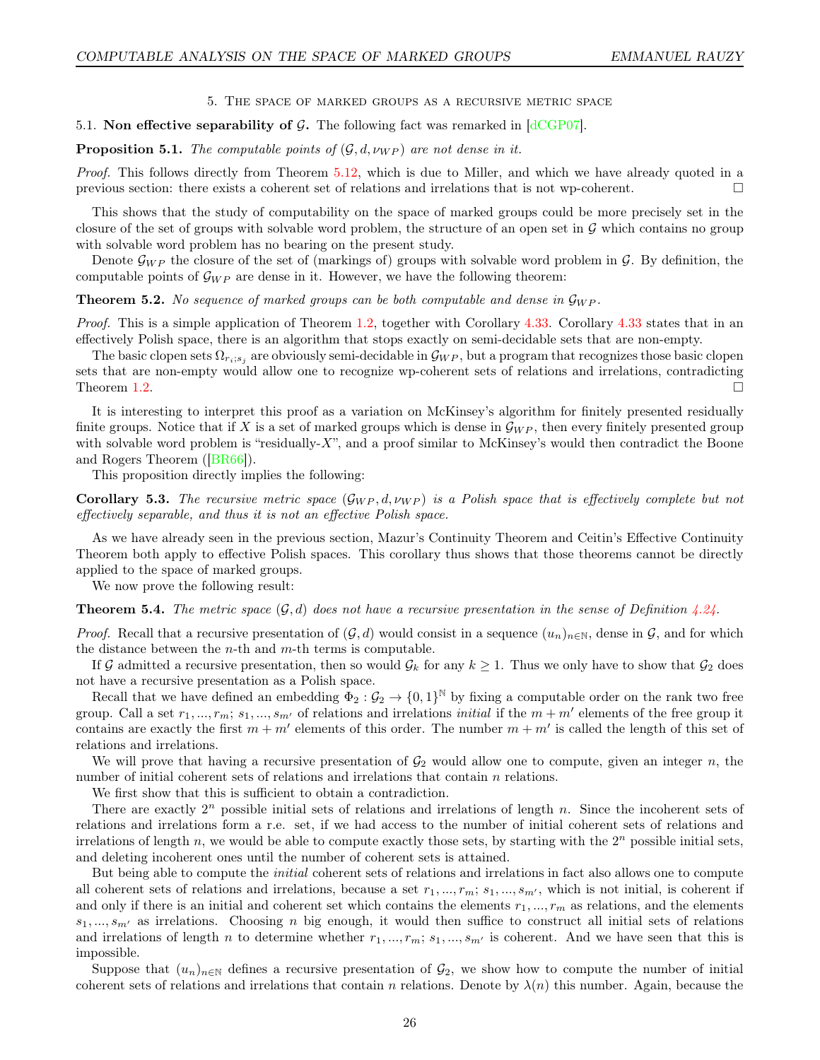## 5. The space of marked groups as a recursive metric space

### 5.1. Non effective separability of $\mathcal{G}$.

The following fact was remarked in [dCGP07].

**Proposition 5.1.** *The computable points of $(\mathcal{G}, d, \nu_{WP})$ are not dense in it.*

*Proof.* This follows directly from Theorem 5.12, which is due to Miller, and which we have already quoted in a previous section: there exists a coherent set of relations and irrelations that is not wp-coherent. □

This shows that the study of computability on the space of marked groups could be more precisely set in the closure of the set of groups with solvable word problem, the structure of an open set in $\mathcal{G}$ which contains no group with solvable word problem has no bearing on the present study.

Denote $\mathcal{G}_{WP}$ the closure of the set of (markings of) groups with solvable word problem in $\mathcal{G}$. By definition, the computable points of $\mathcal{G}_{WP}$ are dense in it. However, we have the following theorem:

**Theorem 5.2.** *No sequence of marked groups can be both computable and dense in $\mathcal{G}_{WP}$.*

*Proof.* This is a simple application of Theorem 1.2, together with Corollary 4.33. Corollary 4.33 states that in an effectively Polish space, there is an algorithm that stops exactly on semi-decidable sets that are non-empty.

The basic clopen sets $\Omega_{r_i;s_j}$ are obviously semi-decidable in $\mathcal{G}_{WP}$, but a program that recognizes those basic clopen sets that are non-empty would allow one to recognize wp-coherent sets of relations and irrelations, contradicting Theorem 1.2. □

It is interesting to interpret this proof as a variation on McKinsey's algorithm for finitely presented residually finite groups. Notice that if $X$ is a set of marked groups which is dense in $\mathcal{G}_{WP}$, then every finitely presented group with solvable word problem is "residually-$X$", and a proof similar to McKinsey's would then contradict the Boone and Rogers Theorem ([BR66]).

This proposition directly implies the following:

**Corollary 5.3.** *The recursive metric space $(\mathcal{G}_{WP}, d, \nu_{WP})$ is a Polish space that is effectively complete but not effectively separable, and thus it is not an effective Polish space.*

As we have already seen in the previous section, Mazur's Continuity Theorem and Ceitin's Effective Continuity Theorem both apply to effective Polish spaces. This corollary thus shows that those theorems cannot be directly applied to the space of marked groups.

We now prove the following result:

**Theorem 5.4.** *The metric space $(\mathcal{G}, d)$ does not have a recursive presentation in the sense of Definition 4.24.*

*Proof.* Recall that a recursive presentation of $(\mathcal{G}, d)$ would consist in a sequence $(u_n)_{n\in\mathbb{N}}$, dense in $\mathcal{G}$, and for which the distance between the $n$-th and $m$-th terms is computable.

If $\mathcal{G}$ admitted a recursive presentation, then so would $\mathcal{G}_k$ for any $k \geq 1$. Thus we only have to show that $\mathcal{G}_2$ does not have a recursive presentation as a Polish space.

Recall that we have defined an embedding $\Phi_2 : \mathcal{G}_2 \to \{0,1\}^{\mathbb{N}}$ by fixing a computable order on the rank two free group. Call a set $r_1, ..., r_m;\ s_1, ..., s_{m'}$ of relations and irrelations *initial* if the $m + m'$ elements of the free group it contains are exactly the first $m + m'$ elements of this order. The number $m + m'$ is called the length of this set of relations and irrelations.

We will prove that having a recursive presentation of $\mathcal{G}_2$ would allow one to compute, given an integer $n$, the number of initial coherent sets of relations and irrelations that contain $n$ relations.

We first show that this is sufficient to obtain a contradiction.

There are exactly $2^n$ possible initial sets of relations and irrelations of length $n$. Since the incoherent sets of relations and irrelations form a r.e. set, if we had access to the number of initial coherent sets of relations and irrelations of length $n$, we would be able to compute exactly those sets, by starting with the $2^n$ possible initial sets, and deleting incoherent ones until the number of coherent sets is attained.

But being able to compute the *initial* coherent sets of relations and irrelations in fact also allows one to compute all coherent sets of relations and irrelations, because a set $r_1, ..., r_m;\ s_1, ..., s_{m'}$, which is not initial, is coherent if and only if there is an initial and coherent set which contains the elements $r_1, ..., r_m$ as relations, and the elements $s_1, ..., s_{m'}$ as irrelations. Choosing $n$ big enough, it would then suffice to construct all initial sets of relations and irrelations of length $n$ to determine whether $r_1, ..., r_m;\ s_1, ..., s_{m'}$ is coherent. And we have seen that this is impossible.

Suppose that $(u_n)_{n\in\mathbb{N}}$ defines a recursive presentation of $\mathcal{G}_2$, we show how to compute the number of initial coherent sets of relations and irrelations that contain $n$ relations. Denote by $\lambda(n)$ this number. Again, because the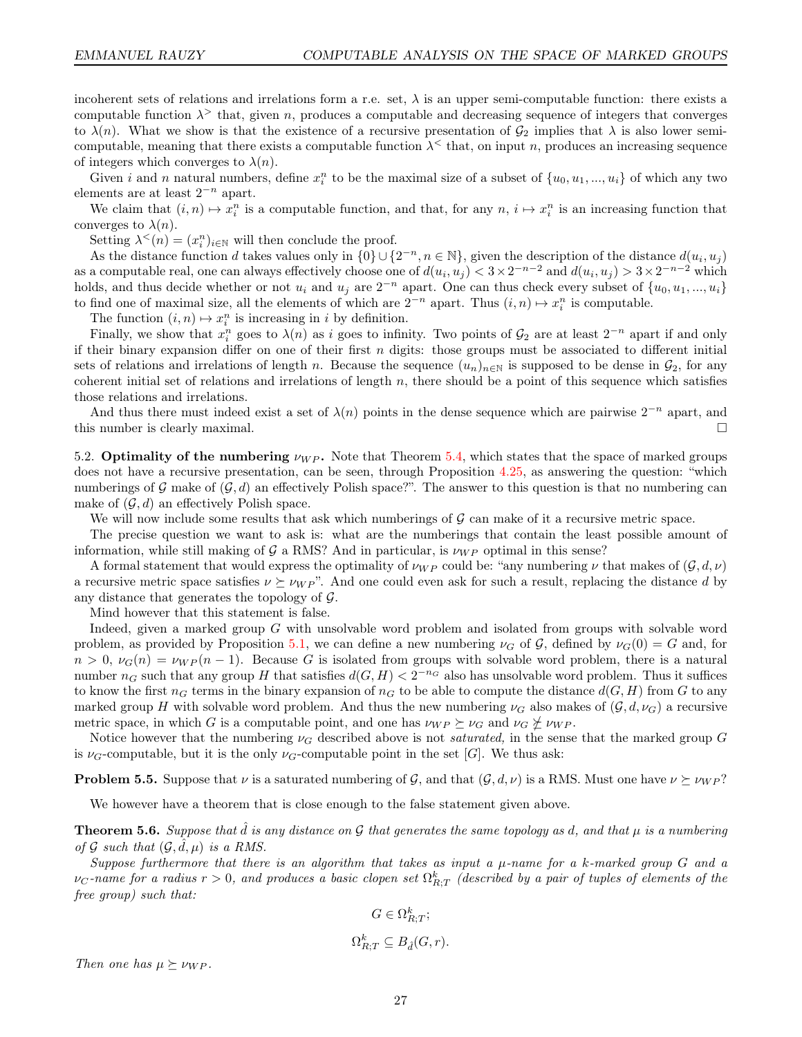incoherent sets of relations and irrelations form a r.e. set, $\lambda$ is an upper semi-computable function: there exists a computable function $\lambda^{>}$ that, given $n$, produces a computable and decreasing sequence of integers that converges to $\lambda(n)$. What we show is that the existence of a recursive presentation of $\mathcal{G}_2$ implies that $\lambda$ is also lower semi-computable, meaning that there exists a computable function $\lambda^{<}$ that, on input $n$, produces an increasing sequence of integers which converges to $\lambda(n)$.

Given $i$ and $n$ natural numbers, define $x_i^n$ to be the maximal size of a subset of $\{u_0, u_1, ..., u_i\}$ of which any two elements are at least $2^{-n}$ apart.

We claim that $(i, n) \mapsto x_i^n$ is a computable function, and that, for any $n$, $i \mapsto x_i^n$ is an increasing function that converges to $\lambda(n)$.

Setting $\lambda^{<}(n) = (x_i^n)_{i\in\mathbb{N}}$ will then conclude the proof.

As the distance function $d$ takes values only in $\{0\} \cup \{2^{-n}, n \in \mathbb{N}\}$, given the description of the distance $d(u_i, u_j)$ as a computable real, one can always effectively choose one of $d(u_i, u_j) < 3\times 2^{-n-2}$ and $d(u_i, u_j) > 3\times 2^{-n-2}$ which holds, and thus decide whether or not $u_i$ and $u_j$ are $2^{-n}$ apart. One can thus check every subset of $\{u_0, u_1, ..., u_i\}$ to find one of maximal size, all the elements of which are $2^{-n}$ apart. Thus $(i, n) \mapsto x_i^n$ is computable.

The function $(i, n) \mapsto x_i^n$ is increasing in $i$ by definition.

Finally, we show that $x_i^n$ goes to $\lambda(n)$ as $i$ goes to infinity. Two points of $\mathcal{G}_2$ are at least $2^{-n}$ apart if and only if their binary expansion differ on one of their first $n$ digits: those groups must be associated to different initial sets of relations and irrelations of length $n$. Because the sequence $(u_n)_{n\in\mathbb{N}}$ is supposed to be dense in $\mathcal{G}_2$, for any coherent initial set of relations and irrelations of length $n$, there should be a point of this sequence which satisfies those relations and irrelations.

And thus there must indeed exist a set of $\lambda(n)$ points in the dense sequence which are pairwise $2^{-n}$ apart, and this number is clearly maximal. □

5.2. **Optimality of the numbering $\nu_{WP}$.** Note that Theorem 5.4, which states that the space of marked groups does not have a recursive presentation, can be seen, through Proposition 4.25, as answering the question: "which numberings of $\mathcal{G}$ make of $(\mathcal{G}, d)$ an effectively Polish space?". The answer to this question is that no numbering can make of $(\mathcal{G}, d)$ an effectively Polish space.

We will now include some results that ask which numberings of $\mathcal{G}$ can make of it a recursive metric space.

The precise question we want to ask is: what are the numberings that contain the least possible amount of information, while still making of $\mathcal{G}$ a RMS? And in particular, is $\nu_{WP}$ optimal in this sense?

A formal statement that would express the optimality of $\nu_{WP}$ could be: "any numbering $\nu$ that makes of $(\mathcal{G}, d, \nu)$ a recursive metric space satisfies $\nu \succeq \nu_{WP}$". And one could even ask for such a result, replacing the distance $d$ by any distance that generates the topology of $\mathcal{G}$.

Mind however that this statement is false.

Indeed, given a marked group $G$ with unsolvable word problem and isolated from groups with solvable word problem, as provided by Proposition 5.1, we can define a new numbering $\nu_G$ of $\mathcal{G}$, defined by $\nu_G(0) = G$ and, for $n > 0$, $\nu_G(n) = \nu_{WP}(n-1)$. Because $G$ is isolated from groups with solvable word problem, there is a natural number $n_G$ such that any group $H$ that satisfies $d(G, H) < 2^{-n_G}$ also has unsolvable word problem. Thus it suffices to know the first $n_G$ terms in the binary expansion of $n_G$ to be able to compute the distance $d(G, H)$ from $G$ to any marked group $H$ with solvable word problem. And thus the new numbering $\nu_G$ also makes of $(\mathcal{G}, d, \nu_G)$ a recursive metric space, in which $G$ is a computable point, and one has $\nu_{WP} \succeq \nu_G$ and $\nu_G \not\succeq \nu_{WP}$.

Notice however that the numbering $\nu_G$ described above is not *saturated,* in the sense that the marked group $G$ is $\nu_G$-computable, but it is the only $\nu_G$-computable point in the set $[G]$. We thus ask:

**Problem 5.5.** Suppose that $\nu$ is a saturated numbering of $\mathcal{G}$, and that $(\mathcal{G}, d, \nu)$ is a RMS. Must one have $\nu \succeq \nu_{WP}$?

We however have a theorem that is close enough to the false statement given above.

**Theorem 5.6.** *Suppose that $\hat{d}$ is any distance on $\mathcal{G}$ that generates the same topology as $d$, and that $\mu$ is a numbering of $\mathcal{G}$ such that $(\mathcal{G}, \hat{d}, \mu)$ is a RMS.*

*Suppose furthermore that there is an algorithm that takes as input a $\mu$-name for a $k$-marked group $G$ and a $\nu_C$-name for a radius $r > 0$, and produces a basic clopen set $\Omega^k_{R;T}$ (described by a pair of tuples of elements of the free group) such that:*

$$G \in \Omega^k_{R;T};$$

$$\Omega^k_{R;T} \subseteq B_{\hat{d}}(G, r).$$

*Then one has $\mu \succeq \nu_{WP}$.*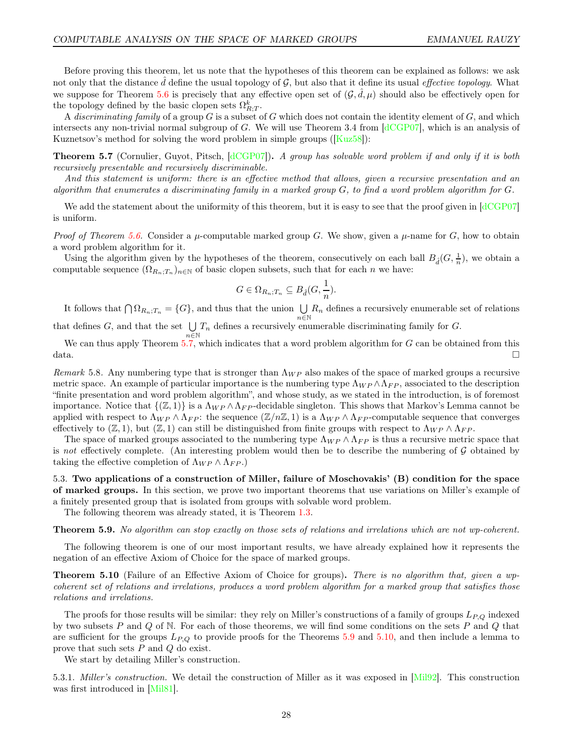Before proving this theorem, let us note that the hypotheses of this theorem can be explained as follows: we ask not only that the distance $\hat{d}$ define the usual topology of $\mathcal{G}$, but also that it define its usual *effective topology*. What we suppose for Theorem 5.6 is precisely that any effective open set of $(\mathcal{G}, \hat{d}, \mu)$ should also be effectively open for the topology defined by the basic clopen sets $\Omega^k_{R;T}$.

A *discriminating family* of a group $G$ is a subset of $G$ which does not contain the identity element of $G$, and which intersects any non-trivial normal subgroup of $G$. We will use Theorem 3.4 from [dCGP07], which is an analysis of Kuznetsov's method for solving the word problem in simple groups ([Kuz58]):

**Theorem 5.7** (Cornulier, Guyot, Pitsch, [dCGP07])**.** *A group has solvable word problem if and only if it is both recursively presentable and recursively discriminable.*

*And this statement is uniform: there is an effective method that allows, given a recursive presentation and an algorithm that enumerates a discriminating family in a marked group $G$, to find a word problem algorithm for $G$.*

We add the statement about the uniformity of this theorem, but it is easy to see that the proof given in [dCGP07] is uniform.

*Proof of Theorem 5.6.* Consider a $\mu$-computable marked group $G$. We show, given a $\mu$-name for $G$, how to obtain a word problem algorithm for it.

Using the algorithm given by the hypotheses of the theorem, consecutively on each ball $B_{\hat{d}}(G, \frac{1}{n})$, we obtain a computable sequence $(\Omega_{R_n;T_n})_{n\in\mathbb{N}}$ of basic clopen subsets, such that for each $n$ we have:

$$G \in \Omega_{R_n;T_n} \subseteq B_{\hat{d}}(G, \frac{1}{n}).$$

It follows that $\bigcap \Omega_{R_n;T_n} = \{G\}$, and thus that the union $\bigcup_{n\in\mathbb{N}} R_n$ defines a recursively enumerable set of relations that defines $G$, and that the set $\bigcup_{n\in\mathbb{N}} T_n$ defines a recursively enumerable discriminating family for $G$.

We can thus apply Theorem 5.7, which indicates that a word problem algorithm for $G$ can be obtained from this data. $\square$

*Remark* 5.8. Any numbering type that is stronger than $\Lambda_{WP}$ also makes of the space of marked groups a recursive metric space. An example of particular importance is the numbering type $\Lambda_{WP} \wedge \Lambda_{FP}$, associated to the description "finite presentation and word problem algorithm", and whose study, as we stated in the introduction, is of foremost importance. Notice that $\{(\mathbb{Z}, 1)\}$ is a $\Lambda_{WP} \wedge \Lambda_{FP}$-decidable singleton. This shows that Markov's Lemma cannot be applied with respect to $\Lambda_{WP} \wedge \Lambda_{FP}$: the sequence $(\mathbb{Z}/n\mathbb{Z}, 1)$ is a $\Lambda_{WP} \wedge \Lambda_{FP}$-computable sequence that converges effectively to $(\mathbb{Z}, 1)$, but $(\mathbb{Z}, 1)$ can still be distinguished from finite groups with respect to $\Lambda_{WP} \wedge \Lambda_{FP}$.

The space of marked groups associated to the numbering type $\Lambda_{WP} \wedge \Lambda_{FP}$ is thus a recursive metric space that is *not* effectively complete. (An interesting problem would then be to describe the numbering of $\mathcal{G}$ obtained by taking the effective completion of $\Lambda_{WP} \wedge \Lambda_{FP}$.)

5.3. **Two applications of a construction of Miller, failure of Moschovakis' (B) condition for the space of marked groups.** In this section, we prove two important theorems that use variations on Miller's example of a finitely presented group that is isolated from groups with solvable word problem.

The following theorem was already stated, it is Theorem 1.3.

**Theorem 5.9.** *No algorithm can stop exactly on those sets of relations and irrelations which are not wp-coherent.*

The following theorem is one of our most important results, we have already explained how it represents the negation of an effective Axiom of Choice for the space of marked groups.

**Theorem 5.10** (Failure of an Effective Axiom of Choice for groups)**.** *There is no algorithm that, given a wp-coherent set of relations and irrelations, produces a word problem algorithm for a marked group that satisfies those relations and irrelations.*

The proofs for those results will be similar: they rely on Miller's constructions of a family of groups $L_{P,Q}$ indexed by two subsets $P$ and $Q$ of $\mathbb{N}$. For each of those theorems, we will find some conditions on the sets $P$ and $Q$ that are sufficient for the groups $L_{P,Q}$ to provide proofs for the Theorems 5.9 and 5.10, and then include a lemma to prove that such sets $P$ and $Q$ do exist.

We start by detailing Miller's construction.

5.3.1. *Miller's construction.* We detail the construction of Miller as it was exposed in [Mil92]. This construction was first introduced in [Mil81].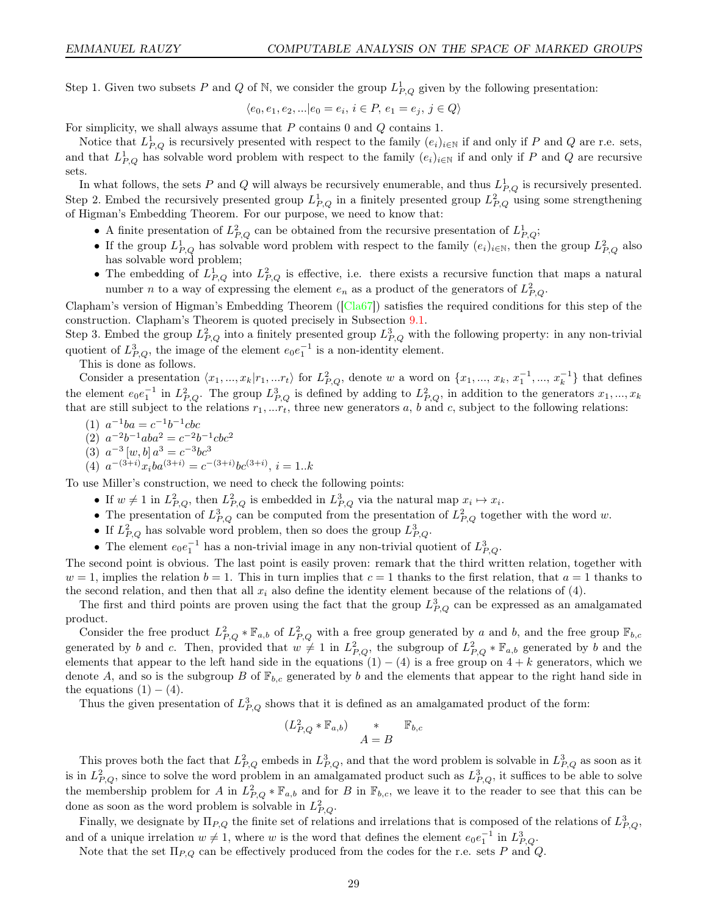Step 1. Given two subsets $P$ and $Q$ of $\mathbb{N}$, we consider the group $L^1_{P,Q}$ given by the following presentation:

$$\langle e_0, e_1, e_2, ... | e_0 = e_i,\ i \in P,\ e_1 = e_j,\ j \in Q \rangle$$

For simplicity, we shall always assume that $P$ contains 0 and $Q$ contains 1.

Notice that $L^1_{P,Q}$ is recursively presented with respect to the family $(e_i)_{i\in\mathbb{N}}$ if and only if $P$ and $Q$ are r.e. sets, and that $L^1_{P,Q}$ has solvable word problem with respect to the family $(e_i)_{i\in\mathbb{N}}$ if and only if $P$ and $Q$ are recursive sets.

In what follows, the sets $P$ and $Q$ will always be recursively enumerable, and thus $L^1_{P,Q}$ is recursively presented.

Step 2. Embed the recursively presented group $L^1_{P,Q}$ in a finitely presented group $L^2_{P,Q}$ using some strengthening of Higman's Embedding Theorem. For our purpose, we need to know that:

- A finite presentation of $L^2_{P,Q}$ can be obtained from the recursive presentation of $L^1_{P,Q}$;
- If the group $L^1_{P,Q}$ has solvable word problem with respect to the family $(e_i)_{i\in\mathbb{N}}$, then the group $L^2_{P,Q}$ also has solvable word problem;
- The embedding of $L^1_{P,Q}$ into $L^2_{P,Q}$ is effective, i.e. there exists a recursive function that maps a natural number $n$ to a way of expressing the element $e_n$ as a product of the generators of $L^2_{P,Q}$.

Clapham's version of Higman's Embedding Theorem ([Cla67]) satisfies the required conditions for this step of the construction. Clapham's Theorem is quoted precisely in Subsection 9.1.

Step 3. Embed the group $L^2_{P,Q}$ into a finitely presented group $L^3_{P,Q}$ with the following property: in any non-trivial quotient of $L^3_{P,Q}$, the image of the element $e_0e_1^{-1}$ is a non-identity element.

This is done as follows.

Consider a presentation $\langle x_1, ..., x_k | r_1, ... r_t \rangle$ for $L^2_{P,Q}$, denote $w$ a word on $\{x_1, ..., x_k, x_1^{-1}, ..., x_k^{-1}\}$ that defines the element $e_0e_1^{-1}$ in $L^2_{P,Q}$. The group $L^3_{P,Q}$ is defined by adding to $L^2_{P,Q}$, in addition to the generators $x_1, ..., x_k$ that are still subject to the relations $r_1, ... r_t$, three new generators $a$, $b$ and $c$, subject to the following relations:

(1) $a^{-1}ba = c^{-1}b^{-1}cbc$
(2) $a^{-2}b^{-1}aba^2 = c^{-2}b^{-1}cbc^2$
(3) $a^{-3}[w, b]a^3 = c^{-3}bc^3$
(4) $a^{-(3+i)}x_iba^{(3+i)} = c^{-(3+i)}bc^{(3+i)}$, $i = 1..k$

To use Miller's construction, we need to check the following points:

- If $w \neq 1$ in $L^2_{P,Q}$, then $L^2_{P,Q}$ is embedded in $L^3_{P,Q}$ via the natural map $x_i \mapsto x_i$.
- The presentation of $L^3_{P,Q}$ can be computed from the presentation of $L^2_{P,Q}$ together with the word $w$.
- If $L^2_{P,Q}$ has solvable word problem, then so does the group $L^3_{P,Q}$.
- The element $e_0e_1^{-1}$ has a non-trivial image in any non-trivial quotient of $L^3_{P,Q}$.

The second point is obvious. The last point is easily proven: remark that the third written relation, together with $w = 1$, implies the relation $b = 1$. This in turn implies that $c = 1$ thanks to the first relation, that $a = 1$ thanks to the second relation, and then that all $x_i$ also define the identity element because of the relations of (4).

The first and third points are proven using the fact that the group $L^3_{P,Q}$ can be expressed as an amalgamated product.

Consider the free product $L^2_{P,Q} * \mathbb{F}_{a,b}$ of $L^2_{P,Q}$ with a free group generated by $a$ and $b$, and the free group $\mathbb{F}_{b,c}$ generated by $b$ and $c$. Then, provided that $w \neq 1$ in $L^2_{P,Q}$, the subgroup of $L^2_{P,Q} * \mathbb{F}_{a,b}$ generated by $b$ and the elements that appear to the left hand side in the equations $(1)-(4)$ is a free group on $4+k$ generators, which we denote $A$, and so is the subgroup $B$ of $\mathbb{F}_{b,c}$ generated by $b$ and the elements that appear to the right hand side in the equations $(1)-(4)$.

Thus the given presentation of $L^3_{P,Q}$ shows that it is defined as an amalgamated product of the form:

$$(L^2_{P,Q} * \mathbb{F}_{a,b}) \underset{A=B}{*} \mathbb{F}_{b,c}$$

This proves both the fact that $L^2_{P,Q}$ embeds in $L^3_{P,Q}$, and that the word problem is solvable in $L^3_{P,Q}$ as soon as it is in $L^2_{P,Q}$, since to solve the word problem in an amalgamated product such as $L^3_{P,Q}$, it suffices to be able to solve the membership problem for $A$ in $L^2_{P,Q} * \mathbb{F}_{a,b}$ and for $B$ in $\mathbb{F}_{b,c}$, we leave it to the reader to see that this can be done as soon as the word problem is solvable in $L^2_{P,Q}$.

Finally, we designate by $\Pi_{P,Q}$ the finite set of relations and irrelations that is composed of the relations of $L^3_{P,Q}$, and of a unique irrelation $w \neq 1$, where $w$ is the word that defines the element $e_0e_1^{-1}$ in $L^3_{P,Q}$.

Note that the set $\Pi_{P,Q}$ can be effectively produced from the codes for the r.e. sets $P$ and $Q$.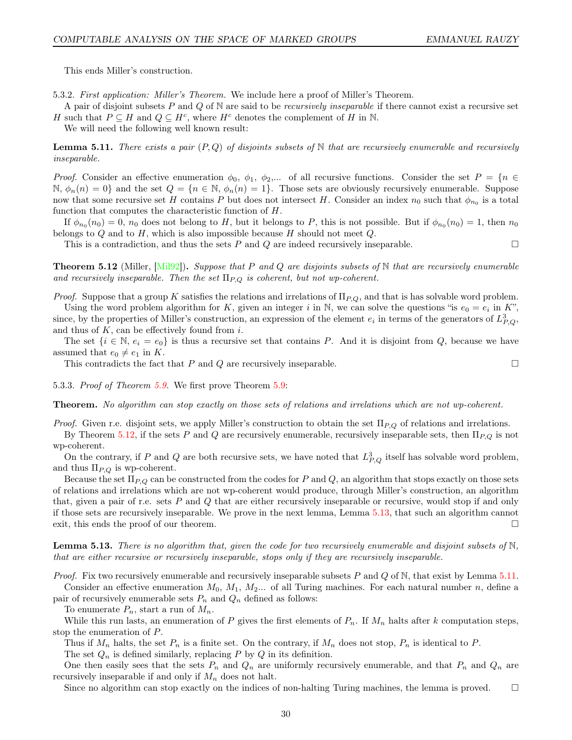This ends Miller's construction.

5.3.2. *First application: Miller's Theorem.* We include here a proof of Miller's Theorem.

A pair of disjoint subsets $P$ and $Q$ of $\mathbb{N}$ are said to be *recursively inseparable* if there cannot exist a recursive set $H$ such that $P \subseteq H$ and $Q \subseteq H^c$, where $H^c$ denotes the complement of $H$ in $\mathbb{N}$.

We will need the following well known result:

**Lemma 5.11.** *There exists a pair $(P, Q)$ of disjoints subsets of $\mathbb{N}$ that are recursively enumerable and recursively inseparable.*

*Proof.* Consider an effective enumeration $\phi_0$, $\phi_1$, $\phi_2$,... of all recursive functions. Consider the set $P = \{n \in \mathbb{N},\ \phi_n(n) = 0\}$ and the set $Q = \{n \in \mathbb{N},\ \phi_n(n) = 1\}$. Those sets are obviously recursively enumerable. Suppose now that some recursive set $H$ contains $P$ but does not intersect $H$. Consider an index $n_0$ such that $\phi_{n_0}$ is a total function that computes the characteristic function of $H$.

If $\phi_{n_0}(n_0) = 0$, $n_0$ does not belong to $H$, but it belongs to $P$, this is not possible. But if $\phi_{n_0}(n_0) = 1$, then $n_0$ belongs to $Q$ and to $H$, which is also impossible because $H$ should not meet $Q$.

This is a contradiction, and thus the sets $P$ and $Q$ are indeed recursively inseparable. □

**Theorem 5.12** (Miller, [Mil92])**.** *Suppose that $P$ and $Q$ are disjoints subsets of $\mathbb{N}$ that are recursively enumerable and recursively inseparable. Then the set $\Pi_{P,Q}$ is coherent, but not wp-coherent.*

*Proof.* Suppose that a group $K$ satisfies the relations and irrelations of $\Pi_{P,Q}$, and that is has solvable word problem.

Using the word problem algorithm for $K$, given an integer $i$ in $\mathbb{N}$, we can solve the questions "is $e_0 = e_i$ in $K$", since, by the properties of Miller's construction, an expression of the element $e_i$ in terms of the generators of $L^3_{P,Q}$, and thus of $K$, can be effectively found from $i$.

The set $\{i \in \mathbb{N},\ e_i = e_0\}$ is thus a recursive set that contains $P$. And it is disjoint from $Q$, because we have assumed that $e_0 \neq e_1$ in $K$.

This contradicts the fact that $P$ and $Q$ are recursively inseparable. □

5.3.3. *Proof of Theorem 5.9.* We first prove Theorem 5.9:

**Theorem.** *No algorithm can stop exactly on those sets of relations and irrelations which are not wp-coherent.*

*Proof.* Given r.e. disjoint sets, we apply Miller's construction to obtain the set $\Pi_{P,Q}$ of relations and irrelations.

By Theorem 5.12, if the sets $P$ and $Q$ are recursively enumerable, recursively inseparable sets, then $\Pi_{P,Q}$ is not wp-coherent.

On the contrary, if $P$ and $Q$ are both recursive sets, we have noted that $L^3_{P,Q}$ itself has solvable word problem, and thus $\Pi_{P,Q}$ is wp-coherent.

Because the set $\Pi_{P,Q}$ can be constructed from the codes for $P$ and $Q$, an algorithm that stops exactly on those sets of relations and irrelations which are not wp-coherent would produce, through Miller's construction, an algorithm that, given a pair of r.e. sets $P$ and $Q$ that are either recursively inseparable or recursive, would stop if and only if those sets are recursively inseparable. We prove in the next lemma, Lemma 5.13, that such an algorithm cannot exit, this ends the proof of our theorem. □

**Lemma 5.13.** *There is no algorithm that, given the code for two recursively enumerable and disjoint subsets of $\mathbb{N}$, that are either recursive or recursively inseparable, stops only if they are recursively inseparable.*

*Proof.* Fix two recursively enumerable and recursively inseparable subsets $P$ and $Q$ of $\mathbb{N}$, that exist by Lemma 5.11.

Consider an effective enumeration $M_0$, $M_1$, $M_2$... of all Turing machines. For each natural number $n$, define a pair of recursively enumerable sets $P_n$ and $Q_n$ defined as follows:

To enumerate $P_n$, start a run of $M_n$.

While this run lasts, an enumeration of $P$ gives the first elements of $P_n$. If $M_n$ halts after $k$ computation steps, stop the enumeration of $P$.

Thus if $M_n$ halts, the set $P_n$ is a finite set. On the contrary, if $M_n$ does not stop, $P_n$ is identical to $P$.

The set $Q_n$ is defined similarly, replacing $P$ by $Q$ in its definition.

One then easily sees that the sets $P_n$ and $Q_n$ are uniformly recursively enumerable, and that $P_n$ and $Q_n$ are recursively inseparable if and only if $M_n$ does not halt.

Since no algorithm can stop exactly on the indices of non-halting Turing machines, the lemma is proved. □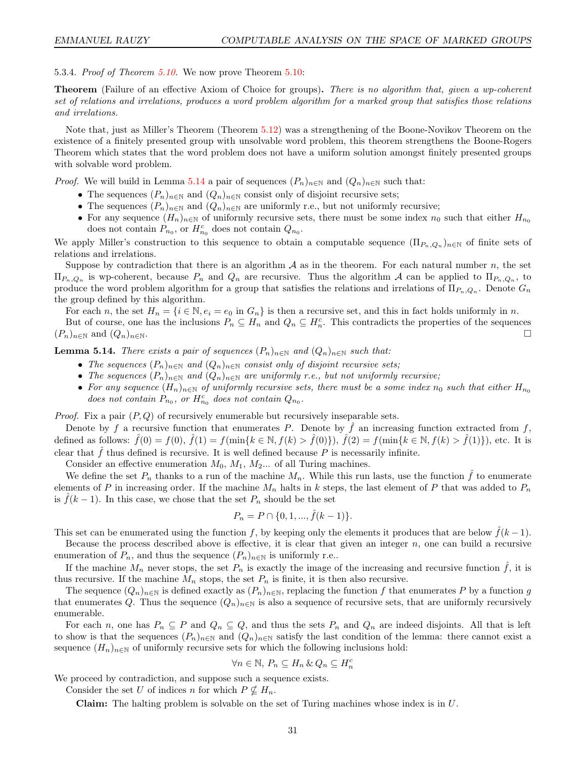5.3.4. *Proof of Theorem 5.10.* We now prove Theorem 5.10:

**Theorem** (Failure of an effective Axiom of Choice for groups)**.** *There is no algorithm that, given a wp-coherent set of relations and irrelations, produces a word problem algorithm for a marked group that satisfies those relations and irrelations.*

Note that, just as Miller's Theorem (Theorem 5.12) was a strengthening of the Boone-Novikov Theorem on the existence of a finitely presented group with unsolvable word problem, this theorem strengthens the Boone-Rogers Theorem which states that the word problem does not have a uniform solution amongst finitely presented groups with solvable word problem.

*Proof.* We will build in Lemma 5.14 a pair of sequences $(P_n)_{n\in\mathbb{N}}$ and $(Q_n)_{n\in\mathbb{N}}$ such that:

- The sequences $(P_n)_{n\in\mathbb{N}}$ and $(Q_n)_{n\in\mathbb{N}}$ consist only of disjoint recursive sets;
- The sequences $(P_n)_{n\in\mathbb{N}}$ and $(Q_n)_{n\in\mathbb{N}}$ are uniformly r.e., but not uniformly recursive;
- For any sequence $(H_n)_{n\in\mathbb{N}}$ of uniformly recursive sets, there must be some index $n_0$ such that either $H_{n_0}$ does not contain $P_{n_0}$, or $H_{n_0}^c$ does not contain $Q_{n_0}$.

We apply Miller's construction to this sequence to obtain a computable sequence $(\Pi_{P_n,Q_n})_{n\in\mathbb{N}}$ of finite sets of relations and irrelations.

Suppose by contradiction that there is an algorithm $\mathcal{A}$ as in the theorem. For each natural number $n$, the set $\Pi_{P_n,Q_n}$ is wp-coherent, because $P_n$ and $Q_n$ are recursive. Thus the algorithm $\mathcal{A}$ can be applied to $\Pi_{P_n,Q_n}$, to produce the word problem algorithm for a group that satisfies the relations and irrelations of $\Pi_{P_n,Q_n}$. Denote $G_n$ the group defined by this algorithm.

For each $n$, the set $H_n = \{i \in \mathbb{N}, e_i = e_0 \text{ in } G_n\}$ is then a recursive set, and this in fact holds uniformly in $n$.

But of course, one has the inclusions $P_n \subseteq H_n$ and $Q_n \subseteq H_n^c$. This contradicts the properties of the sequences $(P_n)_{n\in\mathbb{N}}$ and $(Q_n)_{n\in\mathbb{N}}$. □

**Lemma 5.14.** *There exists a pair of sequences $(P_n)_{n\in\mathbb{N}}$ and $(Q_n)_{n\in\mathbb{N}}$ such that:*

- *The sequences $(P_n)_{n\in\mathbb{N}}$ and $(Q_n)_{n\in\mathbb{N}}$ consist only of disjoint recursive sets;*
- *The sequences $(P_n)_{n\in\mathbb{N}}$ and $(Q_n)_{n\in\mathbb{N}}$ are uniformly r.e., but not uniformly recursive;*
- *For any sequence $(H_n)_{n\in\mathbb{N}}$ of uniformly recursive sets, there must be a some index $n_0$ such that either $H_{n_0}$ does not contain $P_{n_0}$, or $H_{n_0}^c$ does not contain $Q_{n_0}$.*

*Proof.* Fix a pair $(P, Q)$ of recursively enumerable but recursively inseparable sets.

Denote by $f$ a recursive function that enumerates $P$. Denote by $\hat{f}$ an increasing function extracted from $f$, defined as follows: $\hat{f}(0) = f(0)$, $\hat{f}(1) = f(\min\{k \in \mathbb{N}, f(k) > \hat{f}(0)\})$, $\hat{f}(2) = f(\min\{k \in \mathbb{N}, f(k) > \hat{f}(1)\})$, etc. It is clear that $\hat{f}$ thus defined is recursive. It is well defined because $P$ is necessarily infinite.

Consider an effective enumeration $M_0$, $M_1$, $M_2$... of all Turing machines.

We define the set $P_n$ thanks to a run of the machine $M_n$. While this run lasts, use the function $\hat{f}$ to enumerate elements of $P$ in increasing order. If the machine $M_n$ halts in $k$ steps, the last element of $P$ that was added to $P_n$ is $\hat{f}(k-1)$. In this case, we chose that the set $P_n$ should be the set

$$P_n = P \cap \{0, 1, ..., \hat{f}(k-1)\}.$$

This set can be enumerated using the function $f$, by keeping only the elements it produces that are below $\hat{f}(k-1)$.

Because the process described above is effective, it is clear that given an integer $n$, one can build a recursive enumeration of $P_n$, and thus the sequence $(P_n)_{n\in\mathbb{N}}$ is uniformly r.e..

If the machine $M_n$ never stops, the set $P_n$ is exactly the image of the increasing and recursive function $\hat{f}$, it is thus recursive. If the machine $M_n$ stops, the set $P_n$ is finite, it is then also recursive.

The sequence $(Q_n)_{n\in\mathbb{N}}$ is defined exactly as $(P_n)_{n\in\mathbb{N}}$, replacing the function $f$ that enumerates $P$ by a function $g$ that enumerates $Q$. Thus the sequence $(Q_n)_{n\in\mathbb{N}}$ is also a sequence of recursive sets, that are uniformly recursively enumerable.

For each $n$, one has $P_n \subseteq P$ and $Q_n \subseteq Q$, and thus the sets $P_n$ and $Q_n$ are indeed disjoints. All that is left to show is that the sequences $(P_n)_{n\in\mathbb{N}}$ and $(Q_n)_{n\in\mathbb{N}}$ satisfy the last condition of the lemma: there cannot exist a sequence $(H_n)_{n\in\mathbb{N}}$ of uniformly recursive sets for which the following inclusions hold:

$$\forall n \in \mathbb{N},\, P_n \subseteq H_n \,\&\, Q_n \subseteq H_n^c$$

We proceed by contradiction, and suppose such a sequence exists.

Consider the set $U$ of indices $n$ for which $P \nsubseteq H_n$.

**Claim:** The halting problem is solvable on the set of Turing machines whose index is in $U$.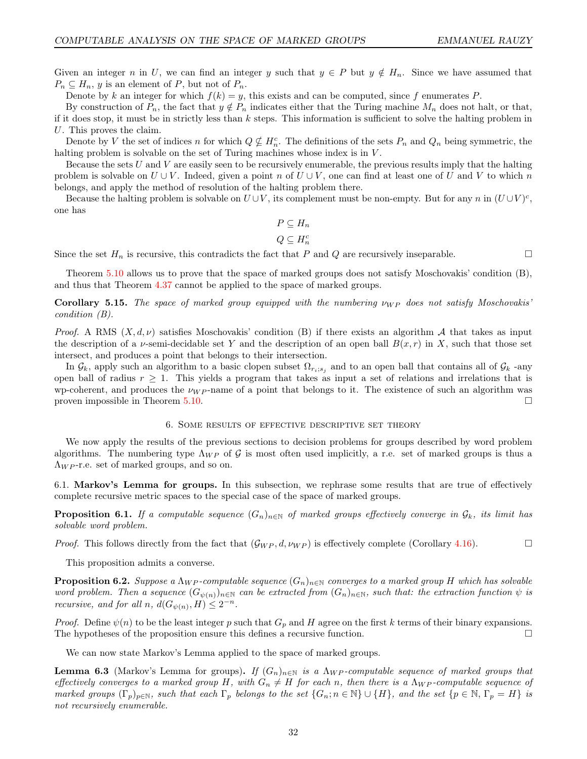Given an integer $n$ in $U$, we can find an integer $y$ such that $y \in P$ but $y \notin H_n$. Since we have assumed that $P_n \subseteq H_n$, $y$ is an element of $P$, but not of $P_n$.

Denote by $k$ an integer for which $f(k) = y$, this exists and can be computed, since $f$ enumerates $P$.

By construction of $P_n$, the fact that $y \notin P_n$ indicates either that the Turing machine $M_n$ does not halt, or that, if it does stop, it must be in strictly less than $k$ steps. This information is sufficient to solve the halting problem in $U$. This proves the claim.

Denote by $V$ the set of indices $n$ for which $Q \nsubseteq H_n^c$. The definitions of the sets $P_n$ and $Q_n$ being symmetric, the halting problem is solvable on the set of Turing machines whose index is in $V$.

Because the sets $U$ and $V$ are easily seen to be recursively enumerable, the previous results imply that the halting problem is solvable on $U \cup V$. Indeed, given a point $n$ of $U \cup V$, one can find at least one of $U$ and $V$ to which $n$ belongs, and apply the method of resolution of the halting problem there.

Because the halting problem is solvable on $U \cup V$, its complement must be non-empty. But for any $n$ in $(U \cup V)^c$, one has

$$P \subseteq H_n$$
$$Q \subseteq H_n^c$$

Since the set $H_n$ is recursive, this contradicts the fact that $P$ and $Q$ are recursively inseparable. □

Theorem 5.10 allows us to prove that the space of marked groups does not satisfy Moschovakis' condition (B), and thus that Theorem 4.37 cannot be applied to the space of marked groups.

**Corollary 5.15.** *The space of marked group equipped with the numbering $\nu_{WP}$ does not satisfy Moschovakis' condition (B).*

*Proof.* A RMS $(X, d, \nu)$ satisfies Moschovakis' condition (B) if there exists an algorithm $\mathcal{A}$ that takes as input the description of a $\nu$-semi-decidable set $Y$ and the description of an open ball $B(x, r)$ in $X$, such that those set intersect, and produces a point that belongs to their intersection.

In $\mathcal{G}_k$, apply such an algorithm to a basic clopen subset $\Omega_{r_i;s_j}$ and to an open ball that contains all of $\mathcal{G}_k$ -any open ball of radius $r \geq 1$. This yields a program that takes as input a set of relations and irrelations that is wp-coherent, and produces the $\nu_{WP}$-name of a point that belongs to it. The existence of such an algorithm was proven impossible in Theorem 5.10. □

## 6. Some results of effective descriptive set theory

We now apply the results of the previous sections to decision problems for groups described by word problem algorithms. The numbering type $\Lambda_{WP}$ of $\mathcal{G}$ is most often used implicitly, a r.e. set of marked groups is thus a $\Lambda_{WP}$-r.e. set of marked groups, and so on.

### 6.1. Markov's Lemma for groups.

In this subsection, we rephrase some results that are true of effectively complete recursive metric spaces to the special case of the space of marked groups.

**Proposition 6.1.** *If a computable sequence $(G_n)_{n \in \mathbb{N}}$ of marked groups effectively converge in $\mathcal{G}_k$, its limit has solvable word problem.*

*Proof.* This follows directly from the fact that $(\mathcal{G}_{WP}, d, \nu_{WP})$ is effectively complete (Corollary 4.16). □

This proposition admits a converse.

**Proposition 6.2.** *Suppose a $\Lambda_{WP}$-computable sequence $(G_n)_{n \in \mathbb{N}}$ converges to a marked group $H$ which has solvable word problem. Then a sequence $(G_{\psi(n)})_{n \in \mathbb{N}}$ can be extracted from $(G_n)_{n \in \mathbb{N}}$, such that: the extraction function $\psi$ is recursive, and for all $n$, $d(G_{\psi(n)}, H) \leq 2^{-n}$.*

*Proof.* Define $\psi(n)$ to be the least integer $p$ such that $G_p$ and $H$ agree on the first $k$ terms of their binary expansions. The hypotheses of the proposition ensure this defines a recursive function. □

We can now state Markov's Lemma applied to the space of marked groups.

**Lemma 6.3** (Markov's Lemma for groups)**.** *If $(G_n)_{n \in \mathbb{N}}$ is a $\Lambda_{WP}$-computable sequence of marked groups that effectively converges to a marked group $H$, with $G_n \neq H$ for each $n$, then there is a $\Lambda_{WP}$-computable sequence of marked groups $(\Gamma_p)_{p \in \mathbb{N}}$, such that each $\Gamma_p$ belongs to the set $\{G_n; n \in \mathbb{N}\} \cup \{H\}$, and the set $\{p \in \mathbb{N}, \Gamma_p = H\}$ is not recursively enumerable.*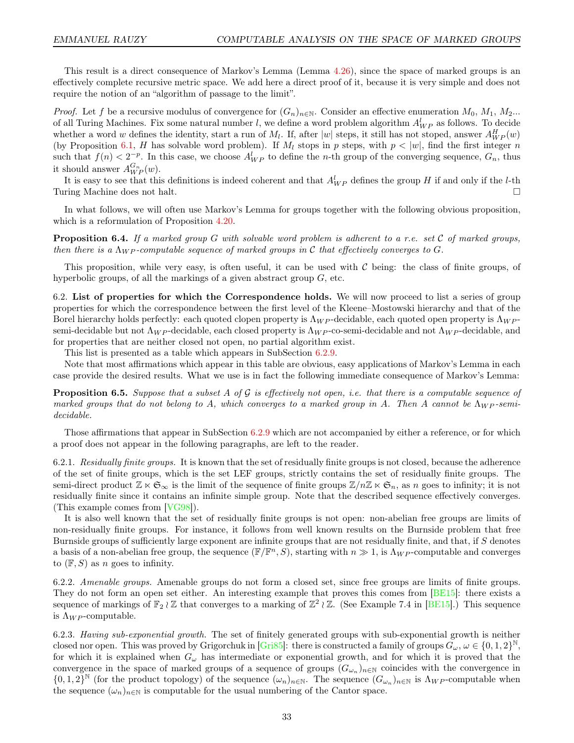This result is a direct consequence of Markov's Lemma (Lemma 4.26), since the space of marked groups is an effectively complete recursive metric space. We add here a direct proof of it, because it is very simple and does not require the notion of an "algorithm of passage to the limit".

*Proof.* Let $f$ be a recursive modulus of convergence for $(G_n)_{n\in\mathbb{N}}$. Consider an effective enumeration $M_0$, $M_1$, $M_2$... of all Turing Machines. Fix some natural number $l$, we define a word problem algorithm $A^l_{WP}$ as follows. To decide whether a word $w$ defines the identity, start a run of $M_l$. If, after $|w|$ steps, it still has not stoped, answer $A^H_{WP}(w)$ (by Proposition 6.1, $H$ has solvable word problem). If $M_l$ stops in $p$ steps, with $p<|w|$, find the first integer $n$ such that $f(n)<2^{-p}$. In this case, we choose $A^l_{WP}$ to define the $n$-th group of the converging sequence, $G_n$, thus it should answer $A^{G_n}_{WP}(w)$.

It is easy to see that this definitions is indeed coherent and that $A^l_{WP}$ defines the group $H$ if and only if the $l$-th Turing Machine does not halt. □

In what follows, we will often use Markov's Lemma for groups together with the following obvious proposition, which is a reformulation of Proposition 4.20.

**Proposition 6.4.** *If a marked group $G$ with solvable word problem is adherent to a r.e. set $\mathcal{C}$ of marked groups, then there is a $\Lambda_{WP}$-computable sequence of marked groups in $\mathcal{C}$ that effectively converges to $G$.*

This proposition, while very easy, is often useful, it can be used with $\mathcal{C}$ being: the class of finite groups, of hyperbolic groups, of all the markings of a given abstract group $G$, etc.

6.2. **List of properties for which the Correspondence holds.** We will now proceed to list a series of group properties for which the correspondence between the first level of the Kleene–Mostowski hierarchy and that of the Borel hierarchy holds perfectly: each quoted clopen property is $\Lambda_{WP}$-decidable, each quoted open property is $\Lambda_{WP}$-semi-decidable but not $\Lambda_{WP}$-decidable, each closed property is $\Lambda_{WP}$-co-semi-decidable and not $\Lambda_{WP}$-decidable, and for properties that are neither closed not open, no partial algorithm exist.

This list is presented as a table which appears in SubSection 6.2.9.

Note that most affirmations which appear in this table are obvious, easy applications of Markov's Lemma in each case provide the desired results. What we use is in fact the following immediate consequence of Markov's Lemma:

**Proposition 6.5.** *Suppose that a subset $A$ of $\mathcal{G}$ is effectively not open, i.e. that there is a computable sequence of marked groups that do not belong to $A$, which converges to a marked group in $A$. Then $A$ cannot be $\Lambda_{WP}$-semi-decidable.*

Those affirmations that appear in SubSection 6.2.9 which are not accompanied by either a reference, or for which a proof does not appear in the following paragraphs, are left to the reader.

6.2.1. *Residually finite groups.* It is known that the set of residually finite groups is not closed, because the adherence of the set of finite groups, which is the set LEF groups, strictly contains the set of residually finite groups. The semi-direct product $\mathbb{Z}\ltimes\mathfrak{S}_\infty$ is the limit of the sequence of finite groups $\mathbb{Z}/n\mathbb{Z}\ltimes\mathfrak{S}_n$, as $n$ goes to infinity; it is not residually finite since it contains an infinite simple group. Note that the described sequence effectively converges. (This example comes from [VG98]).

It is also well known that the set of residually finite groups is not open: non-abelian free groups are limits of non-residually finite groups. For instance, it follows from well known results on the Burnside problem that free Burnside groups of sufficiently large exponent are infinite groups that are not residually finite, and that, if $S$ denotes a basis of a non-abelian free group, the sequence $(\mathbb{F}/\mathbb{F}^n, S)$, starting with $n\gg 1$, is $\Lambda_{WP}$-computable and converges to $(\mathbb{F}, S)$ as $n$ goes to infinity.

6.2.2. *Amenable groups.* Amenable groups do not form a closed set, since free groups are limits of finite groups. They do not form an open set either. An interesting example that proves this comes from [BE15]: there exists a sequence of markings of $\mathbb{F}_2\wr\mathbb{Z}$ that converges to a marking of $\mathbb{Z}^2\wr\mathbb{Z}$. (See Example 7.4 in [BE15].) This sequence is $\Lambda_{WP}$-computable.

6.2.3. *Having sub-exponential growth.* The set of finitely generated groups with sub-exponential growth is neither closed nor open. This was proved by Grigorchuk in [Gri85]: there is constructed a family of groups $G_\omega$, $\omega\in\{0,1,2\}^{\mathbb{N}}$, for which it is explained when $G_\omega$ has intermediate or exponential growth, and for which it is proved that the convergence in the space of marked groups of a sequence of groups $(G_{\omega_n})_{n\in\mathbb{N}}$ coincides with the convergence in $\{0,1,2\}^{\mathbb{N}}$ (for the product topology) of the sequence $(\omega_n)_{n\in\mathbb{N}}$. The sequence $(G_{\omega_n})_{n\in\mathbb{N}}$ is $\Lambda_{WP}$-computable when the sequence $(\omega_n)_{n\in\mathbb{N}}$ is computable for the usual numbering of the Cantor space.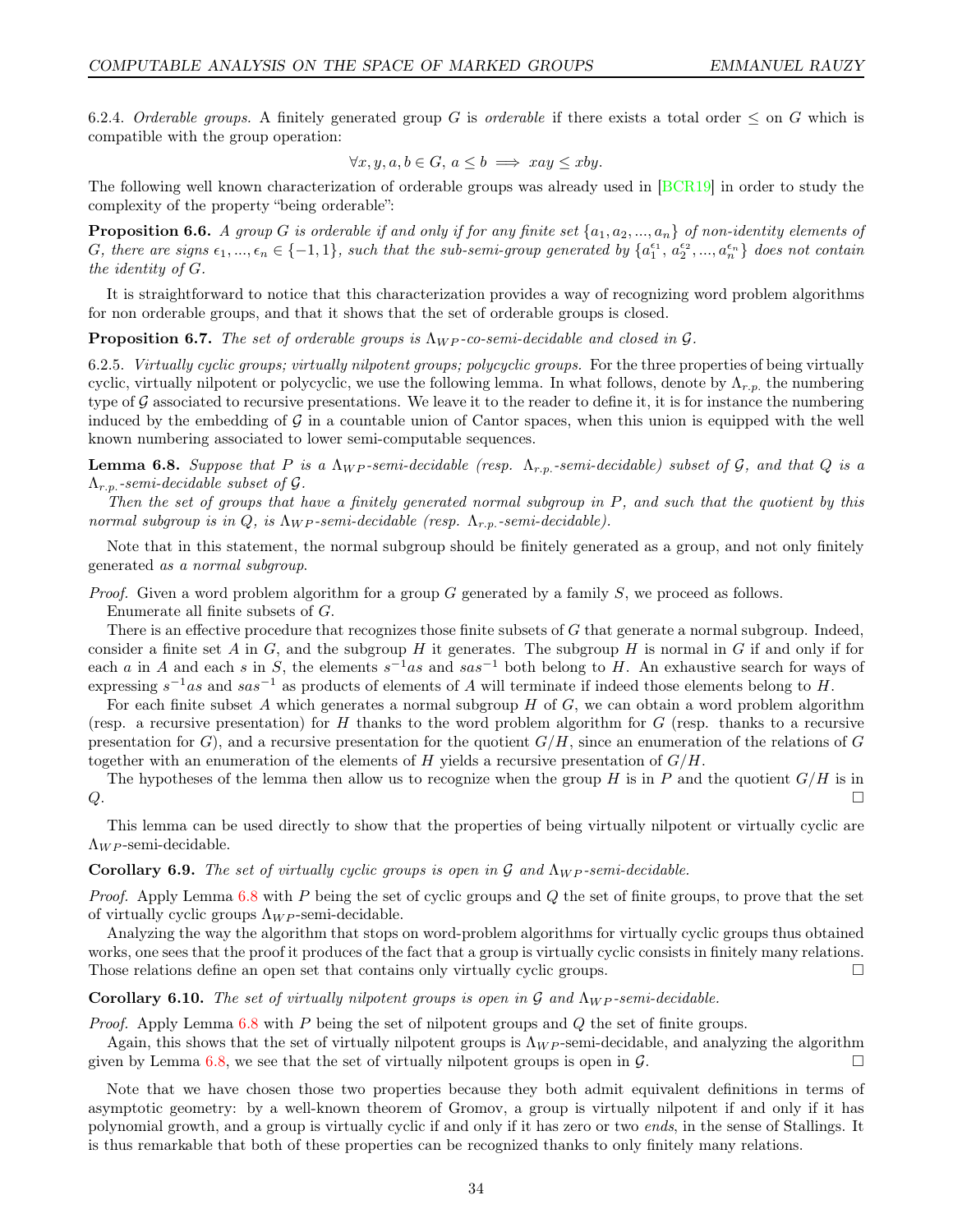6.2.4. *Orderable groups.* A finitely generated group $G$ is *orderable* if there exists a total order $\leq$ on $G$ which is compatible with the group operation:

$$\forall x, y, a, b \in G,\ a \leq b \implies xay \leq xby.$$

The following well known characterization of orderable groups was already used in [BCR19] in order to study the complexity of the property "being orderable":

**Proposition 6.6.** *A group $G$ is orderable if and only if for any finite set $\{a_1, a_2, ..., a_n\}$ of non-identity elements of $G$, there are signs $\epsilon_1, ..., \epsilon_n \in \{-1, 1\}$, such that the sub-semi-group generated by $\{a_1^{\epsilon_1}, a_2^{\epsilon_2}, ..., a_n^{\epsilon_n}\}$ does not contain the identity of $G$.*

It is straightforward to notice that this characterization provides a way of recognizing word problem algorithms for non orderable groups, and that it shows that the set of orderable groups is closed.

**Proposition 6.7.** *The set of orderable groups is $\Lambda_{WP}$-co-semi-decidable and closed in $\mathcal{G}$.*

6.2.5. *Virtually cyclic groups; virtually nilpotent groups; polycyclic groups.* For the three properties of being virtually cyclic, virtually nilpotent or polycyclic, we use the following lemma. In what follows, denote by $\Lambda_{r.p.}$ the numbering type of $\mathcal{G}$ associated to recursive presentations. We leave it to the reader to define it, it is for instance the numbering induced by the embedding of $\mathcal{G}$ in a countable union of Cantor spaces, when this union is equipped with the well known numbering associated to lower semi-computable sequences.

**Lemma 6.8.** *Suppose that $P$ is a $\Lambda_{WP}$-semi-decidable (resp. $\Lambda_{r.p.}$-semi-decidable) subset of $\mathcal{G}$, and that $Q$ is a $\Lambda_{r.p.}$-semi-decidable subset of $\mathcal{G}$.*

*Then the set of groups that have a finitely generated normal subgroup in $P$, and such that the quotient by this normal subgroup is in $Q$, is $\Lambda_{WP}$-semi-decidable (resp. $\Lambda_{r.p.}$-semi-decidable).*

Note that in this statement, the normal subgroup should be finitely generated as a group, and not only finitely generated *as a normal subgroup*.

*Proof.* Given a word problem algorithm for a group $G$ generated by a family $S$, we proceed as follows.

Enumerate all finite subsets of $G$.

There is an effective procedure that recognizes those finite subsets of $G$ that generate a normal subgroup. Indeed, consider a finite set $A$ in $G$, and the subgroup $H$ it generates. The subgroup $H$ is normal in $G$ if and only if for each $a$ in $A$ and each $s$ in $S$, the elements $s^{-1}as$ and $sas^{-1}$ both belong to $H$. An exhaustive search for ways of expressing $s^{-1}as$ and $sas^{-1}$ as products of elements of $A$ will terminate if indeed those elements belong to $H$.

For each finite subset $A$ which generates a normal subgroup $H$ of $G$, we can obtain a word problem algorithm (resp. a recursive presentation) for $H$ thanks to the word problem algorithm for $G$ (resp. thanks to a recursive presentation for $G$), and a recursive presentation for the quotient $G/H$, since an enumeration of the relations of $G$ together with an enumeration of the elements of $H$ yields a recursive presentation of $G/H$.

The hypotheses of the lemma then allow us to recognize when the group $H$ is in $P$ and the quotient $G/H$ is in $Q$. □

This lemma can be used directly to show that the properties of being virtually nilpotent or virtually cyclic are $\Lambda_{WP}$-semi-decidable.

**Corollary 6.9.** *The set of virtually cyclic groups is open in $\mathcal{G}$ and $\Lambda_{WP}$-semi-decidable.*

*Proof.* Apply Lemma 6.8 with $P$ being the set of cyclic groups and $Q$ the set of finite groups, to prove that the set of virtually cyclic groups $\Lambda_{WP}$-semi-decidable.

Analyzing the way the algorithm that stops on word-problem algorithms for virtually cyclic groups thus obtained works, one sees that the proof it produces of the fact that a group is virtually cyclic consists in finitely many relations. Those relations define an open set that contains only virtually cyclic groups. □

**Corollary 6.10.** *The set of virtually nilpotent groups is open in $\mathcal{G}$ and $\Lambda_{WP}$-semi-decidable.*

*Proof.* Apply Lemma 6.8 with $P$ being the set of nilpotent groups and $Q$ the set of finite groups.

Again, this shows that the set of virtually nilpotent groups is $\Lambda_{WP}$-semi-decidable, and analyzing the algorithm given by Lemma 6.8, we see that the set of virtually nilpotent groups is open in $\mathcal{G}$. □

Note that we have chosen those two properties because they both admit equivalent definitions in terms of asymptotic geometry: by a well-known theorem of Gromov, a group is virtually nilpotent if and only if it has polynomial growth, and a group is virtually cyclic if and only if it has zero or two *ends*, in the sense of Stallings. It is thus remarkable that both of these properties can be recognized thanks to only finitely many relations.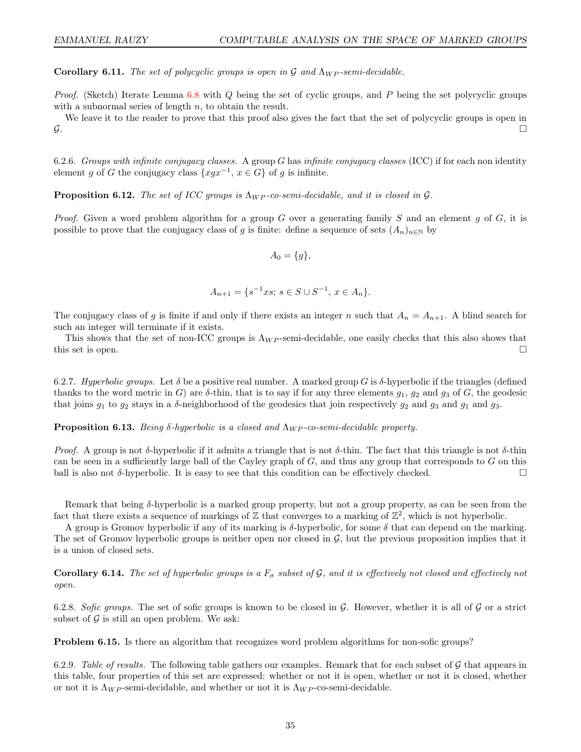**Corollary 6.11.** *The set of polycyclic groups is open in $\mathcal{G}$ and $\Lambda_{WP}$-semi-decidable.*

*Proof.* (Sketch) Iterate Lemma 6.8 with $Q$ being the set of cyclic groups, and $P$ being the set polycyclic groups with a subnormal series of length $n$, to obtain the result.

We leave it to the reader to prove that this proof also gives the fact that the set of polycyclic groups is open in $\mathcal{G}$. □

6.2.6. *Groups with infinite conjugacy classes.* A group $G$ has *infinite conjugacy classes* (ICC) if for each non identity element $g$ of $G$ the conjugacy class $\{xgx^{-1},\, x \in G\}$ of $g$ is infinite.

**Proposition 6.12.** *The set of ICC groups is $\Lambda_{WP}$-co-semi-decidable, and it is closed in $\mathcal{G}$.*

*Proof.* Given a word problem algorithm for a group $G$ over a generating family $S$ and an element $g$ of $G$, it is possible to prove that the conjugacy class of $g$ is finite: define a sequence of sets $(A_n)_{n\in\mathbb{N}}$ by

$$A_0 = \{g\},$$

$$A_{n+1} = \{s^{-1}xs;\; s \in S \cup S^{-1},\; x \in A_n\}.$$

The conjugacy class of $g$ is finite if and only if there exists an integer $n$ such that $A_n = A_{n+1}$. A blind search for such an integer will terminate if it exists.

This shows that the set of non-ICC groups is $\Lambda_{WP}$-semi-decidable, one easily checks that this also shows that this set is open. □

6.2.7. *Hyperbolic groups.* Let $\delta$ be a positive real number. A marked group $G$ is $\delta$-hyperbolic if the triangles (defined thanks to the word metric in $G$) are $\delta$-thin, that is to say if for any three elements $g_1$, $g_2$ and $g_3$ of $G$, the geodesic that joins $g_1$ to $g_2$ stays in a $\delta$-neighborhood of the geodesics that join respectively $g_2$ and $g_3$ and $g_1$ and $g_3$.

**Proposition 6.13.** *Being $\delta$-hyperbolic is a closed and $\Lambda_{WP}$-co-semi-decidable property.*

*Proof.* A group is not $\delta$-hyperbolic if it admits a triangle that is not $\delta$-thin. The fact that this triangle is not $\delta$-thin can be seen in a sufficiently large ball of the Cayley graph of $G$, and thus any group that corresponds to $G$ on this ball is also not $\delta$-hyperbolic. It is easy to see that this condition can be effectively checked. □

Remark that being $\delta$-hyperbolic is a marked group property, but not a group property, as can be seen from the fact that there exists a sequence of markings of $\mathbb{Z}$ that converges to a marking of $\mathbb{Z}^2$, which is not hyperbolic.

A group is Gromov hyperbolic if any of its marking is $\delta$-hyperbolic, for some $\delta$ that can depend on the marking. The set of Gromov hyperbolic groups is neither open nor closed in $\mathcal{G}$, but the previous proposition implies that it is a union of closed sets.

**Corollary 6.14.** *The set of hyperbolic groups is a $F_\sigma$ subset of $\mathcal{G}$, and it is effectively not closed and effectively not open.*

6.2.8. *Sofic groups.* The set of sofic groups is known to be closed in $\mathcal{G}$. However, whether it is all of $\mathcal{G}$ or a strict subset of $\mathcal{G}$ is still an open problem. We ask:

**Problem 6.15.** Is there an algorithm that recognizes word problem algorithms for non-sofic groups?

6.2.9. *Table of results.* The following table gathers our examples. Remark that for each subset of $\mathcal{G}$ that appears in this table, four properties of this set are expressed: whether or not it is open, whether or not it is closed, whether or not it is $\Lambda_{WP}$-semi-decidable, and whether or not it is $\Lambda_{WP}$-co-semi-decidable.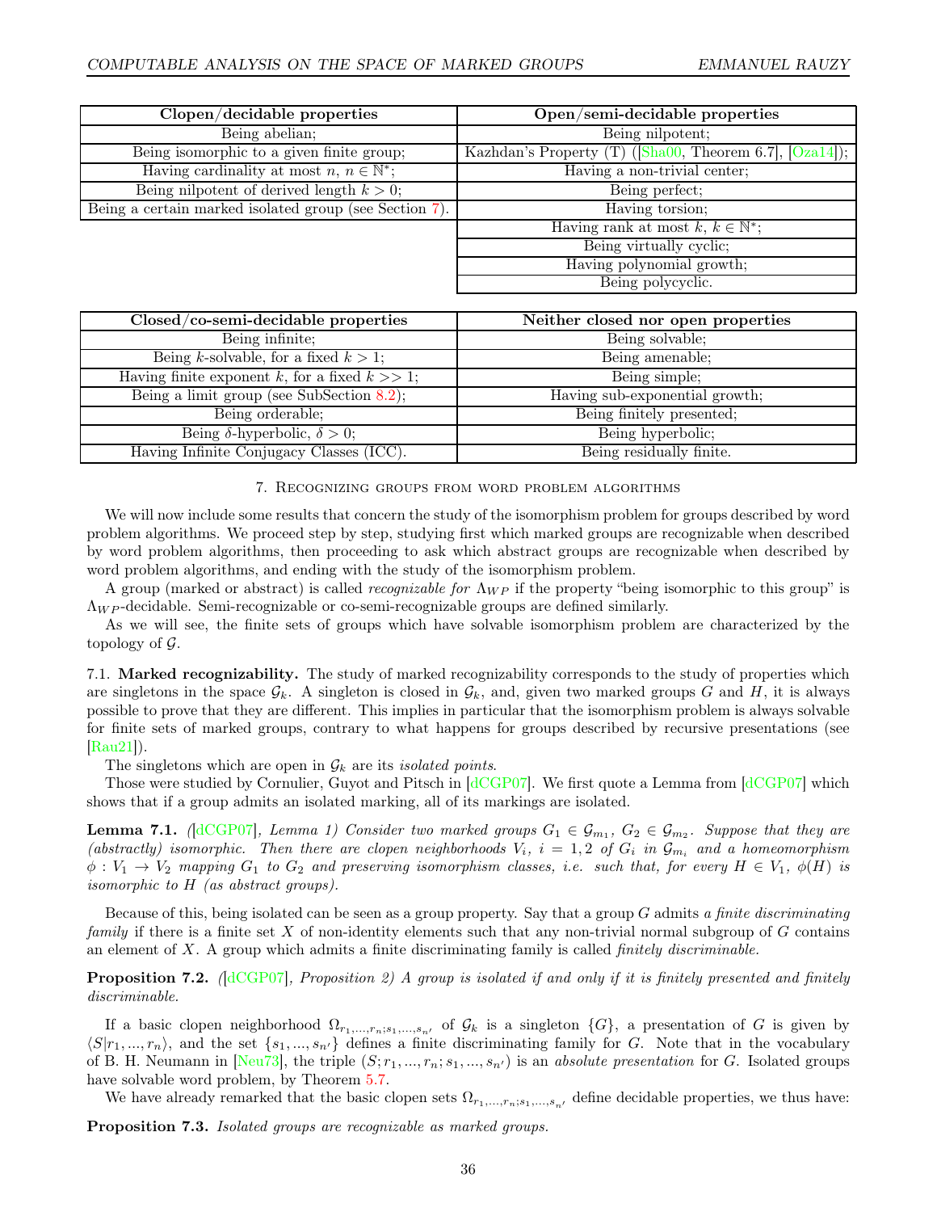| Clopen/decidable properties | Open/semi-decidable properties |
|---|---|
| Being abelian; | Being nilpotent; |
| Being isomorphic to a given finite group; | Kazhdan's Property (T) ([Sha00, Theorem 6.7], [Oza14]); |
| Having cardinality at most $n$, $n \in \mathbb{N}^*$; | Having a non-trivial center; |
| Being nilpotent of derived length $k > 0$; | Being perfect; |
| Being a certain marked isolated group (see Section 7). | Having torsion; |
| | Having rank at most $k$, $k \in \mathbb{N}^*$; |
| | Being virtually cyclic; |
| | Having polynomial growth; |
| | Being polycyclic. |

| Closed/co-semi-decidable properties | Neither closed nor open properties |
|---|---|
| Being infinite; | Being solvable; |
| Being $k$-solvable, for a fixed $k > 1$; | Being amenable; |
| Having finite exponent $k$, for a fixed $k >> 1$; | Being simple; |
| Being a limit group (see SubSection 8.2); | Having sub-exponential growth; |
| Being orderable; | Being finitely presented; |
| Being $\delta$-hyperbolic, $\delta > 0$; | Being hyperbolic; |
| Having Infinite Conjugacy Classes (ICC). | Being residually finite. |

## 7. Recognizing groups from word problem algorithms

We will now include some results that concern the study of the isomorphism problem for groups described by word problem algorithms. We proceed step by step, studying first which marked groups are recognizable when described by word problem algorithms, then proceeding to ask which abstract groups are recognizable when described by word problem algorithms, and ending with the study of the isomorphism problem.

A group (marked or abstract) is called *recognizable for* $\Lambda_{WP}$ if the property "being isomorphic to this group" is $\Lambda_{WP}$-decidable. Semi-recognizable or co-semi-recognizable groups are defined similarly.

As we will see, the finite sets of groups which have solvable isomorphism problem are characterized by the topology of $\mathcal{G}$.

### 7.1. Marked recognizability.

The study of marked recognizability corresponds to the study of properties which are singletons in the space $\mathcal{G}_k$. A singleton is closed in $\mathcal{G}_k$, and, given two marked groups $G$ and $H$, it is always possible to prove that they are different. This implies in particular that the isomorphism problem is always solvable for finite sets of marked groups, contrary to what happens for groups described by recursive presentations (see [Rau21]).

The singletons which are open in $\mathcal{G}_k$ are its *isolated points*.

Those were studied by Cornulier, Guyot and Pitsch in [dCGP07]. We first quote a Lemma from [dCGP07] which shows that if a group admits an isolated marking, all of its markings are isolated.

**Lemma 7.1.** *([dCGP07], Lemma 1) Consider two marked groups $G_1 \in \mathcal{G}_{m_1}$, $G_2 \in \mathcal{G}_{m_2}$. Suppose that they are (abstractly) isomorphic. Then there are clopen neighborhoods $V_i$, $i = 1, 2$ of $G_i$ in $\mathcal{G}_{m_i}$ and a homeomorphism $\phi : V_1 \to V_2$ mapping $G_1$ to $G_2$ and preserving isomorphism classes, i.e. such that, for every $H \in V_1$, $\phi(H)$ is isomorphic to $H$ (as abstract groups).*

Because of this, being isolated can be seen as a group property. Say that a group $G$ admits *a finite discriminating family* if there is a finite set $X$ of non-identity elements such that any non-trivial normal subgroup of $G$ contains an element of $X$. A group which admits a finite discriminating family is called *finitely discriminable*.

**Proposition 7.2.** *([dCGP07], Proposition 2) A group is isolated if and only if it is finitely presented and finitely discriminable.*

If a basic clopen neighborhood $\Omega_{r_1,...,r_n;s_1,...,s_{n'}}$ of $\mathcal{G}_k$ is a singleton $\{G\}$, a presentation of $G$ is given by $\langle S | r_1, ..., r_n \rangle$, and the set $\{s_1, ..., s_{n'}\}$ defines a finite discriminating family for $G$. Note that in the vocabulary of B. H. Neumann in [Neu73], the triple $(S; r_1, ..., r_n; s_1, ..., s_{n'})$ is an *absolute presentation* for $G$. Isolated groups have solvable word problem, by Theorem 5.7.

We have already remarked that the basic clopen sets $\Omega_{r_1,...,r_n;s_1,...,s_{n'}}$ define decidable properties, we thus have:

**Proposition 7.3.** *Isolated groups are recognizable as marked groups.*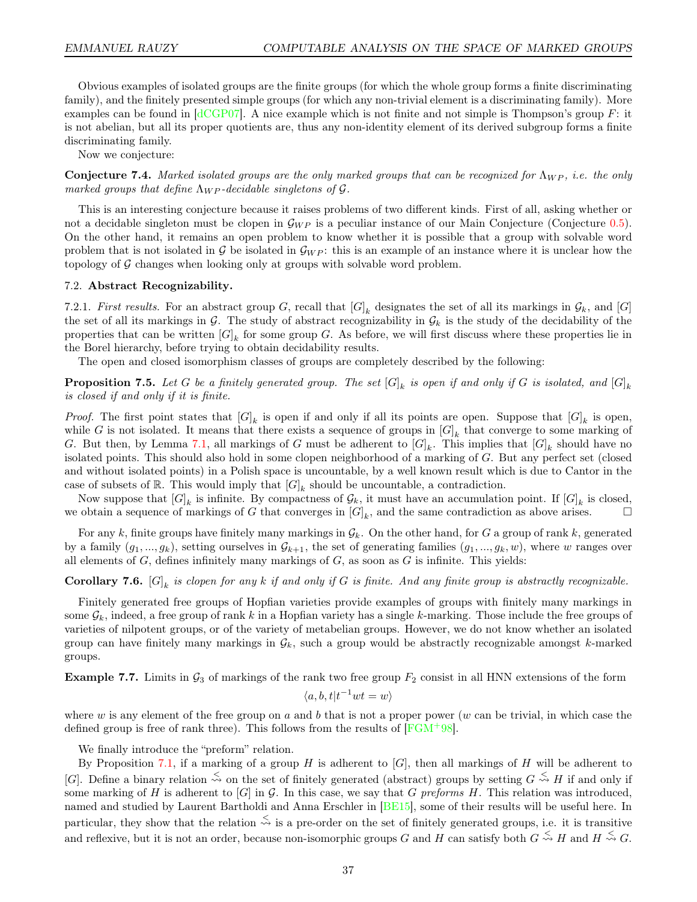Obvious examples of isolated groups are the finite groups (for which the whole group forms a finite discriminating family), and the finitely presented simple groups (for which any non-trivial element is a discriminating family). More examples can be found in [dCGP07]. A nice example which is not finite and not simple is Thompson's group $F$: it is not abelian, but all its proper quotients are, thus any non-identity element of its derived subgroup forms a finite discriminating family.

Now we conjecture:

**Conjecture 7.4.** *Marked isolated groups are the only marked groups that can be recognized for $\Lambda_{WP}$, i.e. the only marked groups that define $\Lambda_{WP}$-decidable singletons of $\mathcal{G}$.*

This is an interesting conjecture because it raises problems of two different kinds. First of all, asking whether or not a decidable singleton must be clopen in $\mathcal{G}_{WP}$ is a peculiar instance of our Main Conjecture (Conjecture 0.5). On the other hand, it remains an open problem to know whether it is possible that a group with solvable word problem that is not isolated in $\mathcal{G}$ be isolated in $\mathcal{G}_{WP}$: this is an example of an instance where it is unclear how the topology of $\mathcal{G}$ changes when looking only at groups with solvable word problem.

### 7.2. Abstract Recognizability.

7.2.1. *First results.* For an abstract group $G$, recall that $[G]_k$ designates the set of all its markings in $\mathcal{G}_k$, and $[G]$ the set of all its markings in $\mathcal{G}$. The study of abstract recognizability in $\mathcal{G}_k$ is the study of the decidability of the properties that can be written $[G]_k$ for some group $G$. As before, we will first discuss where these properties lie in the Borel hierarchy, before trying to obtain decidability results.

The open and closed isomorphism classes of groups are completely described by the following:

**Proposition 7.5.** *Let $G$ be a finitely generated group. The set $[G]_k$ is open if and only if $G$ is isolated, and $[G]_k$ is closed if and only if it is finite.*

*Proof.* The first point states that $[G]_k$ is open if and only if all its points are open. Suppose that $[G]_k$ is open, while $G$ is not isolated. It means that there exists a sequence of groups in $[G]_k$ that converge to some marking of $G$. But then, by Lemma 7.1, all markings of $G$ must be adherent to $[G]_k$. This implies that $[G]_k$ should have no isolated points. This should also hold in some clopen neighborhood of a marking of $G$. But any perfect set (closed and without isolated points) in a Polish space is uncountable, by a well known result which is due to Cantor in the case of subsets of $\mathbb{R}$. This would imply that $[G]_k$ should be uncountable, a contradiction.

Now suppose that $[G]_k$ is infinite. By compactness of $\mathcal{G}_k$, it must have an accumulation point. If $[G]_k$ is closed, we obtain a sequence of markings of $G$ that converges in $[G]_k$, and the same contradiction as above arises. $\square$

For any $k$, finite groups have finitely many markings in $\mathcal{G}_k$. On the other hand, for $G$ a group of rank $k$, generated by a family $(g_1, ..., g_k)$, setting ourselves in $\mathcal{G}_{k+1}$, the set of generating families $(g_1, ..., g_k, w)$, where $w$ ranges over all elements of $G$, defines infinitely many markings of $G$, as soon as $G$ is infinite. This yields:

**Corollary 7.6.** *$[G]_k$ is clopen for any $k$ if and only if $G$ is finite. And any finite group is abstractly recognizable.*

Finitely generated free groups of Hopfian varieties provide examples of groups with finitely many markings in some $\mathcal{G}_k$, indeed, a free group of rank $k$ in a Hopfian variety has a single $k$-marking. Those include the free groups of varieties of nilpotent groups, or of the variety of metabelian groups. However, we do not know whether an isolated group can have finitely many markings in $\mathcal{G}_k$, such a group would be abstractly recognizable amongst $k$-marked groups.

**Example 7.7.** Limits in $\mathcal{G}_3$ of markings of the rank two free group $F_2$ consist in all HNN extensions of the form

$$\langle a, b, t | t^{-1}wt = w\rangle$$

where $w$ is any element of the free group on $a$ and $b$ that is not a proper power ($w$ can be trivial, in which case the defined group is free of rank three). This follows from the results of [FGM+98].

We finally introduce the "preform" relation.

By Proposition 7.1, if a marking of a group $H$ is adherent to $[G]$, then all markings of $H$ will be adherent to $[G]$. Define a binary relation $\overset{\leq}{\rightsquigarrow}$ on the set of finitely generated (abstract) groups by setting $G \overset{\leq}{\rightsquigarrow} H$ if and only if some marking of $H$ is adherent to $[G]$ in $\mathcal{G}$. In this case, we say that $G$ *preforms* $H$. This relation was introduced, named and studied by Laurent Bartholdi and Anna Erschler in [BE15], some of their results will be useful here. In particular, they show that the relation $\overset{\leq}{\rightsquigarrow}$ is a pre-order on the set of finitely generated groups, i.e. it is transitive and reflexive, but it is not an order, because non-isomorphic groups $G$ and $H$ can satisfy both $G \overset{\leq}{\rightsquigarrow} H$ and $H \overset{\leq}{\rightsquigarrow} G$.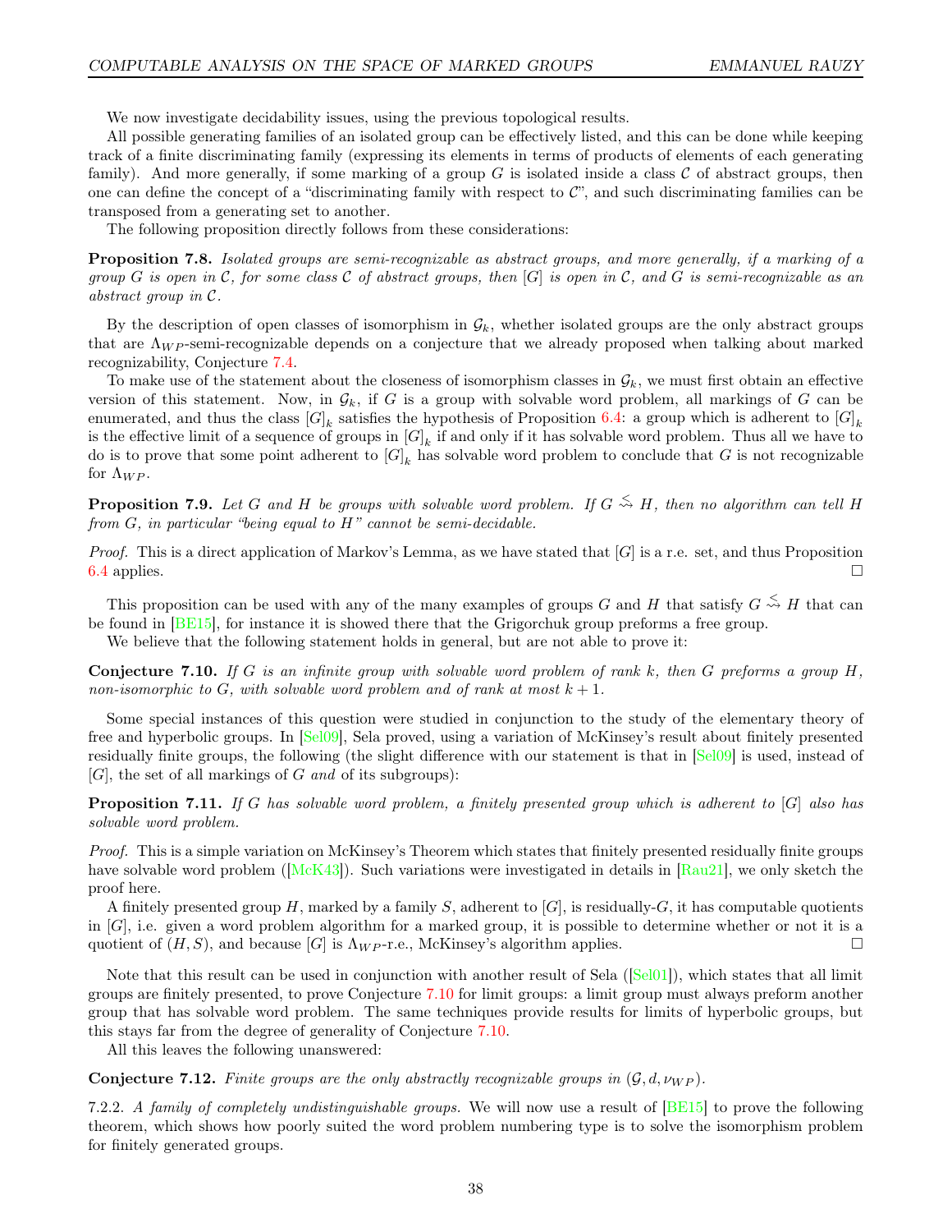We now investigate decidability issues, using the previous topological results.

All possible generating families of an isolated group can be effectively listed, and this can be done while keeping track of a finite discriminating family (expressing its elements in terms of products of elements of each generating family). And more generally, if some marking of a group $G$ is isolated inside a class $\mathcal{C}$ of abstract groups, then one can define the concept of a "discriminating family with respect to $\mathcal{C}$", and such discriminating families can be transposed from a generating set to another.

The following proposition directly follows from these considerations:

**Proposition 7.8.** *Isolated groups are semi-recognizable as abstract groups, and more generally, if a marking of a group $G$ is open in $\mathcal{C}$, for some class $\mathcal{C}$ of abstract groups, then $[G]$ is open in $\mathcal{C}$, and $G$ is semi-recognizable as an abstract group in $\mathcal{C}$.*

By the description of open classes of isomorphism in $\mathcal{G}_k$, whether isolated groups are the only abstract groups that are $\Lambda_{WP}$-semi-recognizable depends on a conjecture that we already proposed when talking about marked recognizability, Conjecture 7.4.

To make use of the statement about the closeness of isomorphism classes in $\mathcal{G}_k$, we must first obtain an effective version of this statement. Now, in $\mathcal{G}_k$, if $G$ is a group with solvable word problem, all markings of $G$ can be enumerated, and thus the class $[G]_k$ satisfies the hypothesis of Proposition 6.4: a group which is adherent to $[G]_k$ is the effective limit of a sequence of groups in $[G]_k$ if and only if it has solvable word problem. Thus all we have to do is to prove that some point adherent to $[G]_k$ has solvable word problem to conclude that $G$ is not recognizable for $\Lambda_{WP}$.

**Proposition 7.9.** *Let $G$ and $H$ be groups with solvable word problem. If $G \overset{\leq}{\rightsquigarrow} H$, then no algorithm can tell $H$ from $G$, in particular "being equal to $H$" cannot be semi-decidable.*

*Proof.* This is a direct application of Markov's Lemma, as we have stated that $[G]$ is a r.e. set, and thus Proposition 6.4 applies. $\square$

This proposition can be used with any of the many examples of groups $G$ and $H$ that satisfy $G \overset{\leq}{\rightsquigarrow} H$ that can be found in [BE15], for instance it is showed there that the Grigorchuk group preforms a free group.

We believe that the following statement holds in general, but are not able to prove it:

**Conjecture 7.10.** *If $G$ is an infinite group with solvable word problem of rank $k$, then $G$ preforms a group $H$, non-isomorphic to $G$, with solvable word problem and of rank at most $k+1$.*

Some special instances of this question were studied in conjunction to the study of the elementary theory of free and hyperbolic groups. In [Sel09], Sela proved, using a variation of McKinsey's result about finitely presented residually finite groups, the following (the slight difference with our statement is that in [Sel09] is used, instead of $[G]$, the set of all markings of $G$ *and* of its subgroups):

**Proposition 7.11.** *If $G$ has solvable word problem, a finitely presented group which is adherent to $[G]$ also has solvable word problem.*

*Proof.* This is a simple variation on McKinsey's Theorem which states that finitely presented residually finite groups have solvable word problem ([McK43]). Such variations were investigated in details in [Rau21], we only sketch the proof here.

A finitely presented group $H$, marked by a family $S$, adherent to $[G]$, is residually-$G$, it has computable quotients in $[G]$, i.e. given a word problem algorithm for a marked group, it is possible to determine whether or not it is a quotient of $(H, S)$, and because $[G]$ is $\Lambda_{WP}$-r.e., McKinsey's algorithm applies. $\square$

Note that this result can be used in conjunction with another result of Sela ([Sel01]), which states that all limit groups are finitely presented, to prove Conjecture 7.10 for limit groups: a limit group must always preform another group that has solvable word problem. The same techniques provide results for limits of hyperbolic groups, but this stays far from the degree of generality of Conjecture 7.10.

All this leaves the following unanswered:

**Conjecture 7.12.** *Finite groups are the only abstractly recognizable groups in $(\mathcal{G}, d, \nu_{WP})$.*

7.2.2. *A family of completely undistinguishable groups.* We will now use a result of [BE15] to prove the following theorem, which shows how poorly suited the word problem numbering type is to solve the isomorphism problem for finitely generated groups.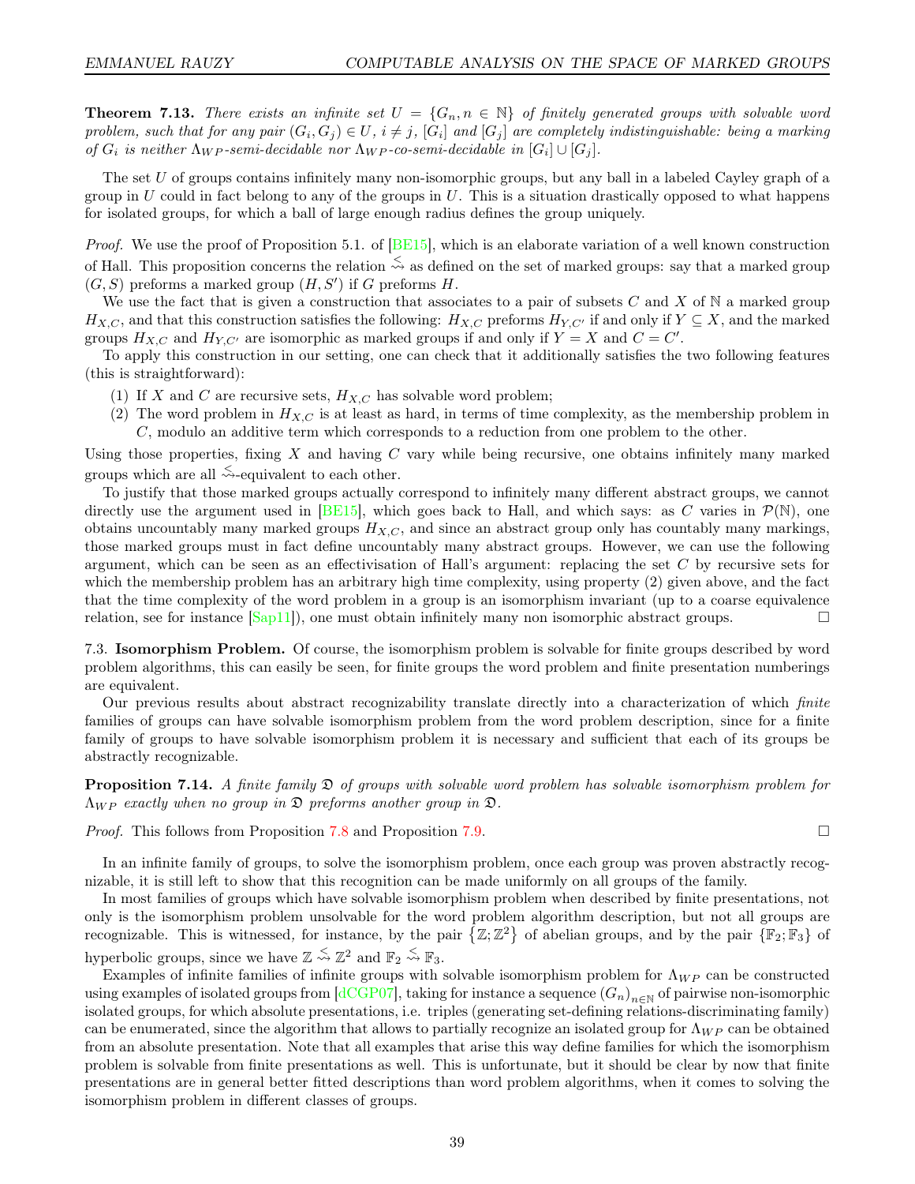**Theorem 7.13.** *There exists an infinite set $U = \{G_n, n \in \mathbb{N}\}$ of finitely generated groups with solvable word problem, such that for any pair $(G_i, G_j) \in U$, $i \neq j$, $[G_i]$ and $[G_j]$ are completely indistinguishable: being a marking of $G_i$ is neither $\Lambda_{WP}$-semi-decidable nor $\Lambda_{WP}$-co-semi-decidable in $[G_i] \cup [G_j]$.*

The set $U$ of groups contains infinitely many non-isomorphic groups, but any ball in a labeled Cayley graph of a group in $U$ could in fact belong to any of the groups in $U$. This is a situation drastically opposed to what happens for isolated groups, for which a ball of large enough radius defines the group uniquely.

*Proof.* We use the proof of Proposition 5.1. of [BE15], which is an elaborate variation of a well known construction of Hall. This proposition concerns the relation $\overset{<}{\rightsquigarrow}$ as defined on the set of marked groups: say that a marked group $(G, S)$ preforms a marked group $(H, S')$ if $G$ preforms $H$.

We use the fact that is given a construction that associates to a pair of subsets $C$ and $X$ of $\mathbb{N}$ a marked group $H_{X,C}$, and that this construction satisfies the following: $H_{X,C}$ preforms $H_{Y,C'}$ if and only if $Y \subseteq X$, and the marked groups $H_{X,C}$ and $H_{Y,C'}$ are isomorphic as marked groups if and only if $Y = X$ and $C = C'$.

To apply this construction in our setting, one can check that it additionally satisfies the two following features (this is straightforward):

1. If $X$ and $C$ are recursive sets, $H_{X,C}$ has solvable word problem;
2. The word problem in $H_{X,C}$ is at least as hard, in terms of time complexity, as the membership problem in $C$, modulo an additive term which corresponds to a reduction from one problem to the other.

Using those properties, fixing $X$ and having $C$ vary while being recursive, one obtains infinitely many marked groups which are all $\overset{<}{\rightsquigarrow}$-equivalent to each other.

To justify that those marked groups actually correspond to infinitely many different abstract groups, we cannot directly use the argument used in [BE15], which goes back to Hall, and which says: as $C$ varies in $\mathcal{P}(\mathbb{N})$, one obtains uncountably many marked groups $H_{X,C}$, and since an abstract group only has countably many markings, those marked groups must in fact define uncountably many abstract groups. However, we can use the following argument, which can be seen as an effectivisation of Hall's argument: replacing the set $C$ by recursive sets for which the membership problem has an arbitrary high time complexity, using property (2) given above, and the fact that the time complexity of the word problem in a group is an isomorphism invariant (up to a coarse equivalence relation, see for instance [Sap11]), one must obtain infinitely many non isomorphic abstract groups. □

7.3. **Isomorphism Problem.** Of course, the isomorphism problem is solvable for finite groups described by word problem algorithms, this can easily be seen, for finite groups the word problem and finite presentation numberings are equivalent.

Our previous results about abstract recognizability translate directly into a characterization of which *finite* families of groups can have solvable isomorphism problem from the word problem description, since for a finite family of groups to have solvable isomorphism problem it is necessary and sufficient that each of its groups be abstractly recognizable.

**Proposition 7.14.** *A finite family $\mathfrak{D}$ of groups with solvable word problem has solvable isomorphism problem for $\Lambda_{WP}$ exactly when no group in $\mathfrak{D}$ preforms another group in $\mathfrak{D}$.*

*Proof.* This follows from Proposition 7.8 and Proposition 7.9. □

In an infinite family of groups, to solve the isomorphism problem, once each group was proven abstractly recognizable, it is still left to show that this recognition can be made uniformly on all groups of the family.

In most families of groups which have solvable isomorphism problem when described by finite presentations, not only is the isomorphism problem unsolvable for the word problem algorithm description, but not all groups are recognizable. This is witnessed, for instance, by the pair $\{\mathbb{Z}; \mathbb{Z}^2\}$ of abelian groups, and by the pair $\{\mathbb{F}_2; \mathbb{F}_3\}$ of hyperbolic groups, since we have $\mathbb{Z} \overset{<}{\rightsquigarrow} \mathbb{Z}^2$ and $\mathbb{F}_2 \overset{<}{\rightsquigarrow} \mathbb{F}_3$.

Examples of infinite families of infinite groups with solvable isomorphism problem for $\Lambda_{WP}$ can be constructed using examples of isolated groups from [dCGP07], taking for instance a sequence $(G_n)_{n\in\mathbb{N}}$ of pairwise non-isomorphic isolated groups, for which absolute presentations, i.e. triples (generating set-defining relations-discriminating family) can be enumerated, since the algorithm that allows to partially recognize an isolated group for $\Lambda_{WP}$ can be obtained from an absolute presentation. Note that all examples that arise this way define families for which the isomorphism problem is solvable from finite presentations as well. This is unfortunate, but it should be clear by now that finite presentations are in general better fitted descriptions than word problem algorithms, when it comes to solving the isomorphism problem in different classes of groups.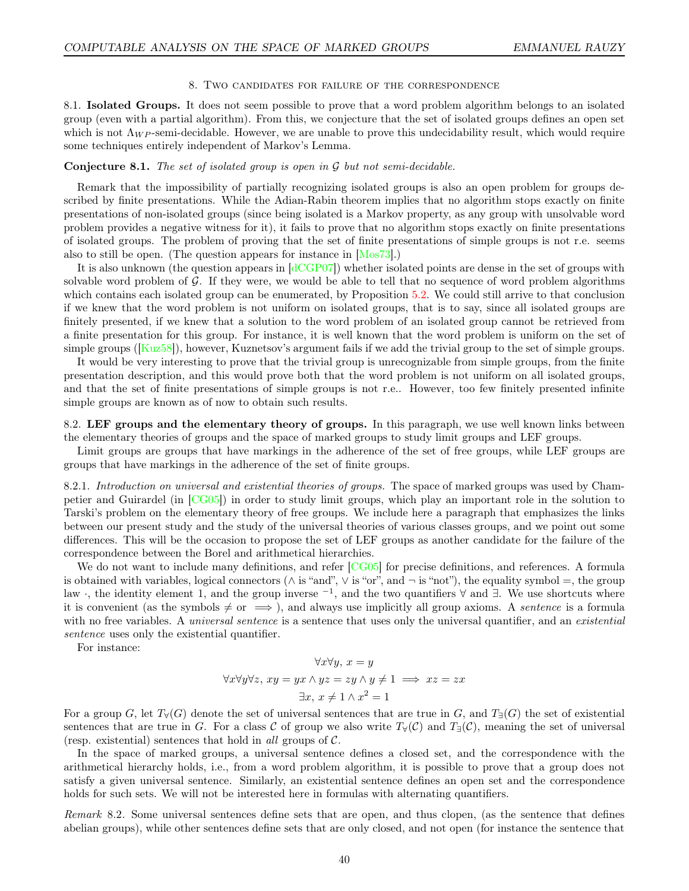## 8. Two candidates for failure of the correspondence

**8.1. Isolated Groups.** It does not seem possible to prove that a word problem algorithm belongs to an isolated group (even with a partial algorithm). From this, we conjecture that the set of isolated groups defines an open set which is not $\Lambda_{WP}$-semi-decidable. However, we are unable to prove this undecidability result, which would require some techniques entirely independent of Markov's Lemma.

**Conjecture 8.1.** *The set of isolated group is open in $\mathcal{G}$ but not semi-decidable.*

Remark that the impossibility of partially recognizing isolated groups is also an open problem for groups described by finite presentations. While the Adian-Rabin theorem implies that no algorithm stops exactly on finite presentations of non-isolated groups (since being isolated is a Markov property, as any group with unsolvable word problem provides a negative witness for it), it fails to prove that no algorithm stops exactly on finite presentations of isolated groups. The problem of proving that the set of finite presentations of simple groups is not r.e. seems also to still be open. (The question appears for instance in [Mos73].)

It is also unknown (the question appears in [dCGP07]) whether isolated points are dense in the set of groups with solvable word problem of $\mathcal{G}$. If they were, we would be able to tell that no sequence of word problem algorithms which contains each isolated group can be enumerated, by Proposition 5.2. We could still arrive to that conclusion if we knew that the word problem is not uniform on isolated groups, that is to say, since all isolated groups are finitely presented, if we knew that a solution to the word problem of an isolated group cannot be retrieved from a finite presentation for this group. For instance, it is well known that the word problem is uniform on the set of simple groups ([Kuz58]), however, Kuznetsov's argument fails if we add the trivial group to the set of simple groups.

It would be very interesting to prove that the trivial group is unrecognizable from simple groups, from the finite presentation description, and this would prove both that the word problem is not uniform on all isolated groups, and that the set of finite presentations of simple groups is not r.e.. However, too few finitely presented infinite simple groups are known as of now to obtain such results.

**8.2. LEF groups and the elementary theory of groups.** In this paragraph, we use well known links between the elementary theories of groups and the space of marked groups to study limit groups and LEF groups.

Limit groups are groups that have markings in the adherence of the set of free groups, while LEF groups are groups that have markings in the adherence of the set of finite groups.

8.2.1. *Introduction on universal and existential theories of groups.* The space of marked groups was used by Champetier and Guirardel (in [CG05]) in order to study limit groups, which play an important role in the solution to Tarski's problem on the elementary theory of free groups. We include here a paragraph that emphasizes the links between our present study and the study of the universal theories of various classes groups, and we point out some differences. This will be the occasion to propose the set of LEF groups as another candidate for the failure of the correspondence between the Borel and arithmetical hierarchies.

We do not want to include many definitions, and refer [CG05] for precise definitions, and references. A formula is obtained with variables, logical connectors ($\wedge$ is "and", $\vee$ is "or", and $\neg$ is "not"), the equality symbol $=$, the group law $\cdot$, the identity element 1, and the group inverse $^{-1}$, and the two quantifiers $\forall$ and $\exists$. We use shortcuts where it is convenient (as the symbols $\neq$ or $\implies$), and always use implicitly all group axioms. A *sentence* is a formula with no free variables. A *universal sentence* is a sentence that uses only the universal quantifier, and an *existential sentence* uses only the existential quantifier.

For instance:

$$\forall x \forall y,\, x = y$$

$$\forall x \forall y \forall z,\, xy = yx \wedge yz = zy \wedge y \neq 1 \implies xz = zx$$

$$\exists x,\, x \neq 1 \wedge x^2 = 1$$

For a group $G$, let $T_\forall(G)$ denote the set of universal sentences that are true in $G$, and $T_\exists(G)$ the set of existential sentences that are true in $G$. For a class $\mathcal{C}$ of group we also write $T_\forall(\mathcal{C})$ and $T_\exists(\mathcal{C})$, meaning the set of universal (resp. existential) sentences that hold in *all* groups of $\mathcal{C}$.

In the space of marked groups, a universal sentence defines a closed set, and the correspondence with the arithmetical hierarchy holds, i.e., from a word problem algorithm, it is possible to prove that a group does not satisfy a given universal sentence. Similarly, an existential sentence defines an open set and the correspondence holds for such sets. We will not be interested here in formulas with alternating quantifiers.

*Remark* 8.2. Some universal sentences define sets that are open, and thus clopen, (as the sentence that defines abelian groups), while other sentences define sets that are only closed, and not open (for instance the sentence that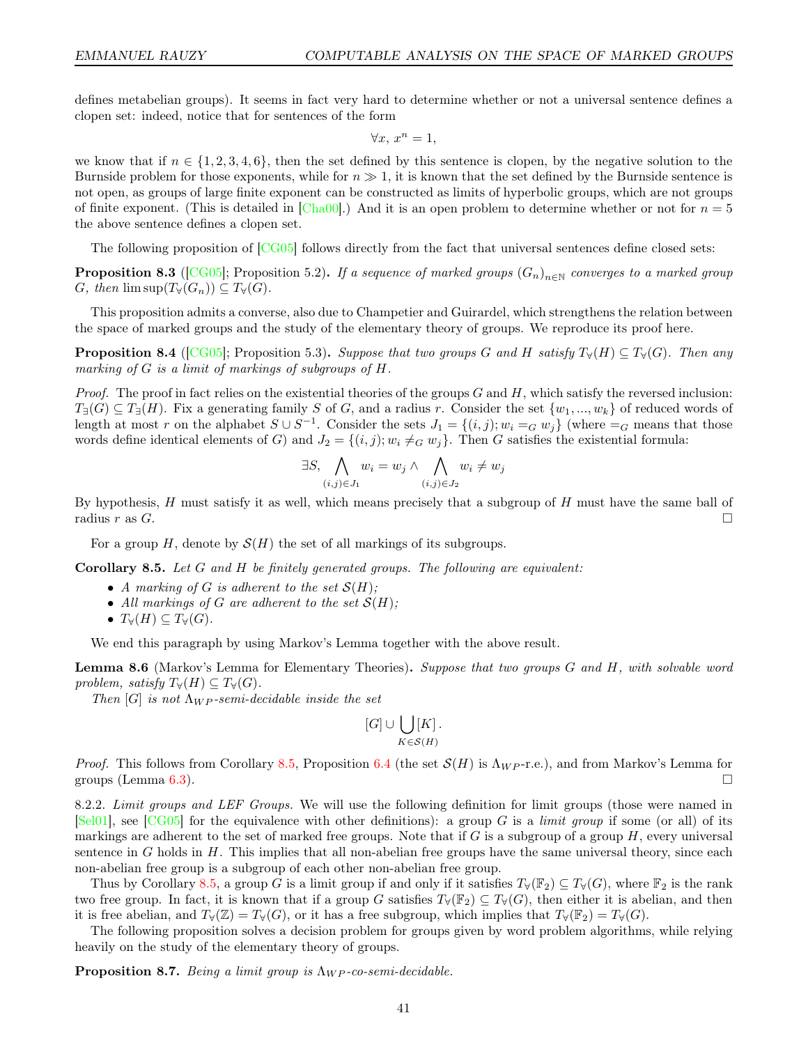defines metabelian groups). It seems in fact very hard to determine whether or not a universal sentence defines a clopen set: indeed, notice that for sentences of the form

$$\forall x,\ x^n = 1,$$

we know that if $n \in \{1, 2, 3, 4, 6\}$, then the set defined by this sentence is clopen, by the negative solution to the Burnside problem for those exponents, while for $n \gg 1$, it is known that the set defined by the Burnside sentence is not open, as groups of large finite exponent can be constructed as limits of hyperbolic groups, which are not groups of finite exponent. (This is detailed in [Cha00].) And it is an open problem to determine whether or not for $n = 5$ the above sentence defines a clopen set.

The following proposition of [CG05] follows directly from the fact that universal sentences define closed sets:

**Proposition 8.3** ([CG05]; Proposition 5.2)**.** *If a sequence of marked groups $(G_n)_{n\in\mathbb{N}}$ converges to a marked group $G$, then $\limsup(T_\forall(G_n)) \subseteq T_\forall(G)$.*

This proposition admits a converse, also due to Champetier and Guirardel, which strengthens the relation between the space of marked groups and the study of the elementary theory of groups. We reproduce its proof here.

**Proposition 8.4** ([CG05]; Proposition 5.3)**.** *Suppose that two groups $G$ and $H$ satisfy $T_\forall(H) \subseteq T_\forall(G)$. Then any marking of $G$ is a limit of markings of subgroups of $H$.*

*Proof.* The proof in fact relies on the existential theories of the groups $G$ and $H$, which satisfy the reversed inclusion: $T_\exists(G) \subseteq T_\exists(H)$. Fix a generating family $S$ of $G$, and a radius $r$. Consider the set $\{w_1, ..., w_k\}$ of reduced words of length at most $r$ on the alphabet $S \cup S^{-1}$. Consider the sets $J_1 = \{(i, j); w_i =_G w_j\}$ (where $=_G$ means that those words define identical elements of $G$) and $J_2 = \{(i, j); w_i \neq_G w_j\}$. Then $G$ satisfies the existential formula:

$$\exists S, \bigwedge_{(i,j)\in J_1} w_i = w_j \wedge \bigwedge_{(i,j)\in J_2} w_i \neq w_j$$

By hypothesis, $H$ must satisfy it as well, which means precisely that a subgroup of $H$ must have the same ball of radius $r$ as $G$. □

For a group $H$, denote by $\mathcal{S}(H)$ the set of all markings of its subgroups.

**Corollary 8.5.** *Let $G$ and $H$ be finitely generated groups. The following are equivalent:*

- *A marking of $G$ is adherent to the set $\mathcal{S}(H)$;*
- *All markings of $G$ are adherent to the set $\mathcal{S}(H)$;*
- *$T_\forall(H) \subseteq T_\forall(G)$.*

We end this paragraph by using Markov's Lemma together with the above result.

**Lemma 8.6** (Markov's Lemma for Elementary Theories)**.** *Suppose that two groups $G$ and $H$, with solvable word problem, satisfy $T_\forall(H) \subseteq T_\forall(G)$.*

*Then $[G]$ is not $\Lambda_{WP}$-semi-decidable inside the set*

$$[G] \cup \bigcup_{K\in\mathcal{S}(H)} [K].$$

*Proof.* This follows from Corollary 8.5, Proposition 6.4 (the set $\mathcal{S}(H)$ is $\Lambda_{WP}$-r.e.), and from Markov's Lemma for groups (Lemma 6.3). □

8.2.2. *Limit groups and LEF Groups.* We will use the following definition for limit groups (those were named in [Sel01], see [CG05] for the equivalence with other definitions): a group $G$ is a *limit group* if some (or all) of its markings are adherent to the set of marked free groups. Note that if $G$ is a subgroup of a group $H$, every universal sentence in $G$ holds in $H$. This implies that all non-abelian free groups have the same universal theory, since each non-abelian free group is a subgroup of each other non-abelian free group.

Thus by Corollary 8.5, a group $G$ is a limit group if and only if it satisfies $T_\forall(\mathbb{F}_2) \subseteq T_\forall(G)$, where $\mathbb{F}_2$ is the rank two free group. In fact, it is known that if a group $G$ satisfies $T_\forall(\mathbb{F}_2) \subseteq T_\forall(G)$, then either it is abelian, and then it is free abelian, and $T_\forall(\mathbb{Z}) = T_\forall(G)$, or it has a free subgroup, which implies that $T_\forall(\mathbb{F}_2) = T_\forall(G)$.

The following proposition solves a decision problem for groups given by word problem algorithms, while relying heavily on the study of the elementary theory of groups.

**Proposition 8.7.** *Being a limit group is $\Lambda_{WP}$-co-semi-decidable.*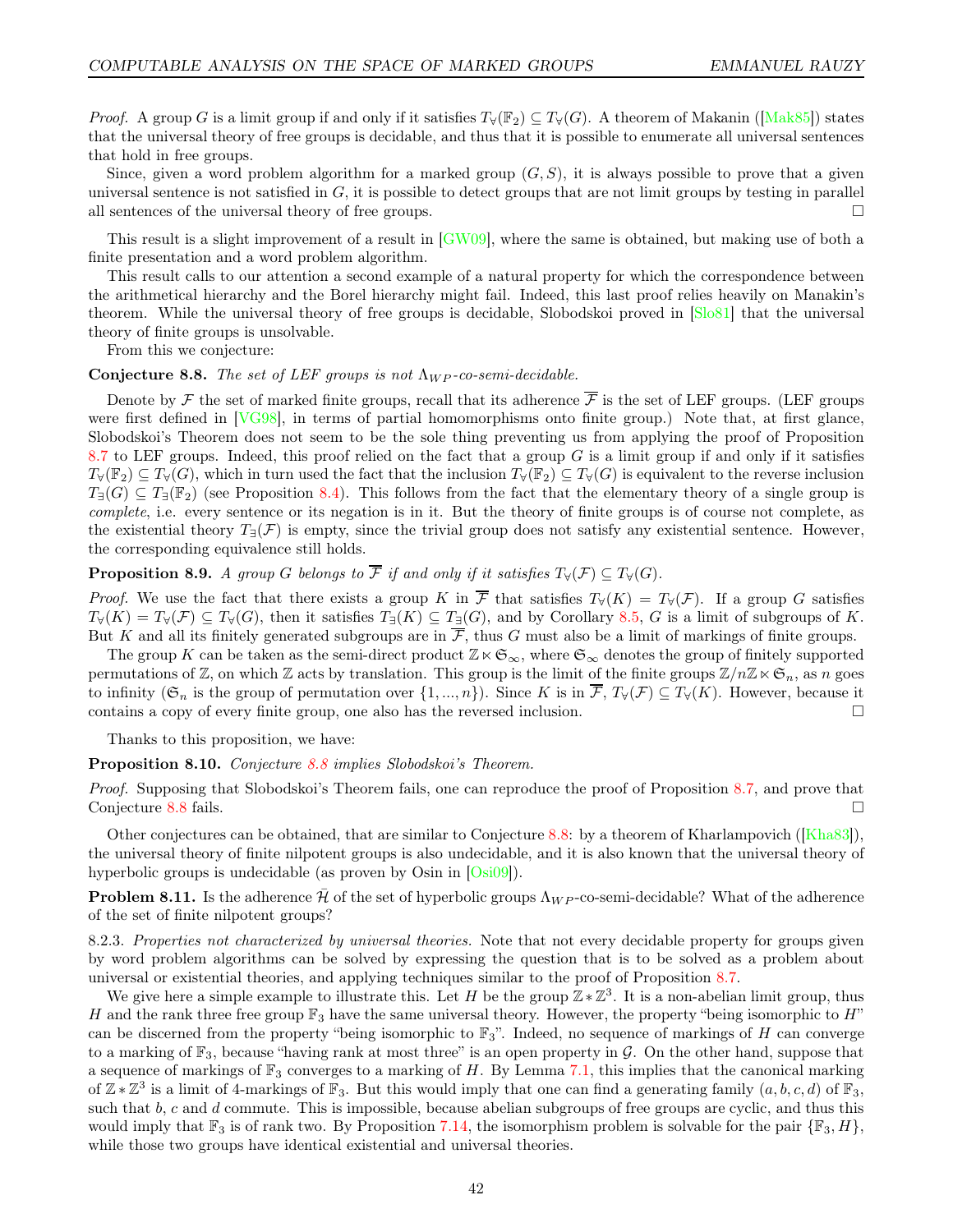*Proof.* A group $G$ is a limit group if and only if it satisfies $T_\forall(\mathbb{F}_2) \subseteq T_\forall(G)$. A theorem of Makanin ([Mak85]) states that the universal theory of free groups is decidable, and thus that it is possible to enumerate all universal sentences that hold in free groups.

Since, given a word problem algorithm for a marked group $(G, S)$, it is always possible to prove that a given universal sentence is not satisfied in $G$, it is possible to detect groups that are not limit groups by testing in parallel all sentences of the universal theory of free groups. □

This result is a slight improvement of a result in [GW09], where the same is obtained, but making use of both a finite presentation and a word problem algorithm.

This result calls to our attention a second example of a natural property for which the correspondence between the arithmetical hierarchy and the Borel hierarchy might fail. Indeed, this last proof relies heavily on Manakin's theorem. While the universal theory of free groups is decidable, Slobodskoi proved in [Slo81] that the universal theory of finite groups is unsolvable.

From this we conjecture:

**Conjecture 8.8.** *The set of LEF groups is not $\Lambda_{WP}$-co-semi-decidable.*

Denote by $\mathcal{F}$ the set of marked finite groups, recall that its adherence $\overline{\mathcal{F}}$ is the set of LEF groups. (LEF groups were first defined in [VG98], in terms of partial homomorphisms onto finite group.) Note that, at first glance, Slobodskoi's Theorem does not seem to be the sole thing preventing us from applying the proof of Proposition 8.7 to LEF groups. Indeed, this proof relied on the fact that a group $G$ is a limit group if and only if it satisfies $T_\forall(\mathbb{F}_2) \subseteq T_\forall(G)$, which in turn used the fact that the inclusion $T_\forall(\mathbb{F}_2) \subseteq T_\forall(G)$ is equivalent to the reverse inclusion $T_\exists(G) \subseteq T_\exists(\mathbb{F}_2)$ (see Proposition 8.4). This follows from the fact that the elementary theory of a single group is *complete*, i.e. every sentence or its negation is in it. But the theory of finite groups is of course not complete, as the existential theory $T_\exists(\mathcal{F})$ is empty, since the trivial group does not satisfy any existential sentence. However, the corresponding equivalence still holds.

**Proposition 8.9.** *A group $G$ belongs to $\overline{\mathcal{F}}$ if and only if it satisfies $T_\forall(\mathcal{F}) \subseteq T_\forall(G)$.*

*Proof.* We use the fact that there exists a group $K$ in $\overline{\mathcal{F}}$ that satisfies $T_\forall(K) = T_\forall(\mathcal{F})$. If a group $G$ satisfies $T_\forall(K) = T_\forall(\mathcal{F}) \subseteq T_\forall(G)$, then it satisfies $T_\exists(K) \subseteq T_\exists(G)$, and by Corollary 8.5, $G$ is a limit of subgroups of $K$. But $K$ and all its finitely generated subgroups are in $\overline{\mathcal{F}}$, thus $G$ must also be a limit of markings of finite groups.

The group $K$ can be taken as the semi-direct product $\mathbb{Z} \ltimes \mathfrak{S}_\infty$, where $\mathfrak{S}_\infty$ denotes the group of finitely supported permutations of $\mathbb{Z}$, on which $\mathbb{Z}$ acts by translation. This group is the limit of the finite groups $\mathbb{Z}/n\mathbb{Z} \ltimes \mathfrak{S}_n$, as $n$ goes to infinity ($\mathfrak{S}_n$ is the group of permutation over $\{1, ..., n\}$). Since $K$ is in $\overline{\mathcal{F}}$, $T_\forall(\mathcal{F}) \subseteq T_\forall(K)$. However, because it contains a copy of every finite group, one also has the reversed inclusion. □

Thanks to this proposition, we have:

**Proposition 8.10.** *Conjecture 8.8 implies Slobodskoi's Theorem.*

*Proof.* Supposing that Slobodskoi's Theorem fails, one can reproduce the proof of Proposition 8.7, and prove that Conjecture 8.8 fails. □

Other conjectures can be obtained, that are similar to Conjecture 8.8: by a theorem of Kharlampovich ([Kha83]), the universal theory of finite nilpotent groups is also undecidable, and it is also known that the universal theory of hyperbolic groups is undecidable (as proven by Osin in [Osi09]).

**Problem 8.11.** Is the adherence $\bar{\mathcal{H}}$ of the set of hyperbolic groups $\Lambda_{WP}$-co-semi-decidable? What of the adherence of the set of finite nilpotent groups?

8.2.3. *Properties not characterized by universal theories.* Note that not every decidable property for groups given by word problem algorithms can be solved by expressing the question that is to be solved as a problem about universal or existential theories, and applying techniques similar to the proof of Proposition 8.7.

We give here a simple example to illustrate this. Let $H$ be the group $\mathbb{Z} * \mathbb{Z}^3$. It is a non-abelian limit group, thus $H$ and the rank three free group $\mathbb{F}_3$ have the same universal theory. However, the property "being isomorphic to $H$" can be discerned from the property "being isomorphic to $\mathbb{F}_3$". Indeed, no sequence of markings of $H$ can converge to a marking of $\mathbb{F}_3$, because "having rank at most three" is an open property in $\mathcal{G}$. On the other hand, suppose that a sequence of markings of $\mathbb{F}_3$ converges to a marking of $H$. By Lemma 7.1, this implies that the canonical marking of $\mathbb{Z} * \mathbb{Z}^3$ is a limit of 4-markings of $\mathbb{F}_3$. But this would imply that one can find a generating family $(a, b, c, d)$ of $\mathbb{F}_3$, such that $b$, $c$ and $d$ commute. This is impossible, because abelian subgroups of free groups are cyclic, and thus this would imply that $\mathbb{F}_3$ is of rank two. By Proposition 7.14, the isomorphism problem is solvable for the pair $\{\mathbb{F}_3, H\}$, while those two groups have identical existential and universal theories.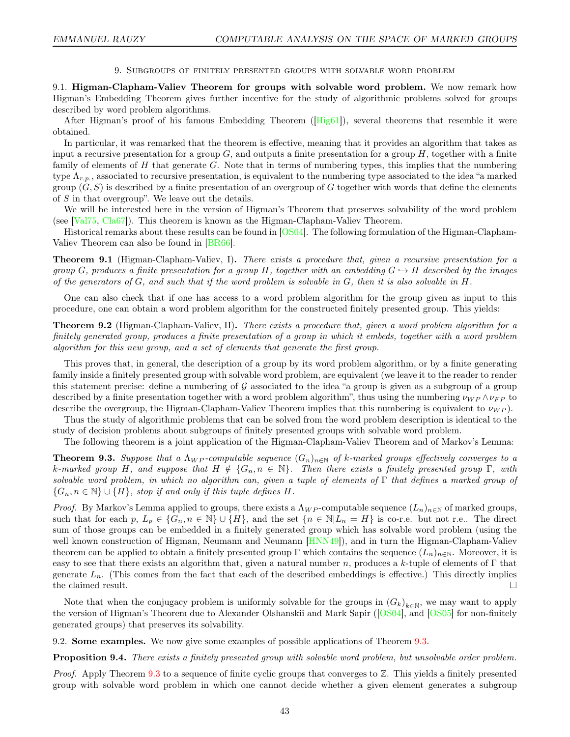## 9. Subgroups of finitely presented groups with solvable word problem

9.1. **Higman-Clapham-Valiev Theorem for groups with solvable word problem.** We now remark how Higman's Embedding Theorem gives further incentive for the study of algorithmic problems solved for groups described by word problem algorithms.

After Higman's proof of his famous Embedding Theorem ([Hig61]), several theorems that resemble it were obtained.

In particular, it was remarked that the theorem is effective, meaning that it provides an algorithm that takes as input a recursive presentation for a group $G$, and outputs a finite presentation for a group $H$, together with a finite family of elements of $H$ that generate $G$. Note that in terms of numbering types, this implies that the numbering type $\Lambda_{r.p.}$, associated to recursive presentation, is equivalent to the numbering type associated to the idea "a marked group $(G, S)$ is described by a finite presentation of an overgroup of $G$ together with words that define the elements of $S$ in that overgroup". We leave out the details.

We will be interested here in the version of Higman's Theorem that preserves solvability of the word problem (see [Val75, Cla67]). This theorem is known as the Higman-Clapham-Valiev Theorem.

Historical remarks about these results can be found in [OS04]. The following formulation of the Higman-Clapham-Valiev Theorem can also be found in [BR66].

**Theorem 9.1** (Higman-Clapham-Valiev, I)**.** *There exists a procedure that, given a recursive presentation for a group $G$, produces a finite presentation for a group $H$, together with an embedding $G \hookrightarrow H$ described by the images of the generators of $G$, and such that if the word problem is solvable in $G$, then it is also solvable in $H$.*

One can also check that if one has access to a word problem algorithm for the group given as input to this procedure, one can obtain a word problem algorithm for the constructed finitely presented group. This yields:

**Theorem 9.2** (Higman-Clapham-Valiev, II)**.** *There exists a procedure that, given a word problem algorithm for a finitely generated group, produces a finite presentation of a group in which it embeds, together with a word problem algorithm for this new group, and a set of elements that generate the first group.*

This proves that, in general, the description of a group by its word problem algorithm, or by a finite generating family inside a finitely presented group with solvable word problem, are equivalent (we leave it to the reader to render this statement precise: define a numbering of $\mathcal{G}$ associated to the idea "a group is given as a subgroup of a group described by a finite presentation together with a word problem algorithm", thus using the numbering $\nu_{WP} \wedge \nu_{FP}$ to describe the overgroup, the Higman-Clapham-Valiev Theorem implies that this numbering is equivalent to $\nu_{WP}$).

Thus the study of algorithmic problems that can be solved from the word problem description is identical to the study of decision problems about subgroups of finitely presented groups with solvable word problem.

The following theorem is a joint application of the Higman-Clapham-Valiev Theorem and of Markov's Lemma:

**Theorem 9.3.** *Suppose that a $\Lambda_{WP}$-computable sequence $(G_n)_{n\in\mathbb{N}}$ of $k$-marked groups effectively converges to a $k$-marked group $H$, and suppose that $H \notin \{G_n, n \in \mathbb{N}\}$. Then there exists a finitely presented group $\Gamma$, with solvable word problem, in which no algorithm can, given a tuple of elements of $\Gamma$ that defines a marked group of $\{G_n, n \in \mathbb{N}\} \cup \{H\}$, stop if and only if this tuple defines $H$.*

*Proof.* By Markov's Lemma applied to groups, there exists a $\Lambda_{WP}$-computable sequence $(L_n)_{n\in\mathbb{N}}$ of marked groups, such that for each $p$, $L_p \in \{G_n, n \in \mathbb{N}\} \cup \{H\}$, and the set $\{n \in \mathbb{N} | L_n = H\}$ is co-r.e. but not r.e.. The direct sum of those groups can be embedded in a finitely generated group which has solvable word problem (using the well known construction of Higman, Neumann and Neumann [HNN49]), and in turn the Higman-Clapham-Valiev theorem can be applied to obtain a finitely presented group $\Gamma$ which contains the sequence $(L_n)_{n\in\mathbb{N}}$. Moreover, it is easy to see that there exists an algorithm that, given a natural number $n$, produces a $k$-tuple of elements of $\Gamma$ that generate $L_n$. (This comes from the fact that each of the described embeddings is effective.) This directly implies the claimed result. □

Note that when the conjugacy problem is uniformly solvable for the groups in $(G_k)_{k\in\mathbb{N}}$, we may want to apply the version of Higman's Theorem due to Alexander Olshanskii and Mark Sapir ([OS04], and [OS05] for non-finitely generated groups) that preserves its solvability.

9.2. **Some examples.** We now give some examples of possible applications of Theorem 9.3.

**Proposition 9.4.** *There exists a finitely presented group with solvable word problem, but unsolvable order problem.*

*Proof.* Apply Theorem 9.3 to a sequence of finite cyclic groups that converges to $\mathbb{Z}$. This yields a finitely presented group with solvable word problem in which one cannot decide whether a given element generates a subgroup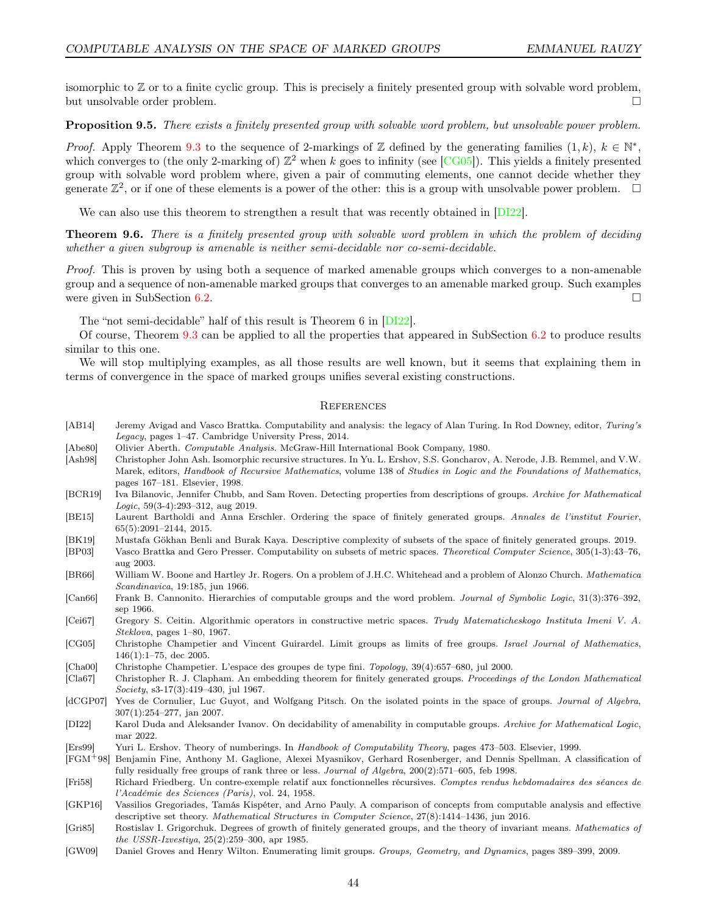isomorphic to $\mathbb{Z}$ or to a finite cyclic group. This is precisely a finitely presented group with solvable word problem, but unsolvable order problem. □

**Proposition 9.5.** *There exists a finitely presented group with solvable word problem, but unsolvable power problem.*

*Proof.* Apply Theorem 9.3 to the sequence of 2-markings of $\mathbb{Z}$ defined by the generating families $(1, k)$, $k \in \mathbb{N}^*$, which converges to (the only 2-marking of) $\mathbb{Z}^2$ when $k$ goes to infinity (see [CG05]). This yields a finitely presented group with solvable word problem where, given a pair of commuting elements, one cannot decide whether they generate $\mathbb{Z}^2$, or if one of these elements is a power of the other: this is a group with unsolvable power problem. □

We can also use this theorem to strengthen a result that was recently obtained in [DI22].

**Theorem 9.6.** *There is a finitely presented group with solvable word problem in which the problem of deciding whether a given subgroup is amenable is neither semi-decidable nor co-semi-decidable.*

*Proof.* This is proven by using both a sequence of marked amenable groups which converges to a non-amenable group and a sequence of non-amenable marked groups that converges to an amenable marked group. Such examples were given in SubSection 6.2. □

The "not semi-decidable" half of this result is Theorem 6 in [DI22].

Of course, Theorem 9.3 can be applied to all the properties that appeared in SubSection 6.2 to produce results similar to this one.

We will stop multiplying examples, as all those results are well known, but it seems that explaining them in terms of convergence in the space of marked groups unifies several existing constructions.

## References

[AB14] Jeremy Avigad and Vasco Brattka. Computability and analysis: the legacy of Alan Turing. In Rod Downey, editor, *Turing's Legacy*, pages 1–47. Cambridge University Press, 2014.

[Abe80] Olivier Aberth. *Computable Analysis*. McGraw-Hill International Book Company, 1980.

[Ash98] Christopher John Ash. Isomorphic recursive structures. In Yu. L. Ershov, S.S. Goncharov, A. Nerode, J.B. Remmel, and V.W. Marek, editors, *Handbook of Recursive Mathematics*, volume 138 of *Studies in Logic and the Foundations of Mathematics*, pages 167–181. Elsevier, 1998.

[BCR19] Iva Bilanovic, Jennifer Chubb, and Sam Roven. Detecting properties from descriptions of groups. *Archive for Mathematical Logic*, 59(3-4):293–312, aug 2019.

[BE15] Laurent Bartholdi and Anna Erschler. Ordering the space of finitely generated groups. *Annales de l'institut Fourier*, 65(5):2091–2144, 2015.

[BK19] Mustafa Gökhan Benli and Burak Kaya. Descriptive complexity of subsets of the space of finitely generated groups. 2019.

[BP03] Vasco Brattka and Gero Presser. Computability on subsets of metric spaces. *Theoretical Computer Science*, 305(1-3):43–76, aug 2003.

[BR66] William W. Boone and Hartley Jr. Rogers. On a problem of J.H.C. Whitehead and a problem of Alonzo Church. *Mathematica Scandinavica*, 19:185, jun 1966.

[Can66] Frank B. Cannonito. Hierarchies of computable groups and the word problem. *Journal of Symbolic Logic*, 31(3):376–392, sep 1966.

[Cei67] Gregory S. Ceitin. Algorithmic operators in constructive metric spaces. *Trudy Matematicheskogo Instituta Imeni V. A. Steklova*, pages 1–80, 1967.

[CG05] Christophe Champetier and Vincent Guirardel. Limit groups as limits of free groups. *Israel Journal of Mathematics*, 146(1):1–75, dec 2005.

[Cha00] Christophe Champetier. L'espace des groupes de type fini. *Topology*, 39(4):657–680, jul 2000.

[Cla67] Christopher R. J. Clapham. An embedding theorem for finitely generated groups. *Proceedings of the London Mathematical Society*, s3-17(3):419–430, jul 1967.

[dCGP07] Yves de Cornulier, Luc Guyot, and Wolfgang Pitsch. On the isolated points in the space of groups. *Journal of Algebra*, 307(1):254–277, jan 2007.

[DI22] Karol Duda and Aleksander Ivanov. On decidability of amenability in computable groups. *Archive for Mathematical Logic*, mar 2022.

[Ers99] Yuri L. Ershov. Theory of numberings. In *Handbook of Computability Theory*, pages 473–503. Elsevier, 1999.

[FGM+98] Benjamin Fine, Anthony M. Gaglione, Alexei Myasnikov, Gerhard Rosenberger, and Dennis Spellman. A classification of fully residually free groups of rank three or less. *Journal of Algebra*, 200(2):571–605, feb 1998.

[Fri58] Richard Friedberg. Un contre-exemple relatif aux fonctionnelles récursives. *Comptes rendus hebdomadaires des séances de l'Académie des Sciences (Paris)*, vol. 24, 1958.

[GKP16] Vassilios Gregoriades, Tamás Kispéter, and Arno Pauly. A comparison of concepts from computable analysis and effective descriptive set theory. *Mathematical Structures in Computer Science*, 27(8):1414–1436, jun 2016.

[Gri85] Rostislav I. Grigorchuk. Degrees of growth of finitely generated groups, and the theory of invariant means. *Mathematics of the USSR-Izvestiya*, 25(2):259–300, apr 1985.

[GW09] Daniel Groves and Henry Wilton. Enumerating limit groups. *Groups, Geometry, and Dynamics*, pages 389–399, 2009.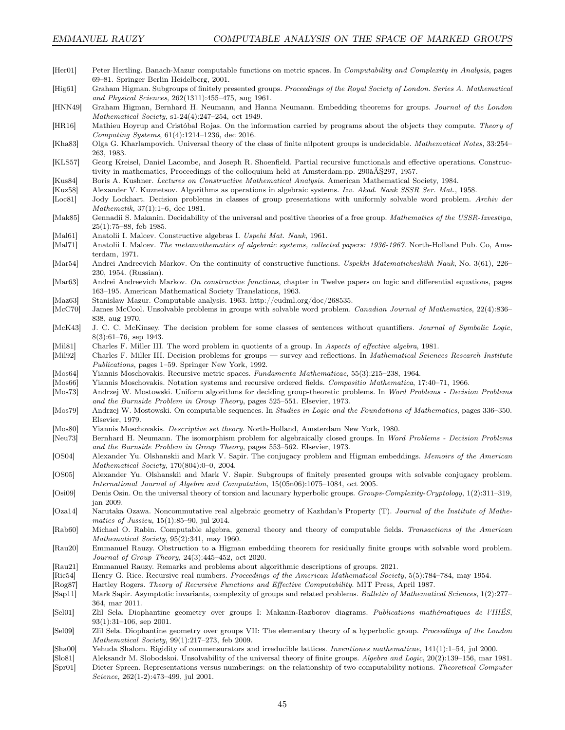[Her01] Peter Hertling. Banach-Mazur computable functions on metric spaces. In *Computability and Complexity in Analysis*, pages 69–81. Springer Berlin Heidelberg, 2001.

[Hig61] Graham Higman. Subgroups of finitely presented groups. *Proceedings of the Royal Society of London. Series A. Mathematical and Physical Sciences*, 262(1311):455–475, aug 1961.

[HNN49] Graham Higman, Bernhard H. Neumann, and Hanna Neumann. Embedding theorems for groups. *Journal of the London Mathematical Society*, s1-24(4):247–254, oct 1949.

[HR16] Mathieu Hoyrup and Cristóbal Rojas. On the information carried by programs about the objects they compute. *Theory of Computing Systems*, 61(4):1214–1236, dec 2016.

[Kha83] Olga G. Kharlampovich. Universal theory of the class of finite nilpotent groups is undecidable. *Mathematical Notes*, 33:254–263, 1983.

[KLS57] Georg Kreisel, Daniel Lacombe, and Joseph R. Shoenfield. Partial recursive functionals and effective operations. Constructivity in mathematics, Proceedings of the colloquium held at Amsterdam:pp. 290âĂŞ297, 1957.

[Kus84] Boris A. Kushner. *Lectures on Constructive Mathematical Analysis*. American Mathematical Society, 1984.

[Kuz58] Alexander V. Kuznetsov. Algorithms as operations in algebraic systems. *Izv. Akad. Nauk SSSR Ser. Mat.*, 1958.

[Loc81] Jody Lockhart. Decision problems in classes of group presentations with uniformly solvable word problem. *Archiv der Mathematik*, 37(1):1–6, dec 1981.

[Mak85] Gennadii S. Makanin. Decidability of the universal and positive theories of a free group. *Mathematics of the USSR-Izvestiya*, 25(1):75–88, feb 1985.

[Mal61] Anatolii I. Malcev. Constructive algebras I. *Uspehi Mat. Nauk*, 1961.

[Mal71] Anatolii I. Malcev. *The metamathematics of algebraic systems, collected papers: 1936-1967*. North-Holland Pub. Co, Amsterdam, 1971.

[Mar54] Andrei Andreevich Markov. On the continuity of constructive functions. *Uspekhi Matematicheskikh Nauk*, No. 3(61), 226–230, 1954. (Russian).

[Mar63] Andrei Andreevich Markov. *On constructive functions*, chapter in Twelve papers on logic and differential equations, pages 163–195. American Mathematical Society Translations, 1963.

[Maz63] Stanislaw Mazur. Computable analysis. 1963. http://eudml.org/doc/268535.

[McC70] James McCool. Unsolvable problems in groups with solvable word problem. *Canadian Journal of Mathematics*, 22(4):836–838, aug 1970.

[McK43] J. C. C. McKinsey. The decision problem for some classes of sentences without quantifiers. *Journal of Symbolic Logic*, 8(3):61–76, sep 1943.

[Mil81] Charles F. Miller III. The word problem in quotients of a group. In *Aspects of effective algebra*, 1981.

[Mil92] Charles F. Miller III. Decision problems for groups — survey and reflections. In *Mathematical Sciences Research Institute Publications*, pages 1–59. Springer New York, 1992.

[Mos64] Yiannis Moschovakis. Recursive metric spaces. *Fundamenta Mathematicae*, 55(3):215–238, 1964.

[Mos66] Yiannis Moschovakis. Notation systems and recursive ordered fields. *Compositio Mathematica*, 17:40–71, 1966.

[Mos73] Andrzej W. Mostowski. Uniform algorithms for deciding group-theoretic problems. In *Word Problems - Decision Problems and the Burnside Problem in Group Theory*, pages 525–551. Elsevier, 1973.

[Mos79] Andrzej W. Mostowski. On computable sequences. In *Studies in Logic and the Foundations of Mathematics*, pages 336–350. Elsevier, 1979.

[Mos80] Yiannis Moschovakis. *Descriptive set theory*. North-Holland, Amsterdam New York, 1980.

[Neu73] Bernhard H. Neumann. The isomorphism problem for algebraically closed groups. In *Word Problems - Decision Problems and the Burnside Problem in Group Theory*, pages 553–562. Elsevier, 1973.

[OS04] Alexander Yu. Olshanskii and Mark V. Sapir. The conjugacy problem and Higman embeddings. *Memoirs of the American Mathematical Society*, 170(804):0–0, 2004.

[OS05] Alexander Yu. Olshanskii and Mark V. Sapir. Subgroups of finitely presented groups with solvable conjugacy problem. *International Journal of Algebra and Computation*, 15(05n06):1075–1084, oct 2005.

[Osi09] Denis Osin. On the universal theory of torsion and lacunary hyperbolic groups. *Groups-Complexity-Cryptology*, 1(2):311–319, jan 2009.

[Oza14] Narutaka Ozawa. Noncommutative real algebraic geometry of Kazhdan's Property (T). *Journal of the Institute of Mathematics of Jussieu*, 15(1):85–90, jul 2014.

[Rab60] Michael O. Rabin. Computable algebra, general theory and theory of computable fields. *Transactions of the American Mathematical Society*, 95(2):341, may 1960.

[Rau20] Emmanuel Rauzy. Obstruction to a Higman embedding theorem for residually finite groups with solvable word problem. *Journal of Group Theory*, 24(3):445–452, oct 2020.

[Rau21] Emmanuel Rauzy. Remarks and problems about algorithmic descriptions of groups. 2021.

[Ric54] Henry G. Rice. Recursive real numbers. *Proceedings of the American Mathematical Society*, 5(5):784–784, may 1954.

[Rog87] Hartley Rogers. *Theory of Recursive Functions and Effective Computability*. MIT Press, April 1987.

[Sap11] Mark Sapir. Asymptotic invariants, complexity of groups and related problems. *Bulletin of Mathematical Sciences*, 1(2):277–364, mar 2011.

[Sel01] Zlil Sela. Diophantine geometry over groups I: Makanin-Razborov diagrams. *Publications mathématiques de l'IHÉS*, 93(1):31–106, sep 2001.

[Sel09] Zlil Sela. Diophantine geometry over groups VII: The elementary theory of a hyperbolic group. *Proceedings of the London Mathematical Society*, 99(1):217–273, feb 2009.

[Sha00] Yehuda Shalom. Rigidity of commensurators and irreducible lattices. *Inventiones mathematicae*, 141(1):1–54, jul 2000.

[Slo81] Aleksandr M. Slobodskoi. Unsolvability of the universal theory of finite groups. *Algebra and Logic*, 20(2):139–156, mar 1981.

[Spr01] Dieter Spreen. Representations versus numberings: on the relationship of two computability notions. *Theoretical Computer Science*, 262(1-2):473–499, jul 2001.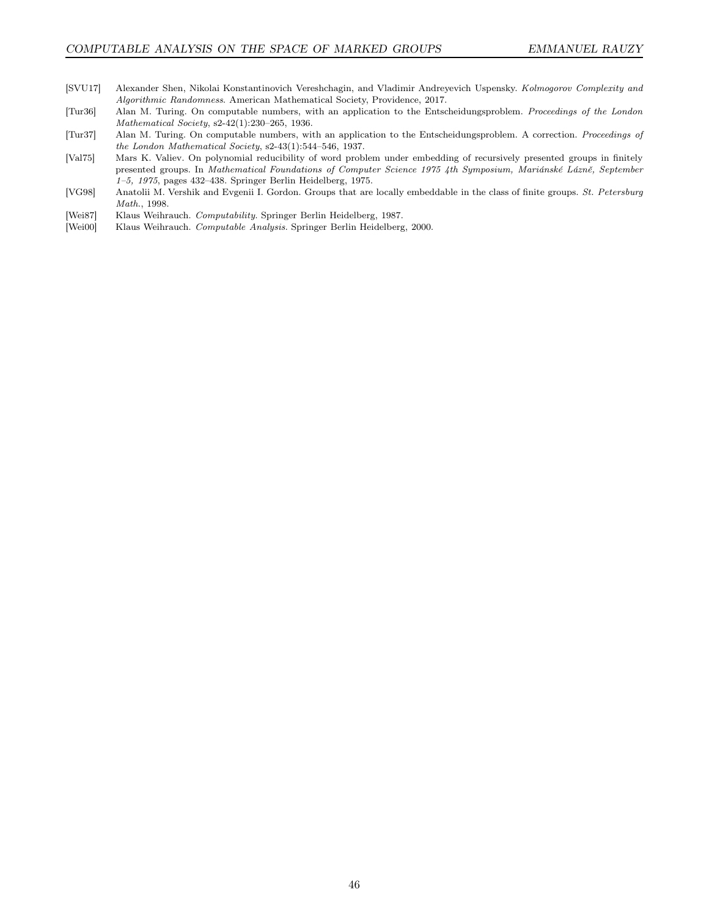[SVU17] Alexander Shen, Nikolai Konstantinovich Vereshchagin, and Vladimir Andreyevich Uspensky. *Kolmogorov Complexity and Algorithmic Randomness*. American Mathematical Society, Providence, 2017.

[Tur36] Alan M. Turing. On computable numbers, with an application to the Entscheidungsproblem. *Proceedings of the London Mathematical Society*, s2-42(1):230–265, 1936.

[Tur37] Alan M. Turing. On computable numbers, with an application to the Entscheidungsproblem. A correction. *Proceedings of the London Mathematical Society*, s2-43(1):544–546, 1937.

[Val75] Mars K. Valiev. On polynomial reducibility of word problem under embedding of recursively presented groups in finitely presented groups. In *Mathematical Foundations of Computer Science 1975 4th Symposium, Mariánské Lázně, September 1–5, 1975*, pages 432–438. Springer Berlin Heidelberg, 1975.

[VG98] Anatolii M. Vershik and Evgenii I. Gordon. Groups that are locally embeddable in the class of finite groups. *St. Petersburg Math.*, 1998.

[Wei87] Klaus Weihrauch. *Computability*. Springer Berlin Heidelberg, 1987.

[Wei00] Klaus Weihrauch. *Computable Analysis*. Springer Berlin Heidelberg, 2000.